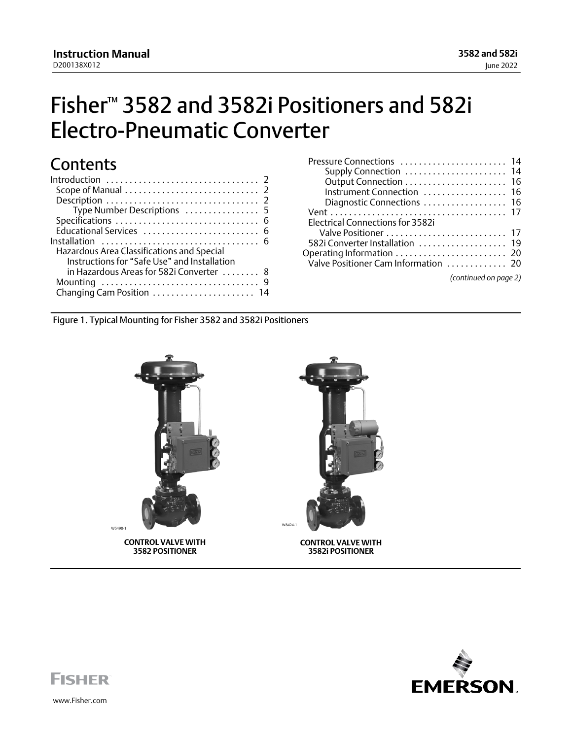# Fisher™ 3582 and 3582i Positioners and 582i Electro-Pneumatic Converter

## Contents

- Introduction . . . . . 2
  - Scope of Manual . . . . . 2
  - Description . . . . . 2
    - Type Number Descriptions . . . . . 5
  - Specifications . . . . . 6
  - Educational Services . . . . . 6
- Installation . . . . . 6
  - Hazardous Area Classifications and Special Instructions for "Safe Use" and Installation in Hazardous Areas for 582i Converter . . . . . 8
  - Mounting . . . . . 9
  - Changing Cam Position . . . . . 14
  - Pressure Connections . . . . . 14
    - Supply Connection . . . . . 14
    - Output Connection . . . . . 16
    - Instrument Connection . . . . . 16
    - Diagnostic Connections . . . . . 16
  - Vent . . . . . 17
  - Electrical Connections for 3582i Valve Positioner . . . . . 17
  - 582i Converter Installation . . . . . 19
- Operating Information . . . . . 20
  - Valve Positioner Cam Information . . . . . 20

*(continued on page 2)*

Figure 1. Typical Mounting for Fisher 3582 and 3582i Positioners

W5498-1

**CONTROL VALVE WITH 3582 POSITIONER**

W8424-1

**CONTROL VALVE WITH 3582i POSITIONER**

www.Fisher.com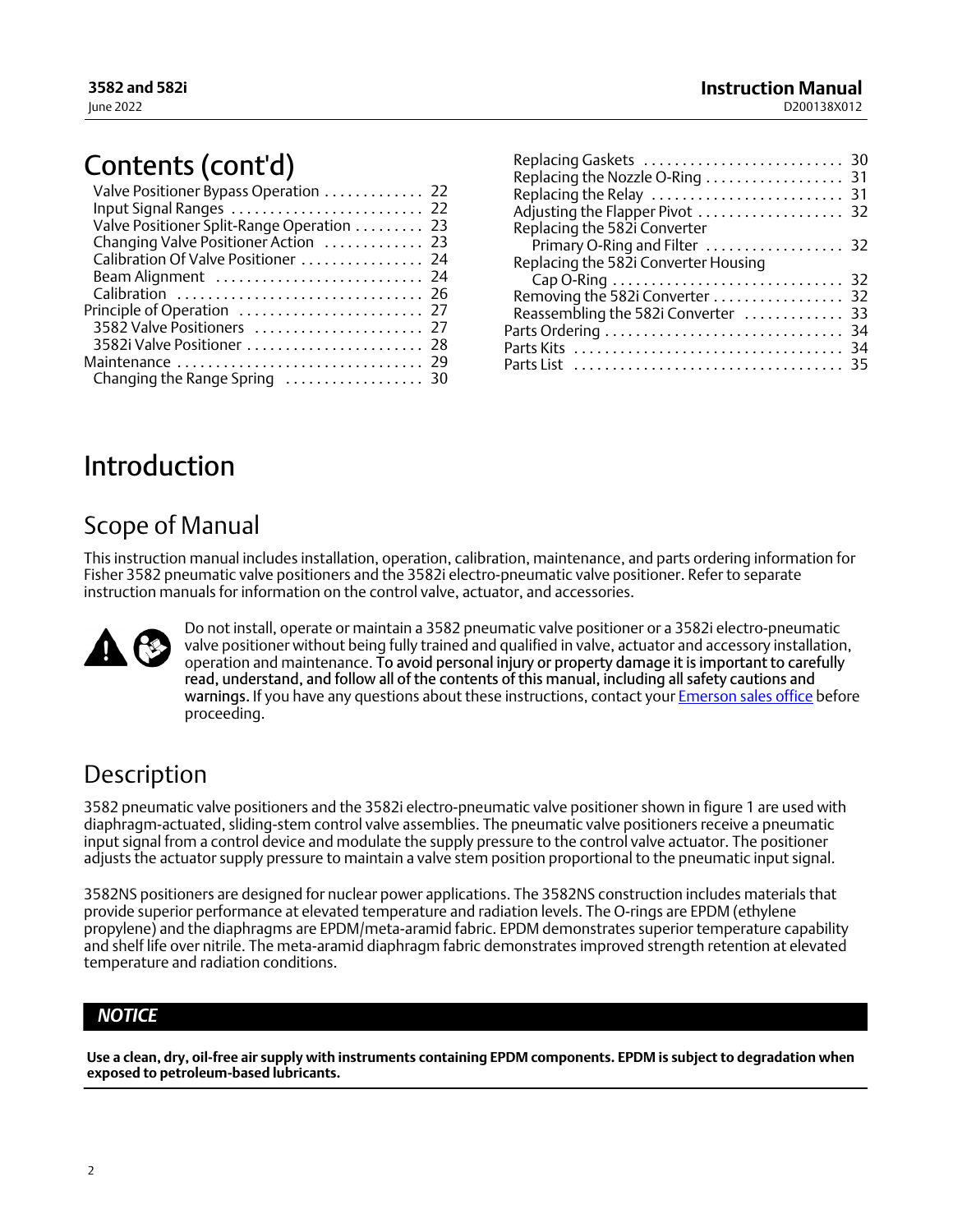# Contents (cont'd)

- Valve Positioner Bypass Operation ............. 22
- Input Signal Ranges ......................... 22
- Valve Positioner Split-Range Operation ......... 23
- Changing Valve Positioner Action ............. 23
- Calibration Of Valve Positioner ................ 24
- Beam Alignment .......................... 24
- Calibration ............................... 26
- Principle of Operation ........................ 27
  - 3582 Valve Positioners ...................... 27
  - 3582i Valve Positioner ....................... 28
- Maintenance ................................ 29
  - Changing the Range Spring .................. 30
  - Replacing Gaskets .......................... 30
  - Replacing the Nozzle O-Ring .................. 31
  - Replacing the Relay ......................... 31
  - Adjusting the Flapper Pivot ................... 32
  - Replacing the 582i Converter Primary O-Ring and Filter .................. 32
  - Replacing the 582i Converter Housing Cap O-Ring ............................. 32
  - Removing the 582i Converter ................. 32
  - Reassembling the 582i Converter ............. 33
- Parts Ordering ............................... 34
- Parts Kits ................................... 34
- Parts List ................................... 35

# Introduction

## Scope of Manual

This instruction manual includes installation, operation, calibration, maintenance, and parts ordering information for Fisher 3582 pneumatic valve positioners and the 3582i electro-pneumatic valve positioner. Refer to separate instruction manuals for information on the control valve, actuator, and accessories.

Do not install, operate or maintain a 3582 pneumatic valve positioner or a 3582i electro-pneumatic valve positioner without being fully trained and qualified in valve, actuator and accessory installation, operation and maintenance. **To avoid personal injury or property damage it is important to carefully read, understand, and follow all of the contents of this manual, including all safety cautions and warnings.** If you have any questions about these instructions, contact your Emerson sales office before proceeding.

## Description

3582 pneumatic valve positioners and the 3582i electro-pneumatic valve positioner shown in figure 1 are used with diaphragm-actuated, sliding-stem control valve assemblies. The pneumatic valve positioners receive a pneumatic input signal from a control device and modulate the supply pressure to the control valve actuator. The positioner adjusts the actuator supply pressure to maintain a valve stem position proportional to the pneumatic input signal.

3582NS positioners are designed for nuclear power applications. The 3582NS construction includes materials that provide superior performance at elevated temperature and radiation levels. The O-rings are EPDM (ethylene propylene) and the diaphragms are EPDM/meta-aramid fabric. EPDM demonstrates superior temperature capability and shelf life over nitrile. The meta-aramid diaphragm fabric demonstrates improved strength retention at elevated temperature and radiation conditions.

***NOTICE***

**Use a clean, dry, oil-free air supply with instruments containing EPDM components. EPDM is subject to degradation when exposed to petroleum-based lubricants.**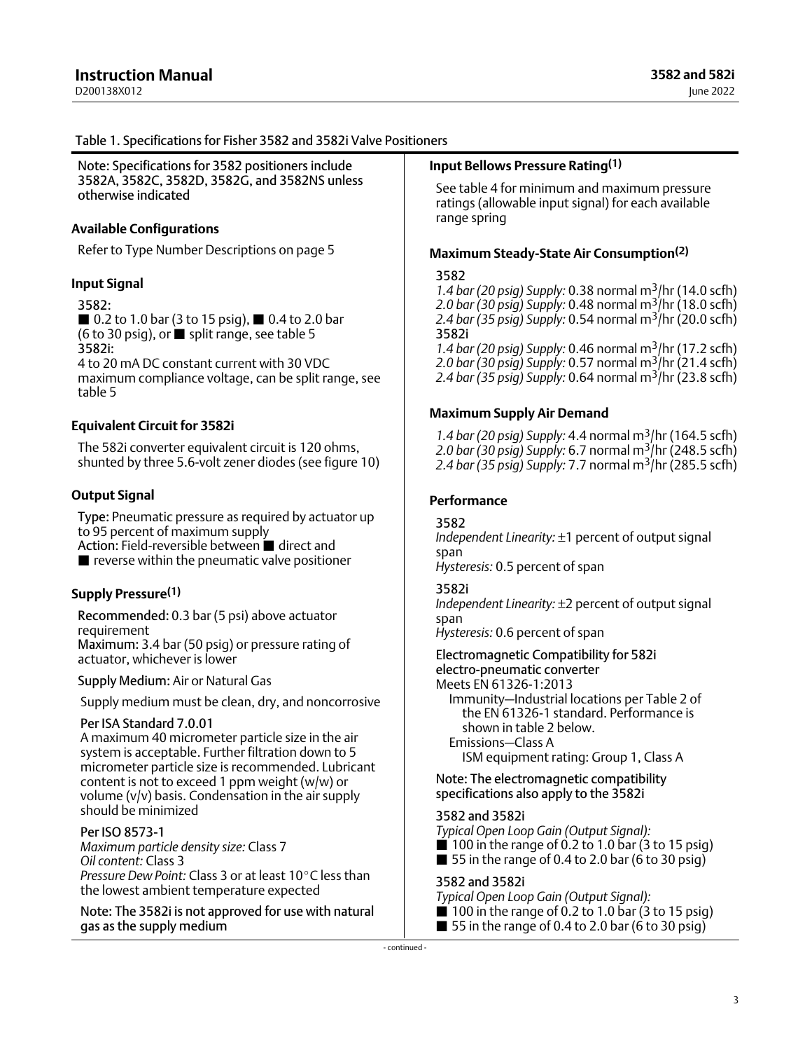Table 1. Specifications for Fisher 3582 and 3582i Valve Positioners

Note: Specifications for 3582 positioners include 3582A, 3582C, 3582D, 3582G, and 3582NS unless otherwise indicated

### Available Configurations

Refer to Type Number Descriptions on page 5

### Input Signal

3582:
■ 0.2 to 1.0 bar (3 to 15 psig), ■ 0.4 to 2.0 bar (6 to 30 psig), or ■ split range, see table 5
3582i:
4 to 20 mA DC constant current with 30 VDC maximum compliance voltage, can be split range, see table 5

### Equivalent Circuit for 3582i

The 582i converter equivalent circuit is 120 ohms, shunted by three 5.6-volt zener diodes (see figure 10)

### Output Signal

Type: Pneumatic pressure as required by actuator up to 95 percent of maximum supply
Action: Field-reversible between ■ direct and ■ reverse within the pneumatic valve positioner

### Supply Pressure(1)

Recommended: 0.3 bar (5 psi) above actuator requirement
Maximum: 3.4 bar (50 psig) or pressure rating of actuator, whichever is lower

Supply Medium: Air or Natural Gas

Supply medium must be clean, dry, and noncorrosive

Per ISA Standard 7.0.01
A maximum 40 micrometer particle size in the air system is acceptable. Further filtration down to 5 micrometer particle size is recommended. Lubricant content is not to exceed 1 ppm weight (w/w) or volume (v/v) basis. Condensation in the air supply should be minimized

Per ISO 8573-1
*Maximum particle density size:* Class 7
*Oil content:* Class 3
*Pressure Dew Point:* Class 3 or at least 10°C less than the lowest ambient temperature expected

Note: The 3582i is not approved for use with natural gas as the supply medium

### Input Bellows Pressure Rating(1)

See table 4 for minimum and maximum pressure ratings (allowable input signal) for each available range spring

### Maximum Steady-State Air Consumption(2)

3582
*1.4 bar (20 psig) Supply:* 0.38 normal $m^3$/hr (14.0 scfh)
*2.0 bar (30 psig) Supply:* 0.48 normal $m^3$/hr (18.0 scfh)
*2.4 bar (35 psig) Supply:* 0.54 normal $m^3$/hr (20.0 scfh)
3582i
*1.4 bar (20 psig) Supply:* 0.46 normal $m^3$/hr (17.2 scfh)
*2.0 bar (30 psig) Supply:* 0.57 normal $m^3$/hr (21.4 scfh)
*2.4 bar (35 psig) Supply:* 0.64 normal $m^3$/hr (23.8 scfh)

### Maximum Supply Air Demand

*1.4 bar (20 psig) Supply:* 4.4 normal $m^3$/hr (164.5 scfh)
*2.0 bar (30 psig) Supply:* 6.7 normal $m^3$/hr (248.5 scfh)
*2.4 bar (35 psig) Supply:* 7.7 normal $m^3$/hr (285.5 scfh)

### Performance

3582
*Independent Linearity:* ±1 percent of output signal span
*Hysteresis:* 0.5 percent of span

3582i
*Independent Linearity:* ±2 percent of output signal span
*Hysteresis:* 0.6 percent of span

Electromagnetic Compatibility for 582i electro-pneumatic converter
Meets EN 61326-1:2013
Immunity—Industrial locations per Table 2 of the EN 61326-1 standard. Performance is shown in table 2 below.
Emissions—Class A
ISM equipment rating: Group 1, Class A

Note: The electromagnetic compatibility specifications also apply to the 3582i

3582 and 3582i
*Typical Open Loop Gain (Output Signal):*
■ 100 in the range of 0.2 to 1.0 bar (3 to 15 psig)
■ 55 in the range of 0.4 to 2.0 bar (6 to 30 psig)

3582 and 3582i
*Typical Open Loop Gain (Output Signal):*
■ 100 in the range of 0.2 to 1.0 bar (3 to 15 psig)
■ 55 in the range of 0.4 to 2.0 bar (6 to 30 psig)

- continued -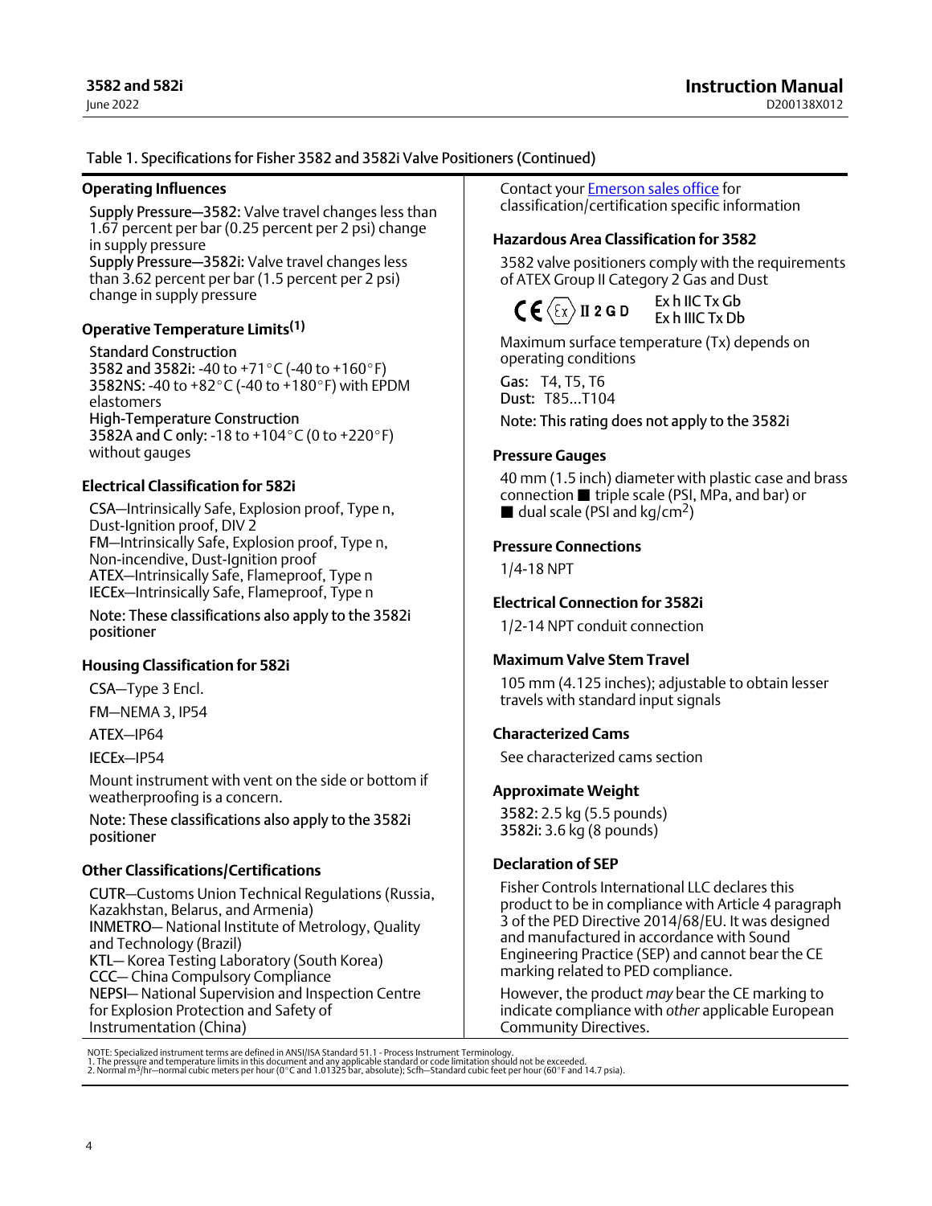Table 1. Specifications for Fisher 3582 and 3582i Valve Positioners (Continued)

**Operating Influences**

**Supply Pressure—3582:** Valve travel changes less than 1.67 percent per bar (0.25 percent per 2 psi) change in supply pressure
**Supply Pressure—3582i:** Valve travel changes less than 3.62 percent per bar (1.5 percent per 2 psi) change in supply pressure

**Operative Temperature Limits**[1]

Standard Construction
**3582 and 3582i:** -40 to +71°C (-40 to +160°F)
**3582NS:** -40 to +82°C (-40 to +180°F) with EPDM elastomers
High-Temperature Construction
**3582A and C only:** -18 to +104°C (0 to +220°F) without gauges

**Electrical Classification for 582i**

CSA—Intrinsically Safe, Explosion proof, Type n, Dust-Ignition proof, DIV 2
FM—Intrinsically Safe, Explosion proof, Type n, Non-incendive, Dust-Ignition proof
ATEX—Intrinsically Safe, Flameproof, Type n
IECEx—Intrinsically Safe, Flameproof, Type n

Note: These classifications also apply to the 3582i positioner

**Housing Classification for 582i**

CSA—Type 3 Encl.

FM—NEMA 3, IP54

ATEX—IP64

IECEx—IP54

Mount instrument with vent on the side or bottom if weatherproofing is a concern.

Note: These classifications also apply to the 3582i positioner

**Other Classifications/Certifications**

CUTR—Customs Union Technical Regulations (Russia, Kazakhstan, Belarus, and Armenia)
INMETRO— National Institute of Metrology, Quality and Technology (Brazil)
KTL— Korea Testing Laboratory (South Korea)
CCC— China Compulsory Compliance
NEPSI— National Supervision and Inspection Centre for Explosion Protection and Safety of Instrumentation (China)

Contact your Emerson sales office for classification/certification specific information

**Hazardous Area Classification for 3582**

3582 valve positioners comply with the requirements of ATEX Group II Category 2 Gas and Dust

CE Ex II 2 G D — Ex h IIC Tx Gb
Ex h IIIC Tx Db

Maximum surface temperature (Tx) depends on operating conditions

Gas: T4, T5, T6
Dust: T85...T104

Note: This rating does not apply to the 3582i

**Pressure Gauges**

40 mm (1.5 inch) diameter with plastic case and brass connection ■ triple scale (PSI, MPa, and bar) or ■ dual scale (PSI and kg/cm$^2$)

**Pressure Connections**

1/4-18 NPT

**Electrical Connection for 3582i**

1/2-14 NPT conduit connection

**Maximum Valve Stem Travel**

105 mm (4.125 inches); adjustable to obtain lesser travels with standard input signals

**Characterized Cams**

See characterized cams section

**Approximate Weight**

**3582:** 2.5 kg (5.5 pounds)
**3582i:** 3.6 kg (8 pounds)

**Declaration of SEP**

Fisher Controls International LLC declares this product to be in compliance with Article 4 paragraph 3 of the PED Directive 2014/68/EU. It was designed and manufactured in accordance with Sound Engineering Practice (SEP) and cannot bear the CE marking related to PED compliance.

However, the product *may* bear the CE marking to indicate compliance with *other* applicable European Community Directives.

NOTE: Specialized instrument terms are defined in ANSI/ISA Standard 51.1 - Process Instrument Terminology.
1. The pressure and temperature limits in this document and any applicable standard or code limitation should not be exceeded.
2. Normal m$^3$/hr—normal cubic meters per hour (0°C and 1.01325 bar, absolute); Scfh—Standard cubic feet per hour (60°F and 14.7 psia).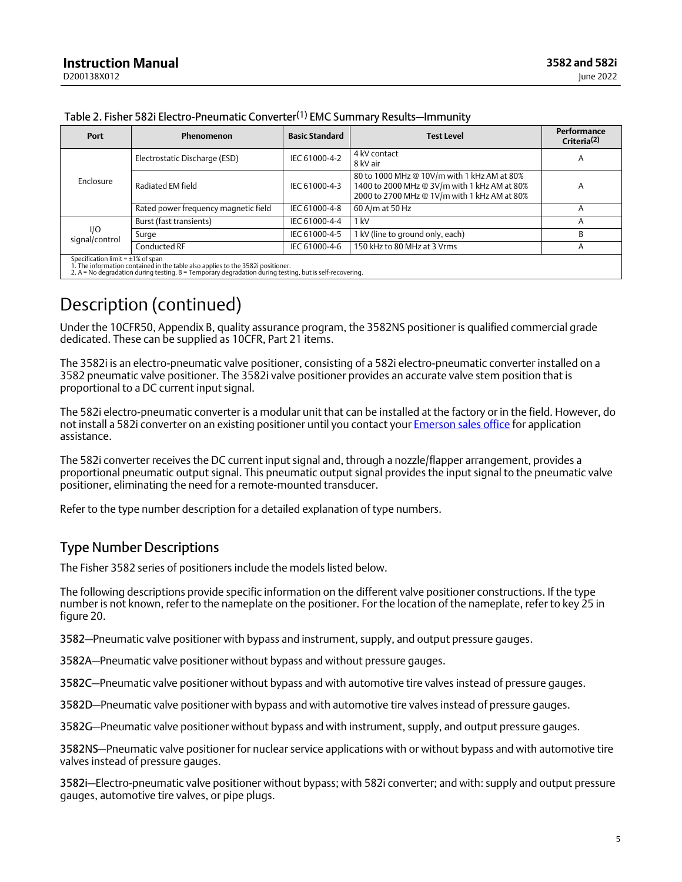Table 2. Fisher 582i Electro-Pneumatic Converter(1) EMC Summary Results—Immunity

| Port | Phenomenon | Basic Standard | Test Level | Performance Criteria(2) |
|---|---|---|---|---|
| Enclosure | Electrostatic Discharge (ESD) | IEC 61000-4-2 | 4 kV contact<br>8 kV air | A |
| | Radiated EM field | IEC 61000-4-3 | 80 to 1000 MHz @ 10V/m with 1 kHz AM at 80%<br>1400 to 2000 MHz @ 3V/m with 1 kHz AM at 80%<br>2000 to 2700 MHz @ 1V/m with 1 kHz AM at 80% | A |
| | Rated power frequency magnetic field | IEC 61000-4-8 | 60 A/m at 50 Hz | A |
| I/O signal/control | Burst (fast transients) | IEC 61000-4-4 | 1 kV | A |
| | Surge | IEC 61000-4-5 | 1 kV (line to ground only, each) | B |
| | Conducted RF | IEC 61000-4-6 | 150 kHz to 80 MHz at 3 Vrms | A |

Specification limit = ±1% of span
1. The information contained in the table also applies to the 3582i positioner.
2. A = No degradation during testing. B = Temporary degradation during testing, but is self-recovering.

# Description (continued)

Under the 10CFR50, Appendix B, quality assurance program, the 3582NS positioner is qualified commercial grade dedicated. These can be supplied as 10CFR, Part 21 items.

The 3582i is an electro-pneumatic valve positioner, consisting of a 582i electro-pneumatic converter installed on a 3582 pneumatic valve positioner. The 3582i valve positioner provides an accurate valve stem position that is proportional to a DC current input signal.

The 582i electro-pneumatic converter is a modular unit that can be installed at the factory or in the field. However, do not install a 582i converter on an existing positioner until you contact your Emerson sales office for application assistance.

The 582i converter receives the DC current input signal and, through a nozzle/flapper arrangement, provides a proportional pneumatic output signal. This pneumatic output signal provides the input signal to the pneumatic valve positioner, eliminating the need for a remote-mounted transducer.

Refer to the type number description for a detailed explanation of type numbers.

## Type Number Descriptions

The Fisher 3582 series of positioners include the models listed below.

The following descriptions provide specific information on the different valve positioner constructions. If the type number is not known, refer to the nameplate on the positioner. For the location of the nameplate, refer to key 25 in figure 20.

3582—Pneumatic valve positioner with bypass and instrument, supply, and output pressure gauges.

3582A—Pneumatic valve positioner without bypass and without pressure gauges.

3582C—Pneumatic valve positioner without bypass and with automotive tire valves instead of pressure gauges.

3582D—Pneumatic valve positioner with bypass and with automotive tire valves instead of pressure gauges.

3582G—Pneumatic valve positioner without bypass and with instrument, supply, and output pressure gauges.

3582NS—Pneumatic valve positioner for nuclear service applications with or without bypass and with automotive tire valves instead of pressure gauges.

3582i—Electro-pneumatic valve positioner without bypass; with 582i converter; and with: supply and output pressure gauges, automotive tire valves, or pipe plugs.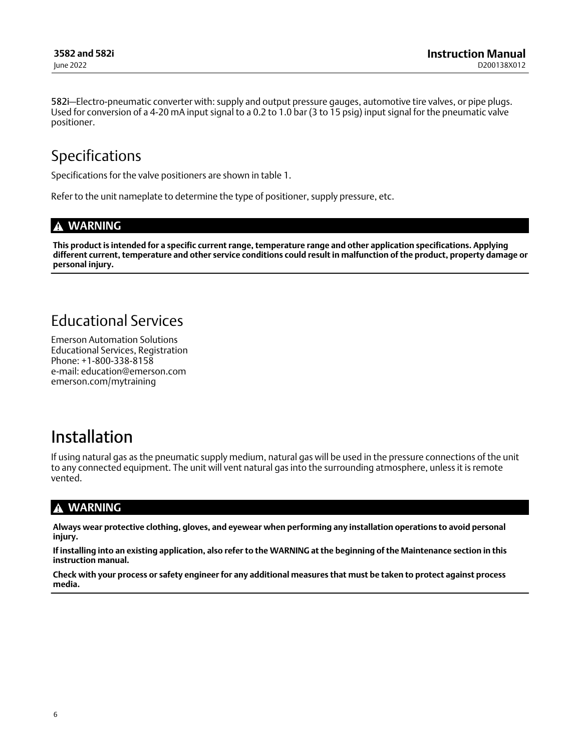**582i**—Electro-pneumatic converter with: supply and output pressure gauges, automotive tire valves, or pipe plugs. Used for conversion of a 4-20 mA input signal to a 0.2 to 1.0 bar (3 to 15 psig) input signal for the pneumatic valve positioner.

## Specifications

Specifications for the valve positioners are shown in table 1.

Refer to the unit nameplate to determine the type of positioner, supply pressure, etc.

**⚠ WARNING**

**This product is intended for a specific current range, temperature range and other application specifications. Applying different current, temperature and other service conditions could result in malfunction of the product, property damage or personal injury.**

## Educational Services

Emerson Automation Solutions
Educational Services, Registration
Phone: +1-800-338-8158
e-mail: education@emerson.com
emerson.com/mytraining

# Installation

If using natural gas as the pneumatic supply medium, natural gas will be used in the pressure connections of the unit to any connected equipment. The unit will vent natural gas into the surrounding atmosphere, unless it is remote vented.

**⚠ WARNING**

**Always wear protective clothing, gloves, and eyewear when performing any installation operations to avoid personal injury.**

**If installing into an existing application, also refer to the WARNING at the beginning of the Maintenance section in this instruction manual.**

**Check with your process or safety engineer for any additional measures that must be taken to protect against process media.**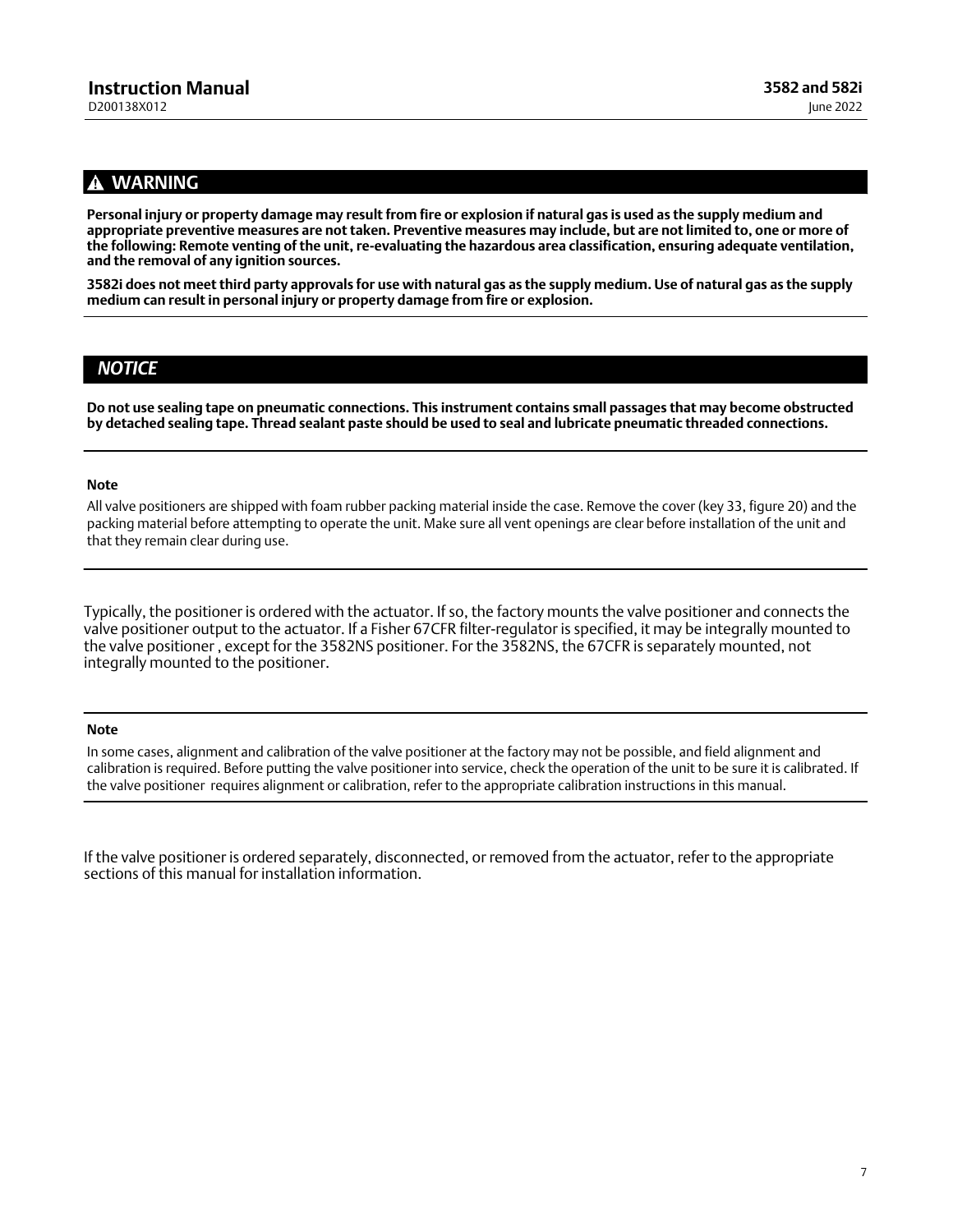## ⚠ WARNING

**Personal injury or property damage may result from fire or explosion if natural gas is used as the supply medium and appropriate preventive measures are not taken. Preventive measures may include, but are not limited to, one or more of the following: Remote venting of the unit, re-evaluating the hazardous area classification, ensuring adequate ventilation, and the removal of any ignition sources.**

**3582i does not meet third party approvals for use with natural gas as the supply medium. Use of natural gas as the supply medium can result in personal injury or property damage from fire or explosion.**

## *NOTICE*

**Do not use sealing tape on pneumatic connections. This instrument contains small passages that may become obstructed by detached sealing tape. Thread sealant paste should be used to seal and lubricate pneumatic threaded connections.**

**Note**

All valve positioners are shipped with foam rubber packing material inside the case. Remove the cover (key 33, figure 20) and the packing material before attempting to operate the unit. Make sure all vent openings are clear before installation of the unit and that they remain clear during use.

Typically, the positioner is ordered with the actuator. If so, the factory mounts the valve positioner and connects the valve positioner output to the actuator. If a Fisher 67CFR filter-regulator is specified, it may be integrally mounted to the valve positioner , except for the 3582NS positioner. For the 3582NS, the 67CFR is separately mounted, not integrally mounted to the positioner.

**Note**

In some cases, alignment and calibration of the valve positioner at the factory may not be possible, and field alignment and calibration is required. Before putting the valve positioner into service, check the operation of the unit to be sure it is calibrated. If the valve positioner requires alignment or calibration, refer to the appropriate calibration instructions in this manual.

If the valve positioner is ordered separately, disconnected, or removed from the actuator, refer to the appropriate sections of this manual for installation information.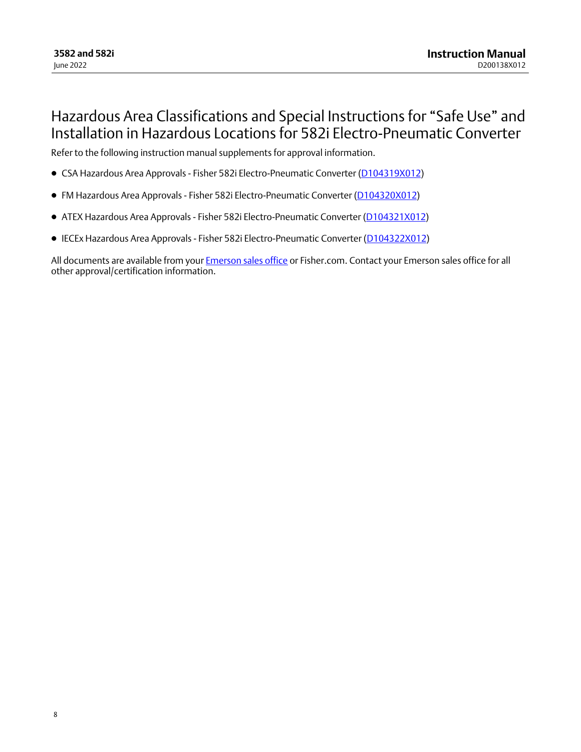# Hazardous Area Classifications and Special Instructions for "Safe Use" and Installation in Hazardous Locations for 582i Electro-Pneumatic Converter

Refer to the following instruction manual supplements for approval information.

- CSA Hazardous Area Approvals - Fisher 582i Electro-Pneumatic Converter (D104319X012)
- FM Hazardous Area Approvals - Fisher 582i Electro-Pneumatic Converter (D104320X012)
- ATEX Hazardous Area Approvals - Fisher 582i Electro-Pneumatic Converter (D104321X012)
- IECEx Hazardous Area Approvals - Fisher 582i Electro-Pneumatic Converter (D104322X012)

All documents are available from your Emerson sales office or Fisher.com. Contact your Emerson sales office for all other approval/certification information.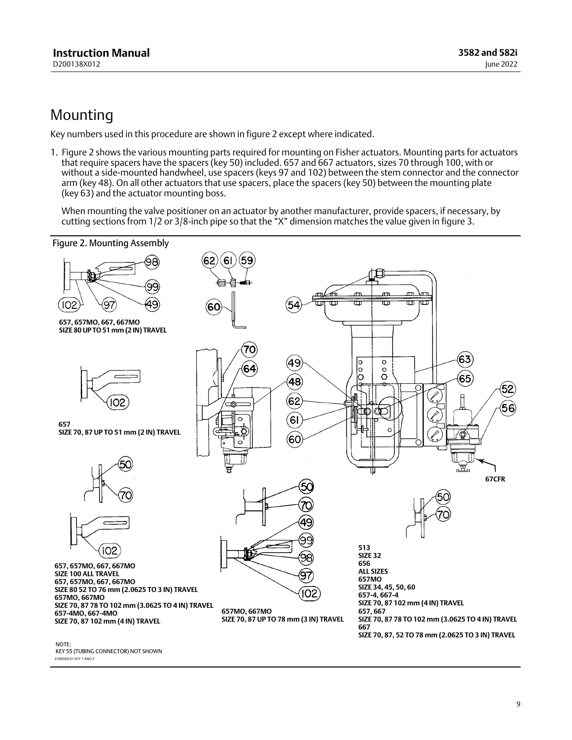# Mounting

Key numbers used in this procedure are shown in figure 2 except where indicated.

1. Figure 2 shows the various mounting parts required for mounting on Fisher actuators. Mounting parts for actuators that require spacers have the spacers (key 50) included. 657 and 667 actuators, sizes 70 through 100, with or without a side-mounted handwheel, use spacers (keys 97 and 102) between the stem connector and the connector arm (key 48). On all other actuators that use spacers, place the spacers (key 50) between the mounting plate (key 63) and the actuator mounting boss.

   When mounting the valve positioner on an actuator by another manufacturer, provide spacers, if necessary, by cutting sections from 1/2 or 3/8-inch pipe so that the "X" dimension matches the value given in figure 3.

Figure 2. Mounting Assembly

**657, 657MO, 667, 667MO**
**SIZE 80 UP TO 51 mm (2 IN) TRAVEL**

**657**
**SIZE 70, 87 UP TO 51 mm (2 IN) TRAVEL**

**657, 657MO, 667, 667MO**
**SIZE 100 ALL TRAVEL**
**657, 657MO, 667, 667MO**
**SIZE 80 52 TO 76 mm (2.0625 TO 3 IN) TRAVEL**
**657MO, 667MO**
**SIZE 70, 87 78 TO 102 mm (3.0625 TO 4 IN) TRAVEL**
**657-4MO, 667-4MO**
**SIZE 70, 87 102 mm (4 IN) TRAVEL**

**657MO, 667MO**
**SIZE 70, 87 UP TO 78 mm (3 IN) TRAVEL**

**513**
**SIZE 32**
**656**
**ALL SIZES**
**657MO**
**SIZE 34, 45, 50, 60**
**657-4, 667-4**
**SIZE 70, 87 102 mm (4 IN) TRAVEL**
**657, 667**
**SIZE 70, 87 78 TO 102 mm (3.0625 TO 4 IN) TRAVEL**
**667**
**SIZE 70, 87, 52 TO 78 mm (2.0625 TO 3 IN) TRAVEL**

**67CFR**

NOTE:
KEY 55 (TUBING CONNECTOR) NOT SHOWN
41B8569-D SHT 1 AND 2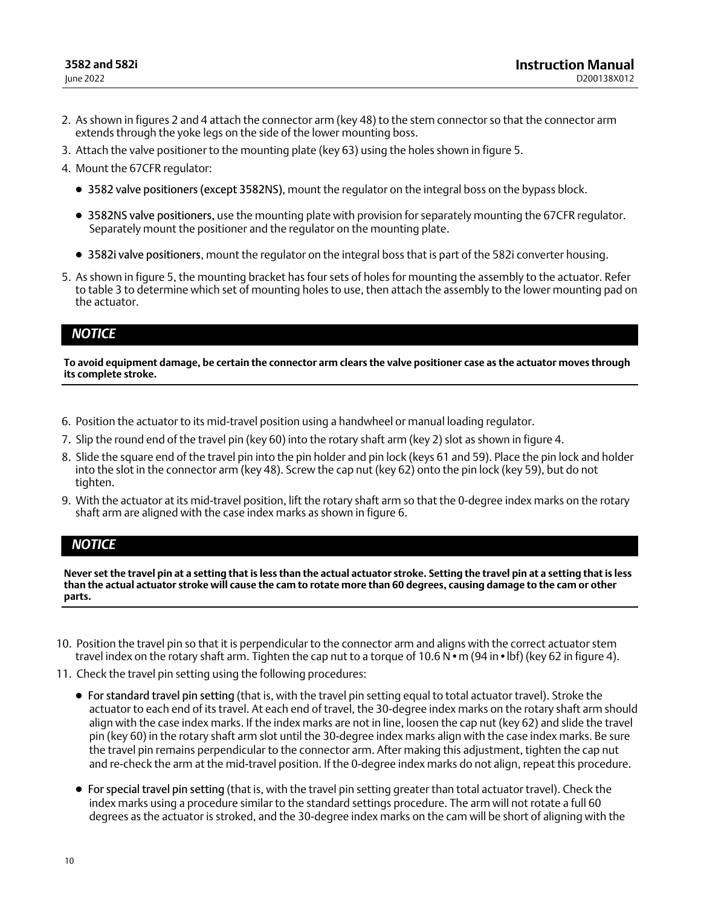2. As shown in figures 2 and 4 attach the connector arm (key 48) to the stem connector so that the connector arm extends through the yoke legs on the side of the lower mounting boss.
3. Attach the valve positioner to the mounting plate (key 63) using the holes shown in figure 5.
4. Mount the 67CFR regulator:
   - **3582 valve positioners (except 3582NS)**, mount the regulator on the integral boss on the bypass block.
   - **3582NS valve positioners,** use the mounting plate with provision for separately mounting the 67CFR regulator. Separately mount the positioner and the regulator on the mounting plate.
   - **3582i valve positioners**, mount the regulator on the integral boss that is part of the 582i converter housing.
5. As shown in figure 5, the mounting bracket has four sets of holes for mounting the assembly to the actuator. Refer to table 3 to determine which set of mounting holes to use, then attach the assembly to the lower mounting pad on the actuator.

***NOTICE***

**To avoid equipment damage, be certain the connector arm clears the valve positioner case as the actuator moves through its complete stroke.**

6. Position the actuator to its mid-travel position using a handwheel or manual loading regulator.
7. Slip the round end of the travel pin (key 60) into the rotary shaft arm (key 2) slot as shown in figure 4.
8. Slide the square end of the travel pin into the pin holder and pin lock (keys 61 and 59). Place the pin lock and holder into the slot in the connector arm (key 48). Screw the cap nut (key 62) onto the pin lock (key 59), but do not tighten.
9. With the actuator at its mid-travel position, lift the rotary shaft arm so that the 0-degree index marks on the rotary shaft arm are aligned with the case index marks as shown in figure 6.

***NOTICE***

**Never set the travel pin at a setting that is less than the actual actuator stroke. Setting the travel pin at a setting that is less than the actual actuator stroke will cause the cam to rotate more than 60 degrees, causing damage to the cam or other parts.**

10. Position the travel pin so that it is perpendicular to the connector arm and aligns with the correct actuator stem travel index on the rotary shaft arm. Tighten the cap nut to a torque of 10.6 N•m (94 in•lbf) (key 62 in figure 4).
11. Check the travel pin setting using the following procedures:
    - **For standard travel pin setting** (that is, with the travel pin setting equal to total actuator travel). Stroke the actuator to each end of its travel. At each end of travel, the 30-degree index marks on the rotary shaft arm should align with the case index marks. If the index marks are not in line, loosen the cap nut (key 62) and slide the travel pin (key 60) in the rotary shaft arm slot until the 30-degree index marks align with the case index marks. Be sure the travel pin remains perpendicular to the connector arm. After making this adjustment, tighten the cap nut and re-check the arm at the mid-travel position. If the 0-degree index marks do not align, repeat this procedure.
    - **For special travel pin setting** (that is, with the travel pin setting greater than total actuator travel). Check the index marks using a procedure similar to the standard settings procedure. The arm will not rotate a full 60 degrees as the actuator is stroked, and the 30-degree index marks on the cam will be short of aligning with the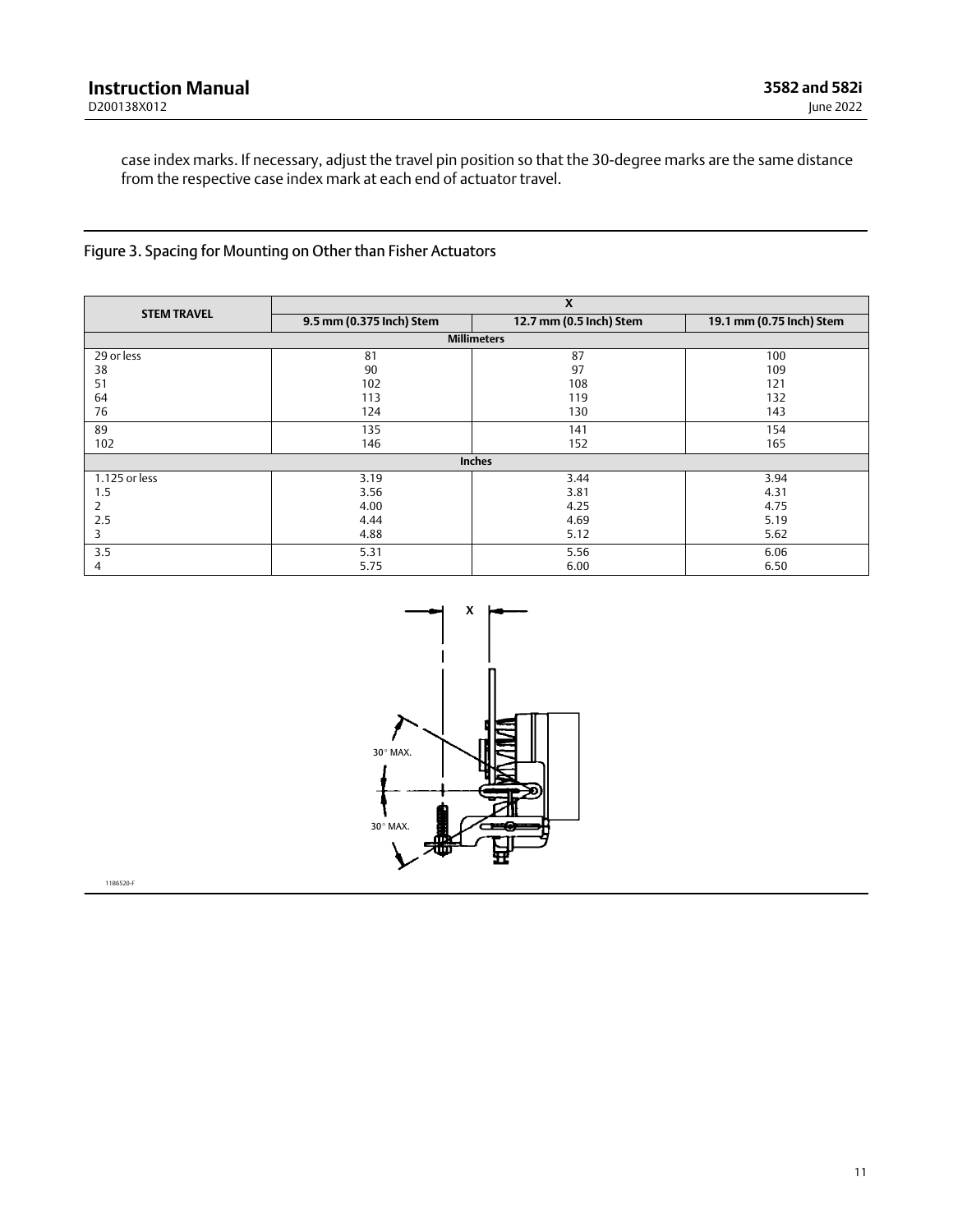case index marks. If necessary, adjust the travel pin position so that the 30-degree marks are the same distance from the respective case index mark at each end of actuator travel.

## Figure 3. Spacing for Mounting on Other than Fisher Actuators

| STEM TRAVEL | X | | |
|---|---|---|---|
| | 9.5 mm (0.375 Inch) Stem | 12.7 mm (0.5 Inch) Stem | 19.1 mm (0.75 Inch) Stem |
| **Millimeters** | | | |
| 29 or less | 81 | 87 | 100 |
| 38 | 90 | 97 | 109 |
| 51 | 102 | 108 | 121 |
| 64 | 113 | 119 | 132 |
| 76 | 124 | 130 | 143 |
| 89 | 135 | 141 | 154 |
| 102 | 146 | 152 | 165 |
| **Inches** | | | |
| 1.125 or less | 3.19 | 3.44 | 3.94 |
| 1.5 | 3.56 | 3.81 | 4.31 |
| 2 | 4.00 | 4.25 | 4.75 |
| 2.5 | 4.44 | 4.69 | 5.19 |
| 3 | 4.88 | 5.12 | 5.62 |
| 3.5 | 5.31 | 5.56 | 6.06 |
| 4 | 5.75 | 6.00 | 6.50 |

X

30° MAX.

30° MAX.

1186520-F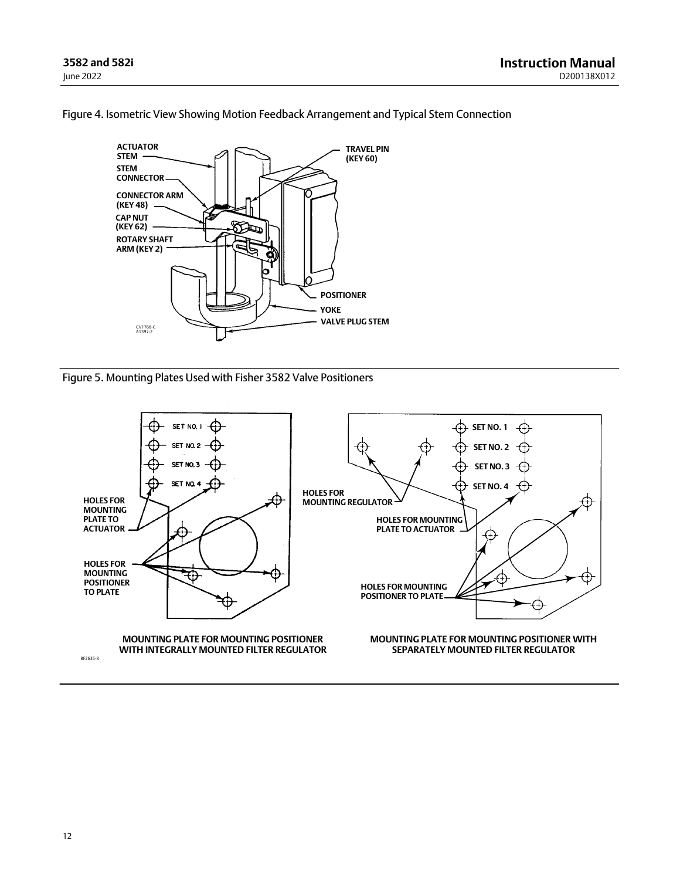Figure 4. Isometric View Showing Motion Feedback Arrangement and Typical Stem Connection

ACTUATOR STEM

STEM CONNECTOR

CONNECTOR ARM (KEY 48)

CAP NUT (KEY 62)

ROTARY SHAFT ARM (KEY 2)

TRAVEL PIN (KEY 60)

POSITIONER

YOKE

VALVE PLUG STEM

CV1768-C
A1397-2

Figure 5. Mounting Plates Used with Fisher 3582 Valve Positioners

SET NO. 1
SET NO. 2
SET NO. 3
SET NO. 4

HOLES FOR MOUNTING PLATE TO ACTUATOR

HOLES FOR MOUNTING POSITIONER TO PLATE

MOUNTING PLATE FOR MOUNTING POSITIONER WITH INTEGRALLY MOUNTED FILTER REGULATOR

SET NO. 1
SET NO. 2
SET NO. 3
SET NO. 4

HOLES FOR MOUNTING REGULATOR

HOLES FOR MOUNTING PLATE TO ACTUATOR

HOLES FOR MOUNTING POSITIONER TO PLATE

MOUNTING PLATE FOR MOUNTING POSITIONER WITH SEPARATELY MOUNTED FILTER REGULATOR

BF2635-B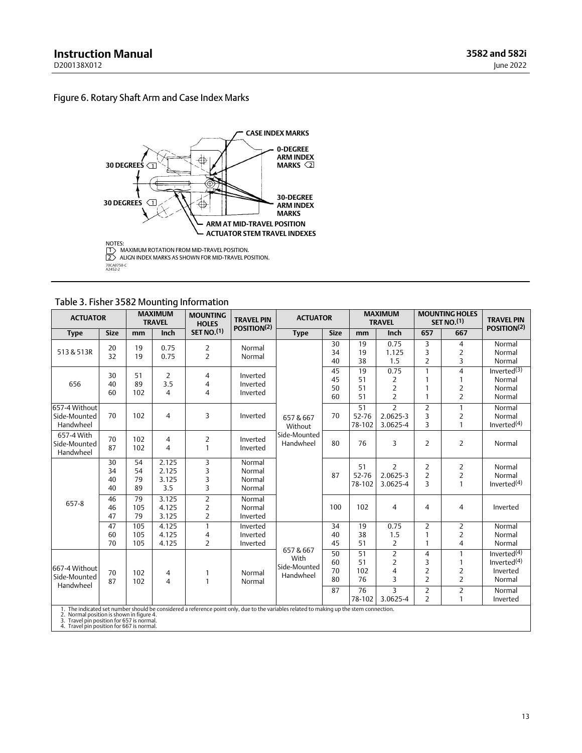## Figure 6. Rotary Shaft Arm and Case Index Marks

CASE INDEX MARKS

0-DEGREE ARM INDEX MARKS 2

30 DEGREES 1

30 DEGREES 1

30-DEGREE ARM INDEX MARKS

ARM AT MID-TRAVEL POSITION

ACTUATOR STEM TRAVEL INDEXES

NOTES:
1 MAXIMUM ROTATION FROM MID-TRAVEL POSITION.
2 ALIGN INDEX MARKS AS SHOWN FOR MID-TRAVEL POSITION.

70CA0750-C
A2452-2

## Table 3. Fisher 3582 Mounting Information

| ACTUATOR | | MAXIMUM TRAVEL | | MOUNTING HOLES SET NO.(1) | TRAVEL PIN POSITION(2) |
|---|---|---|---|---|---|
| Type | Size | mm | Inch | | |
| 513 & 513R | 20<br>32 | 19<br>19 | 0.75<br>0.75 | 2<br>2 | Normal<br>Normal |
| 656 | 30<br>40<br>60 | 51<br>89<br>102 | 2<br>3.5<br>4 | 4<br>4<br>4 | Inverted<br>Inverted<br>Inverted |
| 657-4 Without Side-Mounted Handwheel | 70 | 102 | 4 | 3 | Inverted |
| 657-4 With Side-Mounted Handwheel | 70<br>87 | 102<br>102 | 4<br>4 | 2<br>1 | Inverted<br>Inverted |
| 657-8 | 30<br>34<br>40<br>40 | 54<br>54<br>79<br>89 | 2.125<br>2.125<br>3.125<br>3.5 | 3<br>3<br>3<br>3 | Normal<br>Normal<br>Normal<br>Normal |
| 657-8 | 46<br>46<br>47 | 79<br>105<br>79 | 3.125<br>4.125<br>3.125 | 2<br>2<br>2 | Normal<br>Normal<br>Inverted |
| 657-8 | 47<br>60<br>70 | 105<br>105<br>105 | 4.125<br>4.125<br>4.125 | 1<br>4<br>2 | Inverted<br>Inverted<br>Inverted |
| 667-4 Without Side-Mounted Handwheel | 70<br>87 | 102<br>102 | 4<br>4 | 1<br>1 | Normal<br>Normal |

| ACTUATOR | | MAXIMUM TRAVEL | | MOUNTING HOLES SET NO.(1) | | TRAVEL PIN POSITION(2) |
|---|---|---|---|---|---|---|
| Type | Size | mm | Inch | 657 | 667 | |
| 657 & 667 Without Side-Mounted Handwheel | 30<br>34<br>40 | 19<br>19<br>38 | 0.75<br>1.125<br>1.5 | 3<br>3<br>2 | 4<br>2<br>3 | Normal<br>Normal<br>Normal |
| | 45<br>45<br>50<br>60 | 19<br>51<br>51<br>51 | 0.75<br>2<br>2<br>2 | 1<br>1<br>1<br>1 | 4<br>1<br>2<br>2 | Inverted(3)<br>Normal<br>Normal<br>Normal |
| | 70 | 51<br>52-76<br>78-102 | 2<br>2.0625-3<br>3.0625-4 | 2<br>3<br>3 | 1<br>2<br>1 | Normal<br>Normal<br>Inverted(4) |
| | 80 | 76 | 3 | 2 | 2 | Normal |
| | 87 | 51<br>52-76<br>78-102 | 2<br>2.0625-3<br>3.0625-4 | 2<br>2<br>3 | 2<br>2<br>1 | Normal<br>Normal<br>Inverted(4) |
| | 100 | 102 | 4 | 4 | 4 | Inverted |
| 657 & 667 With Side-Mounted Handwheel | 34<br>40<br>45 | 19<br>38<br>51 | 0.75<br>1.5<br>2 | 2<br>1<br>1 | 2<br>2<br>4 | Normal<br>Normal<br>Normal |
| | 50<br>60<br>70<br>80 | 51<br>51<br>102<br>76 | 2<br>2<br>4<br>3 | 4<br>3<br>2<br>2 | 1<br>1<br>2<br>2 | Inverted(4)<br>Inverted(4)<br>Inverted<br>Normal |
| | 87 | 76<br>78-102 | 3<br>3.0625-4 | 2<br>2 | 2<br>1 | Normal<br>Inverted |

1. The indicated set number should be considered a reference point only, due to the variables related to making up the stem connection.
2. Normal position is shown in figure 4.
3. Travel pin position for 657 is normal.
4. Travel pin position for 667 is normal.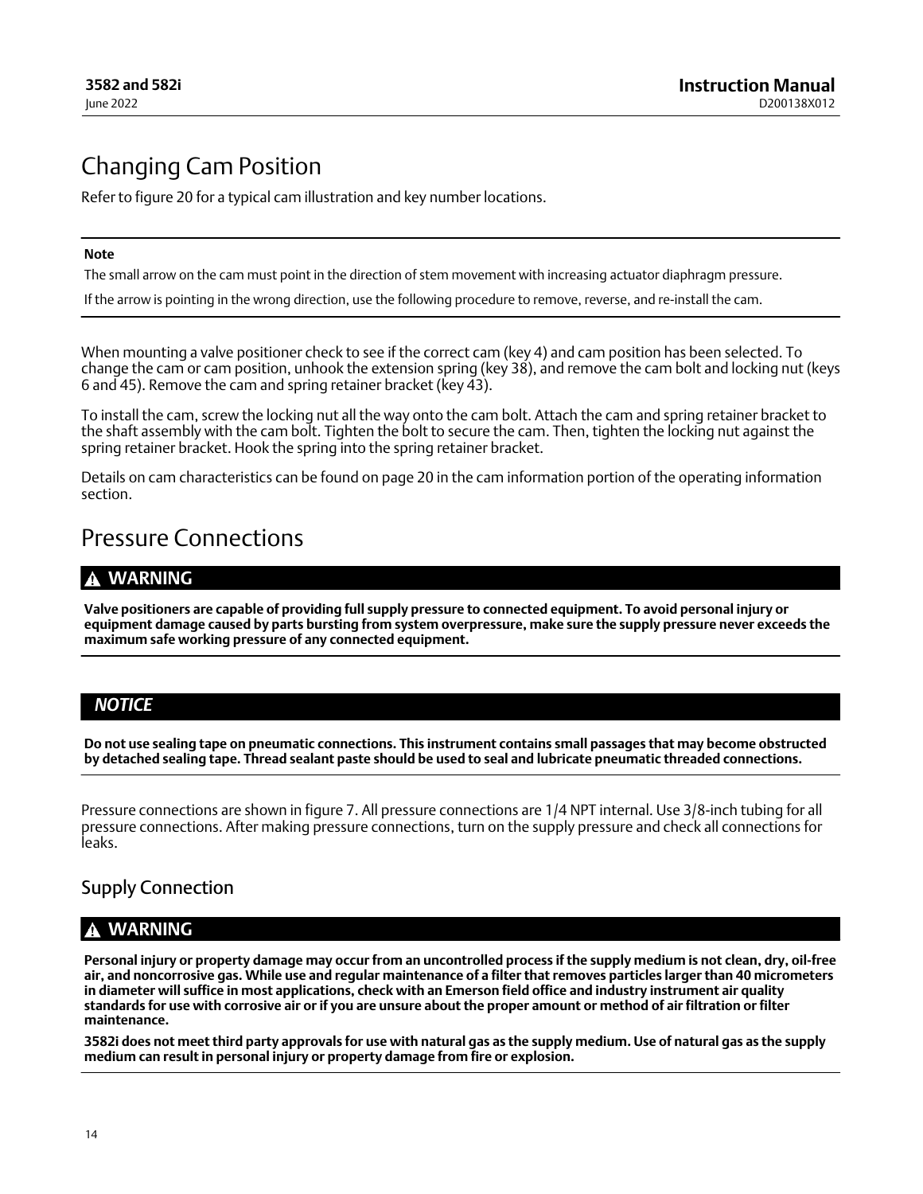## Changing Cam Position

Refer to figure 20 for a typical cam illustration and key number locations.

---

**Note**

The small arrow on the cam must point in the direction of stem movement with increasing actuator diaphragm pressure.

If the arrow is pointing in the wrong direction, use the following procedure to remove, reverse, and re-install the cam.

---

When mounting a valve positioner check to see if the correct cam (key 4) and cam position has been selected. To change the cam or cam position, unhook the extension spring (key 38), and remove the cam bolt and locking nut (keys 6 and 45). Remove the cam and spring retainer bracket (key 43).

To install the cam, screw the locking nut all the way onto the cam bolt. Attach the cam and spring retainer bracket to the shaft assembly with the cam bolt. Tighten the bolt to secure the cam. Then, tighten the locking nut against the spring retainer bracket. Hook the spring into the spring retainer bracket.

Details on cam characteristics can be found on page 20 in the cam information portion of the operating information section.

## Pressure Connections

**⚠ WARNING**

**Valve positioners are capable of providing full supply pressure to connected equipment. To avoid personal injury or equipment damage caused by parts bursting from system overpressure, make sure the supply pressure never exceeds the maximum safe working pressure of any connected equipment.**

***NOTICE***

**Do not use sealing tape on pneumatic connections. This instrument contains small passages that may become obstructed by detached sealing tape. Thread sealant paste should be used to seal and lubricate pneumatic threaded connections.**

Pressure connections are shown in figure 7. All pressure connections are 1/4 NPT internal. Use 3/8-inch tubing for all pressure connections. After making pressure connections, turn on the supply pressure and check all connections for leaks.

### Supply Connection

**⚠ WARNING**

**Personal injury or property damage may occur from an uncontrolled process if the supply medium is not clean, dry, oil-free air, and noncorrosive gas. While use and regular maintenance of a filter that removes particles larger than 40 micrometers in diameter will suffice in most applications, check with an Emerson field office and industry instrument air quality standards for use with corrosive air or if you are unsure about the proper amount or method of air filtration or filter maintenance.**

**3582i does not meet third party approvals for use with natural gas as the supply medium. Use of natural gas as the supply medium can result in personal injury or property damage from fire or explosion.**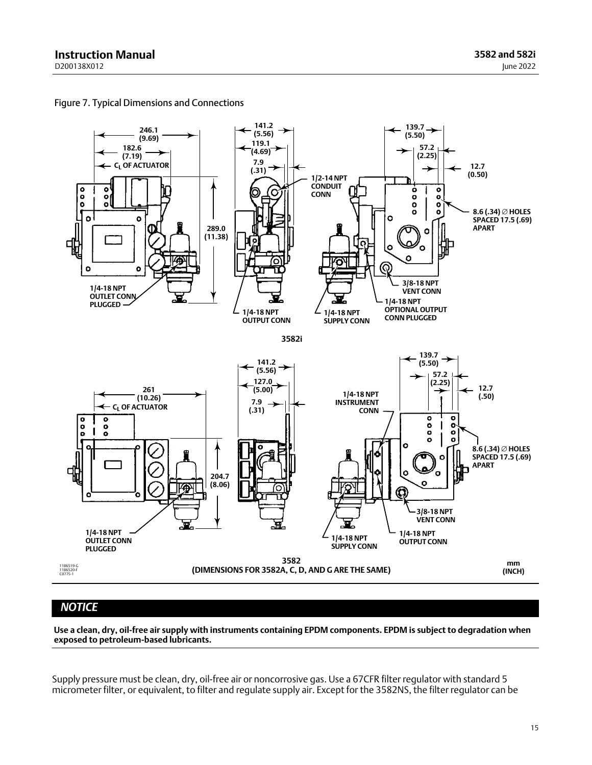Figure 7. Typical Dimensions and Connections

246.1 (9.69)
182.6 (7.19)
$C_L$ OF ACTUATOR
289.0 (11.38)
1/4-18 NPT OUTLET CONN PLUGGED
141.2 (5.56)
119.1 (4.69)
7.9 (.31)
1/2-14 NPT CONDUIT CONN
1/4-18 NPT OUTPUT CONN
1/4-18 NPT SUPPLY CONN
139.7 (5.50)
57.2 (2.25)
12.7 (0.50)
8.6 (.34) ∅ HOLES SPACED 17.5 (.69) APART
3/8-18 NPT VENT CONN
1/4-18 NPT OPTIONAL OUTPUT CONN PLUGGED

3582i

261 (10.26)
$C_L$ OF ACTUATOR
204.7 (8.06)
1/4-18 NPT OUTLET CONN PLUGGED
141.2 (5.56)
127.0 (5.00)
7.9 (.31)
1/4-18 NPT INSTRUMENT CONN
1/4-18 NPT SUPPLY CONN
139.7 (5.50)
57.2 (2.25)
12.7 (.50)
8.6 (.34) ∅ HOLES SPACED 17.5 (.69) APART
3/8-18 NPT VENT CONN
1/4-18 NPT OUTPUT CONN

3582
(DIMENSIONS FOR 3582A, C, D, AND G ARE THE SAME)

mm (INCH)

11B6519-G
11B6520-F
C0775-1

## NOTICE

**Use a clean, dry, oil-free air supply with instruments containing EPDM components. EPDM is subject to degradation when exposed to petroleum-based lubricants.**

Supply pressure must be clean, dry, oil-free air or noncorrosive gas. Use a 67CFR filter regulator with standard 5 micrometer filter, or equivalent, to filter and regulate supply air. Except for the 3582NS, the filter regulator can be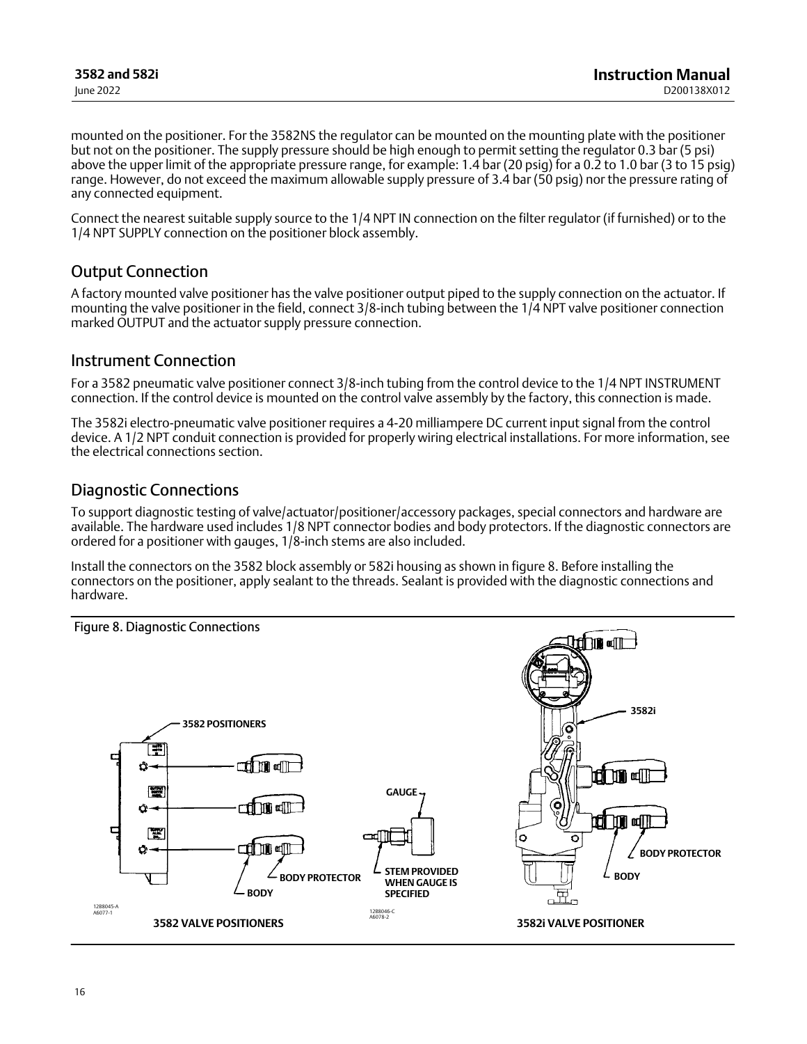mounted on the positioner. For the 3582NS the regulator can be mounted on the mounting plate with the positioner but not on the positioner. The supply pressure should be high enough to permit setting the regulator 0.3 bar (5 psi) above the upper limit of the appropriate pressure range, for example: 1.4 bar (20 psig) for a 0.2 to 1.0 bar (3 to 15 psig) range. However, do not exceed the maximum allowable supply pressure of 3.4 bar (50 psig) nor the pressure rating of any connected equipment.

Connect the nearest suitable supply source to the 1/4 NPT IN connection on the filter regulator (if furnished) or to the 1/4 NPT SUPPLY connection on the positioner block assembly.

## Output Connection

A factory mounted valve positioner has the valve positioner output piped to the supply connection on the actuator. If mounting the valve positioner in the field, connect 3/8-inch tubing between the 1/4 NPT valve positioner connection marked OUTPUT and the actuator supply pressure connection.

## Instrument Connection

For a 3582 pneumatic valve positioner connect 3/8-inch tubing from the control device to the 1/4 NPT INSTRUMENT connection. If the control device is mounted on the control valve assembly by the factory, this connection is made.

The 3582i electro-pneumatic valve positioner requires a 4-20 milliampere DC current input signal from the control device. A 1/2 NPT conduit connection is provided for properly wiring electrical installations. For more information, see the electrical connections section.

## Diagnostic Connections

To support diagnostic testing of valve/actuator/positioner/accessory packages, special connectors and hardware are available. The hardware used includes 1/8 NPT connector bodies and body protectors. If the diagnostic connectors are ordered for a positioner with gauges, 1/8-inch stems are also included.

Install the connectors on the 3582 block assembly or 582i housing as shown in figure 8. Before installing the connectors on the positioner, apply sealant to the threads. Sealant is provided with the diagnostic connections and hardware.

Figure 8. Diagnostic Connections

3582 POSITIONERS — BODY PROTECTOR — BODY — 3582 VALVE POSITIONERS

GAUGE — STEM PROVIDED WHEN GAUGE IS SPECIFIED

3582i — BODY PROTECTOR — BODY — 3582i VALVE POSITIONER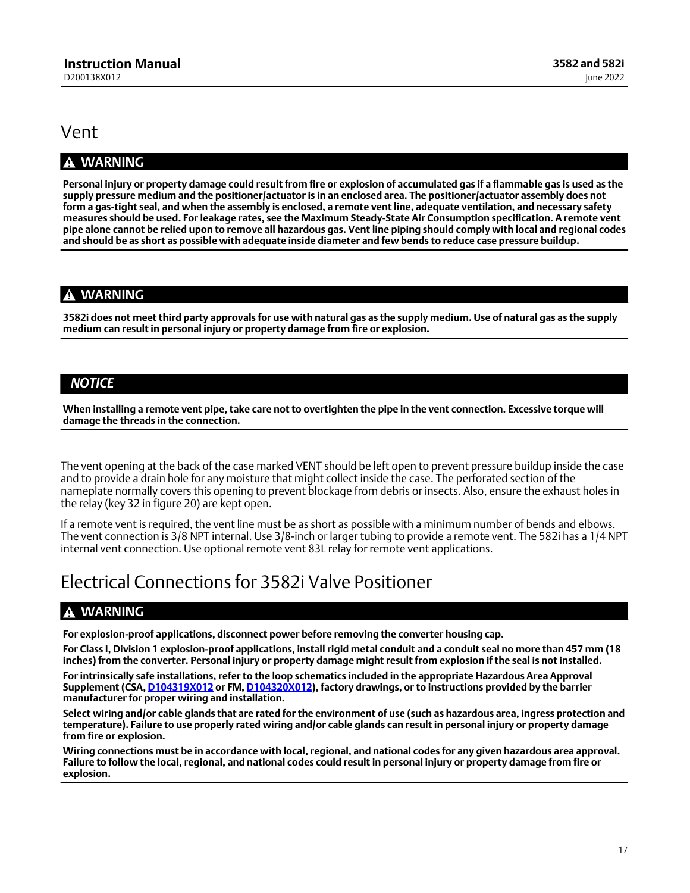## Vent

**⚠ WARNING**

**Personal injury or property damage could result from fire or explosion of accumulated gas if a flammable gas is used as the supply pressure medium and the positioner/actuator is in an enclosed area. The positioner/actuator assembly does not form a gas-tight seal, and when the assembly is enclosed, a remote vent line, adequate ventilation, and necessary safety measures should be used. For leakage rates, see the Maximum Steady-State Air Consumption specification. A remote vent pipe alone cannot be relied upon to remove all hazardous gas. Vent line piping should comply with local and regional codes and should be as short as possible with adequate inside diameter and few bends to reduce case pressure buildup.**

**⚠ WARNING**

**3582i does not meet third party approvals for use with natural gas as the supply medium. Use of natural gas as the supply medium can result in personal injury or property damage from fire or explosion.**

***NOTICE***

**When installing a remote vent pipe, take care not to overtighten the pipe in the vent connection. Excessive torque will damage the threads in the connection.**

The vent opening at the back of the case marked VENT should be left open to prevent pressure buildup inside the case and to provide a drain hole for any moisture that might collect inside the case. The perforated section of the nameplate normally covers this opening to prevent blockage from debris or insects. Also, ensure the exhaust holes in the relay (key 32 in figure 20) are kept open.

If a remote vent is required, the vent line must be as short as possible with a minimum number of bends and elbows. The vent connection is 3/8 NPT internal. Use 3/8-inch or larger tubing to provide a remote vent. The 582i has a 1/4 NPT internal vent connection. Use optional remote vent 83L relay for remote vent applications.

## Electrical Connections for 3582i Valve Positioner

**⚠ WARNING**

**For explosion-proof applications, disconnect power before removing the converter housing cap.**

**For Class I, Division 1 explosion-proof applications, install rigid metal conduit and a conduit seal no more than 457 mm (18 inches) from the converter. Personal injury or property damage might result from explosion if the seal is not installed.**

**For intrinsically safe installations, refer to the loop schematics included in the appropriate Hazardous Area Approval Supplement (CSA, D104319X012 or FM, D104320X012), factory drawings, or to instructions provided by the barrier manufacturer for proper wiring and installation.**

**Select wiring and/or cable glands that are rated for the environment of use (such as hazardous area, ingress protection and temperature). Failure to use properly rated wiring and/or cable glands can result in personal injury or property damage from fire or explosion.**

**Wiring connections must be in accordance with local, regional, and national codes for any given hazardous area approval. Failure to follow the local, regional, and national codes could result in personal injury or property damage from fire or explosion.**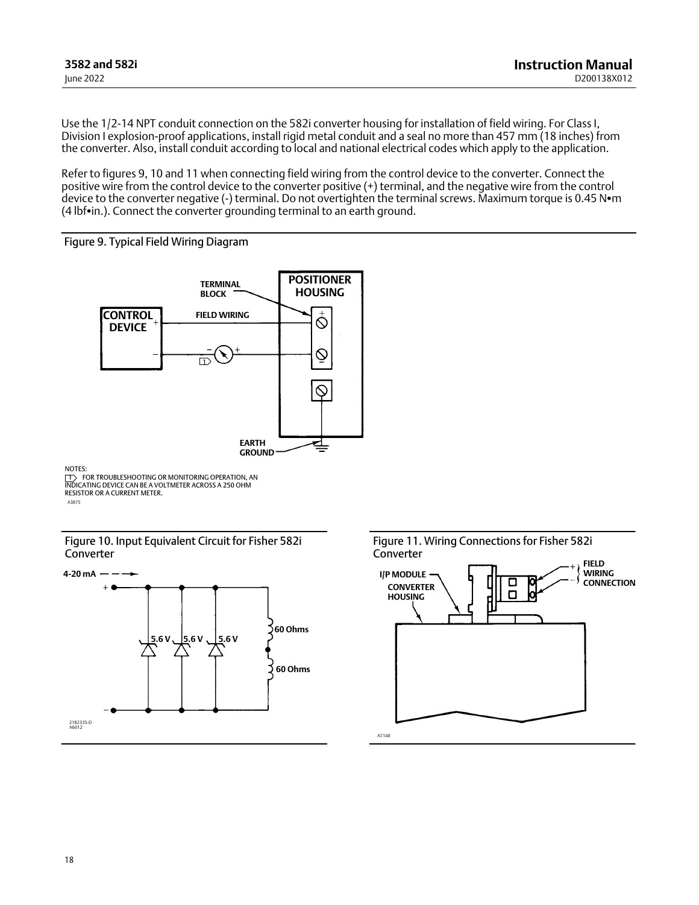Use the 1/2-14 NPT conduit connection on the 582i converter housing for installation of field wiring. For Class I, Division I explosion-proof applications, install rigid metal conduit and a seal no more than 457 mm (18 inches) from the converter. Also, install conduit according to local and national electrical codes which apply to the application.

Refer to figures 9, 10 and 11 when connecting field wiring from the control device to the converter. Connect the positive wire from the control device to the converter positive (+) terminal, and the negative wire from the control device to the converter negative (-) terminal. Do not overtighten the terminal screws. Maximum torque is 0.45 N•m (4 lbf•in.). Connect the converter grounding terminal to an earth ground.

Figure 9. Typical Field Wiring Diagram

NOTES:
1 FOR TROUBLESHOOTING OR MONITORING OPERATION, AN INDICATING DEVICE CAN BE A VOLTMETER ACROSS A 250 OHM RESISTOR OR A CURRENT METER.

Figure 10. Input Equivalent Circuit for Fisher 582i Converter

Figure 11. Wiring Connections for Fisher 582i Converter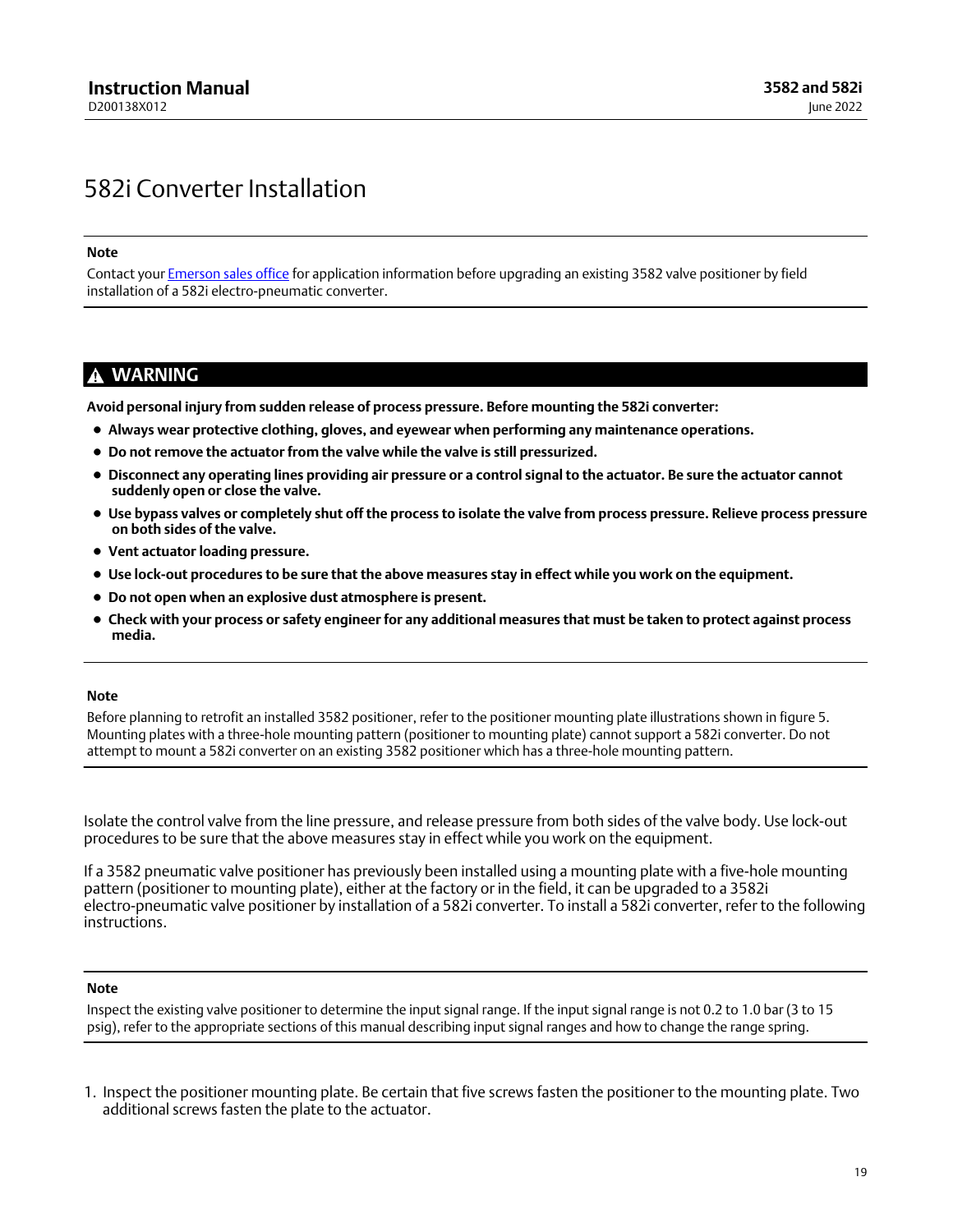# 582i Converter Installation

**Note**

Contact your Emerson sales office for application information before upgrading an existing 3582 valve positioner by field installation of a 582i electro-pneumatic converter.

## ⚠ WARNING

**Avoid personal injury from sudden release of process pressure. Before mounting the 582i converter:**

- **Always wear protective clothing, gloves, and eyewear when performing any maintenance operations.**
- **Do not remove the actuator from the valve while the valve is still pressurized.**
- **Disconnect any operating lines providing air pressure or a control signal to the actuator. Be sure the actuator cannot suddenly open or close the valve.**
- **Use bypass valves or completely shut off the process to isolate the valve from process pressure. Relieve process pressure on both sides of the valve.**
- **Vent actuator loading pressure.**
- **Use lock-out procedures to be sure that the above measures stay in effect while you work on the equipment.**
- **Do not open when an explosive dust atmosphere is present.**
- **Check with your process or safety engineer for any additional measures that must be taken to protect against process media.**

**Note**

Before planning to retrofit an installed 3582 positioner, refer to the positioner mounting plate illustrations shown in figure 5. Mounting plates with a three-hole mounting pattern (positioner to mounting plate) cannot support a 582i converter. Do not attempt to mount a 582i converter on an existing 3582 positioner which has a three-hole mounting pattern.

Isolate the control valve from the line pressure, and release pressure from both sides of the valve body. Use lock-out procedures to be sure that the above measures stay in effect while you work on the equipment.

If a 3582 pneumatic valve positioner has previously been installed using a mounting plate with a five-hole mounting pattern (positioner to mounting plate), either at the factory or in the field, it can be upgraded to a 3582i electro-pneumatic valve positioner by installation of a 582i converter. To install a 582i converter, refer to the following instructions.

**Note**

Inspect the existing valve positioner to determine the input signal range. If the input signal range is not 0.2 to 1.0 bar (3 to 15 psig), refer to the appropriate sections of this manual describing input signal ranges and how to change the range spring.

1. Inspect the positioner mounting plate. Be certain that five screws fasten the positioner to the mounting plate. Two additional screws fasten the plate to the actuator.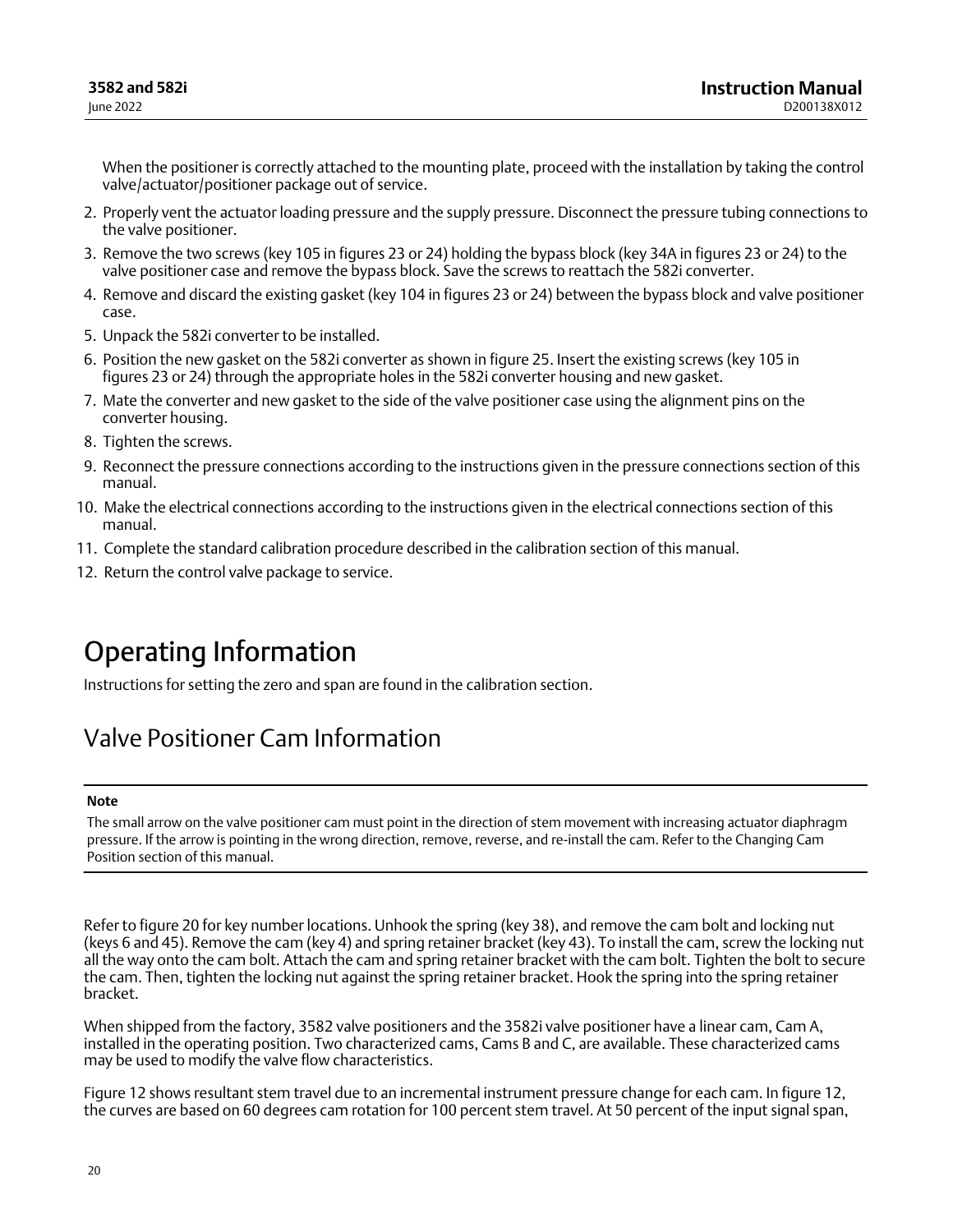When the positioner is correctly attached to the mounting plate, proceed with the installation by taking the control valve/actuator/positioner package out of service.

2. Properly vent the actuator loading pressure and the supply pressure. Disconnect the pressure tubing connections to the valve positioner.
3. Remove the two screws (key 105 in figures 23 or 24) holding the bypass block (key 34A in figures 23 or 24) to the valve positioner case and remove the bypass block. Save the screws to reattach the 582i converter.
4. Remove and discard the existing gasket (key 104 in figures 23 or 24) between the bypass block and valve positioner case.
5. Unpack the 582i converter to be installed.
6. Position the new gasket on the 582i converter as shown in figure 25. Insert the existing screws (key 105 in figures 23 or 24) through the appropriate holes in the 582i converter housing and new gasket.
7. Mate the converter and new gasket to the side of the valve positioner case using the alignment pins on the converter housing.
8. Tighten the screws.
9. Reconnect the pressure connections according to the instructions given in the pressure connections section of this manual.
10. Make the electrical connections according to the instructions given in the electrical connections section of this manual.
11. Complete the standard calibration procedure described in the calibration section of this manual.
12. Return the control valve package to service.

# Operating Information

Instructions for setting the zero and span are found in the calibration section.

## Valve Positioner Cam Information

**Note**

The small arrow on the valve positioner cam must point in the direction of stem movement with increasing actuator diaphragm pressure. If the arrow is pointing in the wrong direction, remove, reverse, and re-install the cam. Refer to the Changing Cam Position section of this manual.

Refer to figure 20 for key number locations. Unhook the spring (key 38), and remove the cam bolt and locking nut (keys 6 and 45). Remove the cam (key 4) and spring retainer bracket (key 43). To install the cam, screw the locking nut all the way onto the cam bolt. Attach the cam and spring retainer bracket with the cam bolt. Tighten the bolt to secure the cam. Then, tighten the locking nut against the spring retainer bracket. Hook the spring into the spring retainer bracket.

When shipped from the factory, 3582 valve positioners and the 3582i valve positioner have a linear cam, Cam A, installed in the operating position. Two characterized cams, Cams B and C, are available. These characterized cams may be used to modify the valve flow characteristics.

Figure 12 shows resultant stem travel due to an incremental instrument pressure change for each cam. In figure 12, the curves are based on 60 degrees cam rotation for 100 percent stem travel. At 50 percent of the input signal span,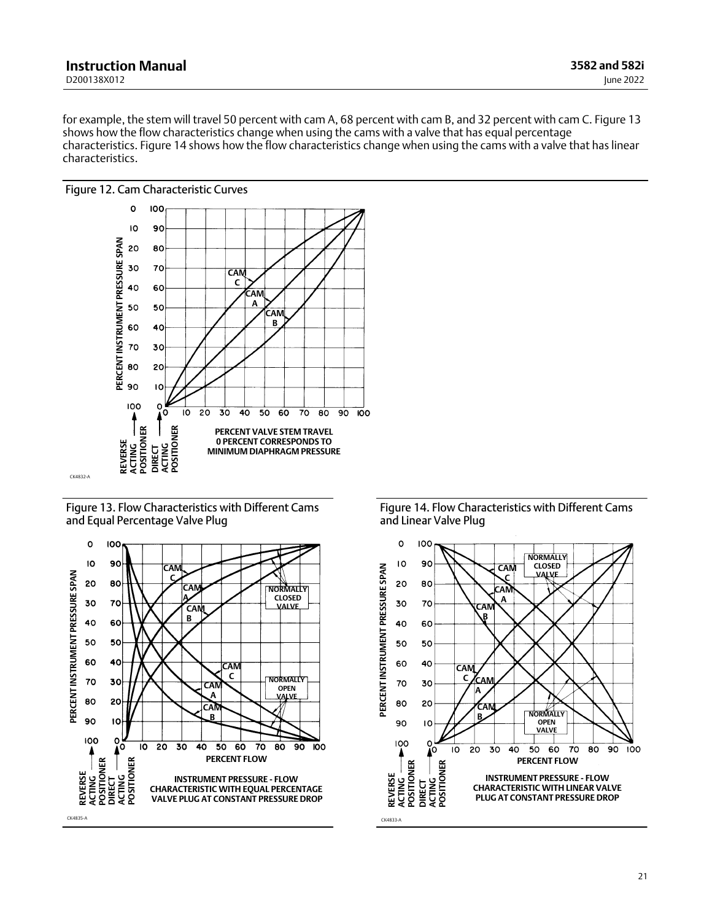for example, the stem will travel 50 percent with cam A, 68 percent with cam B, and 32 percent with cam C. Figure 13 shows how the flow characteristics change when using the cams with a valve that has equal percentage characteristics. Figure 14 shows how the flow characteristics change when using the cams with a valve that has linear characteristics.

Figure 12. Cam Characteristic Curves

Figure 13. Flow Characteristics with Different Cams and Equal Percentage Valve Plug

Figure 14. Flow Characteristics with Different Cams and Linear Valve Plug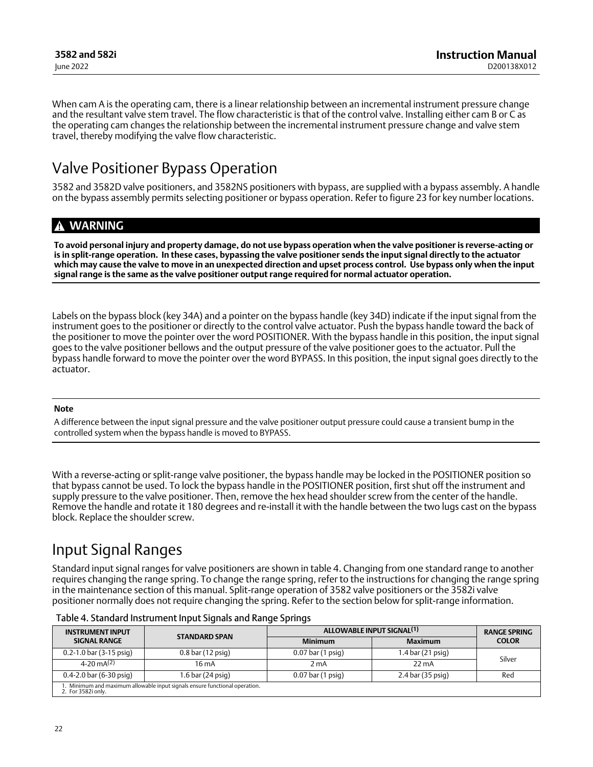When cam A is the operating cam, there is a linear relationship between an incremental instrument pressure change and the resultant valve stem travel. The flow characteristic is that of the control valve. Installing either cam B or C as the operating cam changes the relationship between the incremental instrument pressure change and valve stem travel, thereby modifying the valve flow characteristic.

# Valve Positioner Bypass Operation

3582 and 3582D valve positioners, and 3582NS positioners with bypass, are supplied with a bypass assembly. A handle on the bypass assembly permits selecting positioner or bypass operation. Refer to figure 23 for key number locations.

**⚠ WARNING**

**To avoid personal injury and property damage, do not use bypass operation when the valve positioner is reverse-acting or is in split-range operation. In these cases, bypassing the valve positioner sends the input signal directly to the actuator which may cause the valve to move in an unexpected direction and upset process control. Use bypass only when the input signal range is the same as the valve positioner output range required for normal actuator operation.**

Labels on the bypass block (key 34A) and a pointer on the bypass handle (key 34D) indicate if the input signal from the instrument goes to the positioner or directly to the control valve actuator. Push the bypass handle toward the back of the positioner to move the pointer over the word POSITIONER. With the bypass handle in this position, the input signal goes to the valve positioner bellows and the output pressure of the valve positioner goes to the actuator. Pull the bypass handle forward to move the pointer over the word BYPASS. In this position, the input signal goes directly to the actuator.

**Note**

A difference between the input signal pressure and the valve positioner output pressure could cause a transient bump in the controlled system when the bypass handle is moved to BYPASS.

With a reverse-acting or split-range valve positioner, the bypass handle may be locked in the POSITIONER position so that bypass cannot be used. To lock the bypass handle in the POSITIONER position, first shut off the instrument and supply pressure to the valve positioner. Then, remove the hex head shoulder screw from the center of the handle. Remove the handle and rotate it 180 degrees and re-install it with the handle between the two lugs cast on the bypass block. Replace the shoulder screw.

# Input Signal Ranges

Standard input signal ranges for valve positioners are shown in table 4. Changing from one standard range to another requires changing the range spring. To change the range spring, refer to the instructions for changing the range spring in the maintenance section of this manual. Split-range operation of 3582 valve positioners or the 3582i valve positioner normally does not require changing the spring. Refer to the section below for split-range information.

Table 4. Standard Instrument Input Signals and Range Springs

| INSTRUMENT INPUT SIGNAL RANGE | STANDARD SPAN | ALLOWABLE INPUT SIGNAL[1] | | RANGE SPRING COLOR |
|---|---|---|---|---|
| | | Minimum | Maximum | |
| 0.2-1.0 bar (3-15 psig) | 0.8 bar (12 psig) | 0.07 bar (1 psig) | 1.4 bar (21 psig) | Silver |
| 4-20 mA[2] | 16 mA | 2 mA | 22 mA | Silver |
| 0.4-2.0 bar (6-30 psig) | 1.6 bar (24 psig) | 0.07 bar (1 psig) | 2.4 bar (35 psig) | Red |

1. Minimum and maximum allowable input signals ensure functional operation.
2. For 3582i only.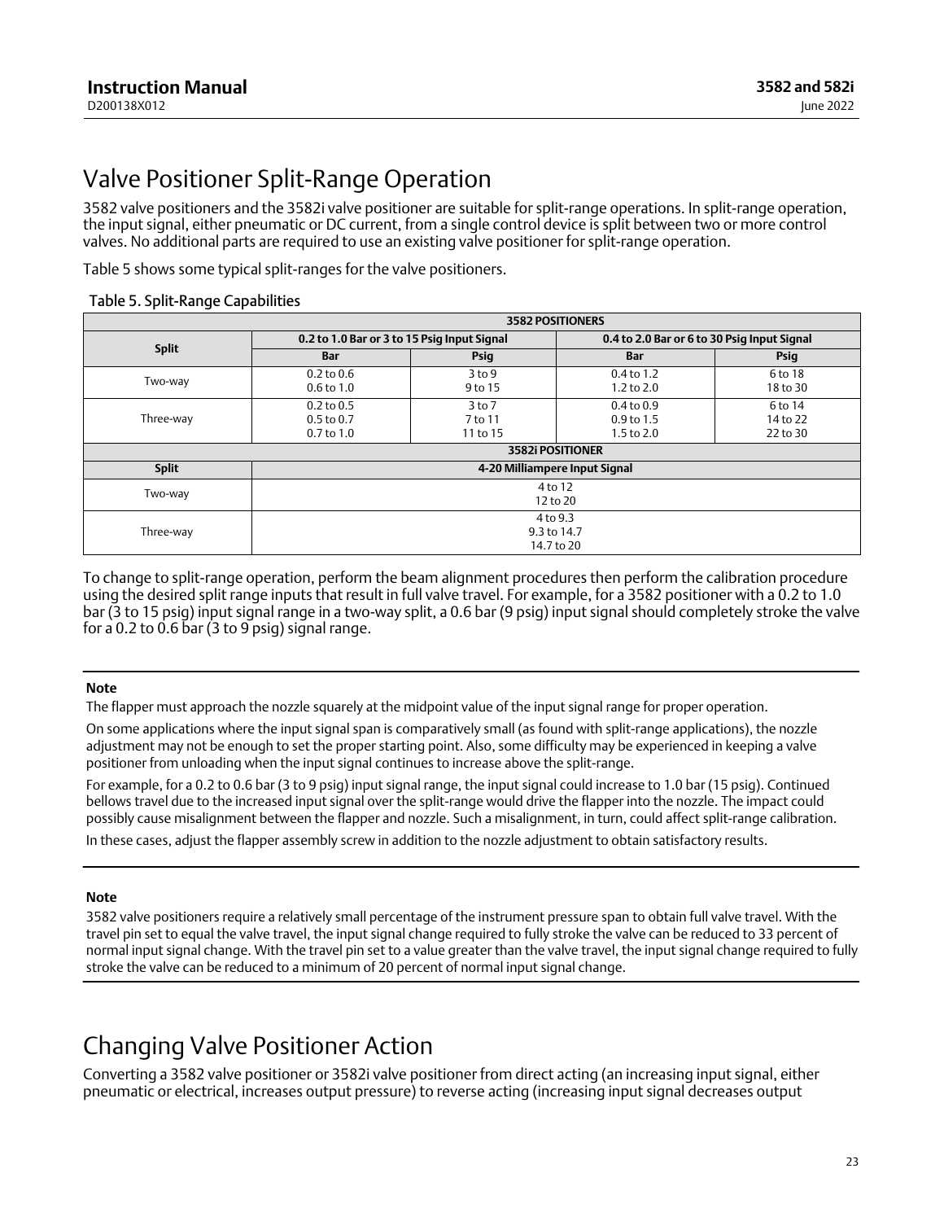# Valve Positioner Split-Range Operation

3582 valve positioners and the 3582i valve positioner are suitable for split-range operations. In split-range operation, the input signal, either pneumatic or DC current, from a single control device is split between two or more control valves. No additional parts are required to use an existing valve positioner for split-range operation.

Table 5 shows some typical split-ranges for the valve positioners.

Table 5. Split-Range Capabilities

| 3582 POSITIONERS | | | | |
|---|---|---|---|---|
| Split | 0.2 to 1.0 Bar or 3 to 15 Psig Input Signal | | 0.4 to 2.0 Bar or 6 to 30 Psig Input Signal | |
| | Bar | Psig | Bar | Psig |
| Two-way | 0.2 to 0.6<br>0.6 to 1.0 | 3 to 9<br>9 to 15 | 0.4 to 1.2<br>1.2 to 2.0 | 6 to 18<br>18 to 30 |
| Three-way | 0.2 to 0.5<br>0.5 to 0.7<br>0.7 to 1.0 | 3 to 7<br>7 to 11<br>11 to 15 | 0.4 to 0.9<br>0.9 to 1.5<br>1.5 to 2.0 | 6 to 14<br>14 to 22<br>22 to 30 |
| **3582i POSITIONER** | | | | |
| **Split** | **4-20 Milliampere Input Signal** | | | |
| Two-way | 4 to 12<br>12 to 20 | | | |
| Three-way | 4 to 9.3<br>9.3 to 14.7<br>14.7 to 20 | | | |

To change to split-range operation, perform the beam alignment procedures then perform the calibration procedure using the desired split range inputs that result in full valve travel. For example, for a 3582 positioner with a 0.2 to 1.0 bar (3 to 15 psig) input signal range in a two-way split, a 0.6 bar (9 psig) input signal should completely stroke the valve for a 0.2 to 0.6 bar (3 to 9 psig) signal range.

---

**Note**

The flapper must approach the nozzle squarely at the midpoint value of the input signal range for proper operation.

On some applications where the input signal span is comparatively small (as found with split-range applications), the nozzle adjustment may not be enough to set the proper starting point. Also, some difficulty may be experienced in keeping a valve positioner from unloading when the input signal continues to increase above the split-range.

For example, for a 0.2 to 0.6 bar (3 to 9 psig) input signal range, the input signal could increase to 1.0 bar (15 psig). Continued bellows travel due to the increased input signal over the split-range would drive the flapper into the nozzle. The impact could possibly cause misalignment between the flapper and nozzle. Such a misalignment, in turn, could affect split-range calibration.

In these cases, adjust the flapper assembly screw in addition to the nozzle adjustment to obtain satisfactory results.

---

**Note**

3582 valve positioners require a relatively small percentage of the instrument pressure span to obtain full valve travel. With the travel pin set to equal the valve travel, the input signal change required to fully stroke the valve can be reduced to 33 percent of normal input signal change. With the travel pin set to a value greater than the valve travel, the input signal change required to fully stroke the valve can be reduced to a minimum of 20 percent of normal input signal change.

---

# Changing Valve Positioner Action

Converting a 3582 valve positioner or 3582i valve positioner from direct acting (an increasing input signal, either pneumatic or electrical, increases output pressure) to reverse acting (increasing input signal decreases output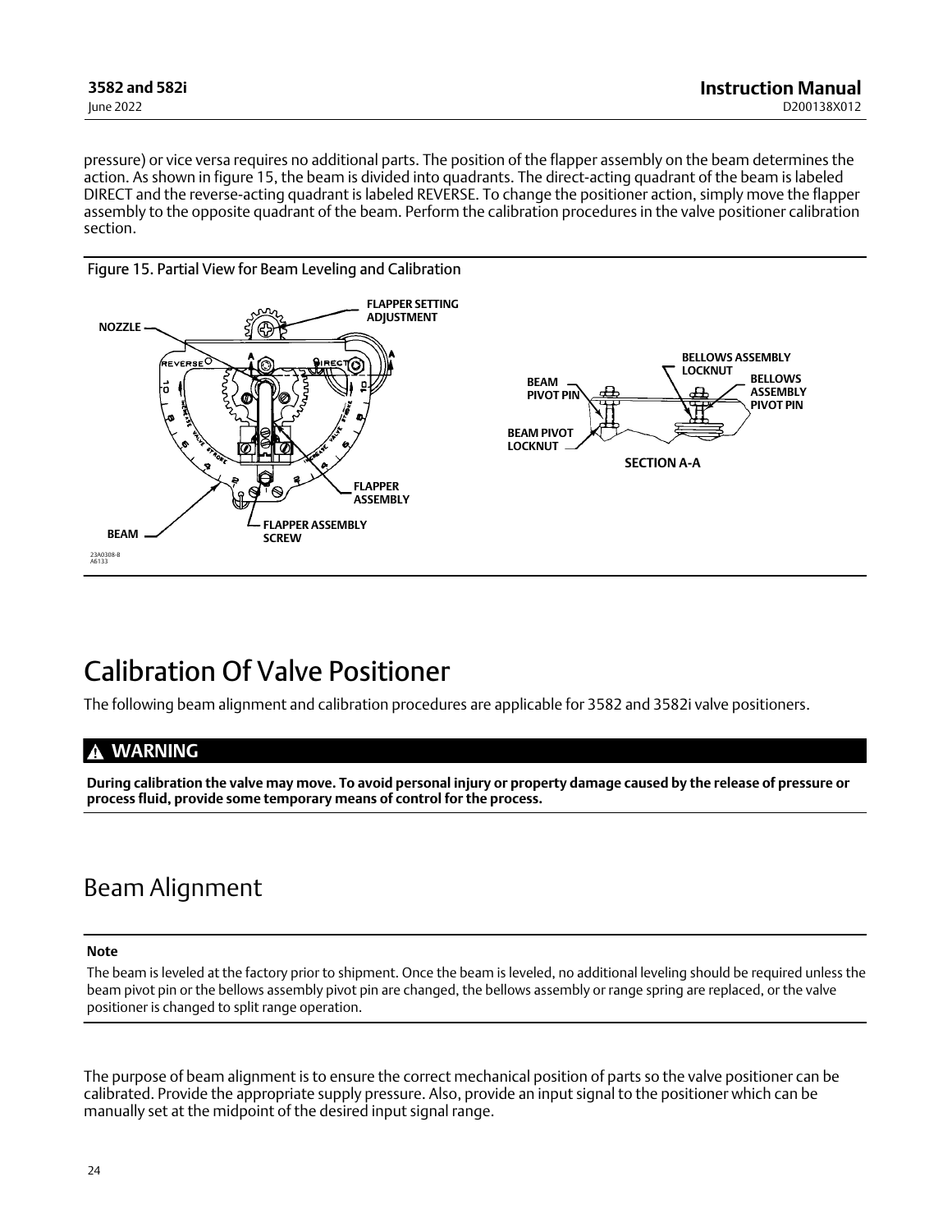pressure) or vice versa requires no additional parts. The position of the flapper assembly on the beam determines the action. As shown in figure 15, the beam is divided into quadrants. The direct-acting quadrant of the beam is labeled DIRECT and the reverse-acting quadrant is labeled REVERSE. To change the positioner action, simply move the flapper assembly to the opposite quadrant of the beam. Perform the calibration procedures in the valve positioner calibration section.

Figure 15. Partial View for Beam Leveling and Calibration

# Calibration Of Valve Positioner

The following beam alignment and calibration procedures are applicable for 3582 and 3582i valve positioners.

**WARNING**

**During calibration the valve may move. To avoid personal injury or property damage caused by the release of pressure or process fluid, provide some temporary means of control for the process.**

## Beam Alignment

**Note**

The beam is leveled at the factory prior to shipment. Once the beam is leveled, no additional leveling should be required unless the beam pivot pin or the bellows assembly pivot pin are changed, the bellows assembly or range spring are replaced, or the valve positioner is changed to split range operation.

The purpose of beam alignment is to ensure the correct mechanical position of parts so the valve positioner can be calibrated. Provide the appropriate supply pressure. Also, provide an input signal to the positioner which can be manually set at the midpoint of the desired input signal range.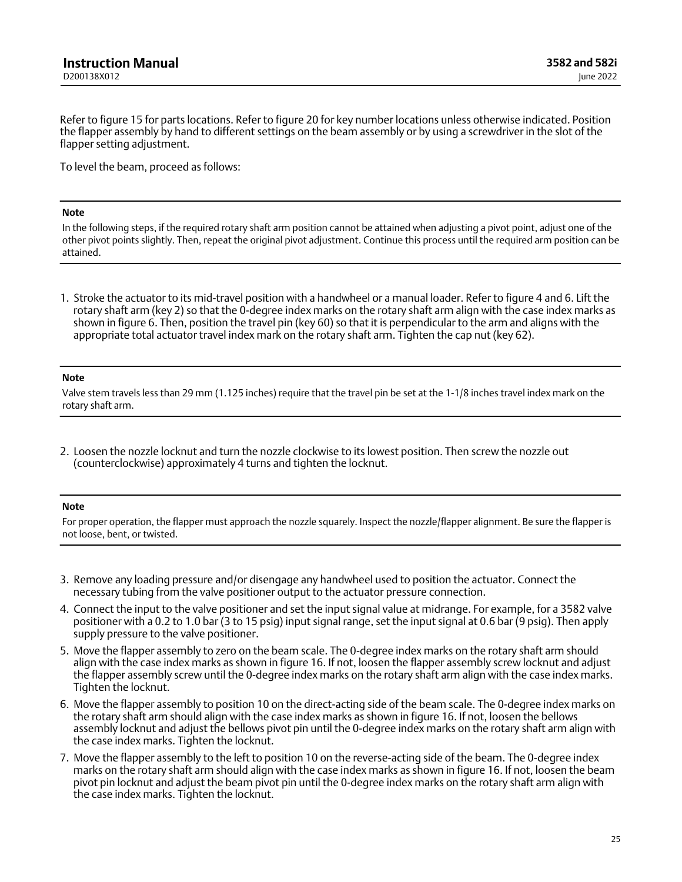Refer to figure 15 for parts locations. Refer to figure 20 for key number locations unless otherwise indicated. Position the flapper assembly by hand to different settings on the beam assembly or by using a screwdriver in the slot of the flapper setting adjustment.

To level the beam, proceed as follows:

---

**Note**

In the following steps, if the required rotary shaft arm position cannot be attained when adjusting a pivot point, adjust one of the other pivot points slightly. Then, repeat the original pivot adjustment. Continue this process until the required arm position can be attained.

---

1. Stroke the actuator to its mid-travel position with a handwheel or a manual loader. Refer to figure 4 and 6. Lift the rotary shaft arm (key 2) so that the 0-degree index marks on the rotary shaft arm align with the case index marks as shown in figure 6. Then, position the travel pin (key 60) so that it is perpendicular to the arm and aligns with the appropriate total actuator travel index mark on the rotary shaft arm. Tighten the cap nut (key 62).

---

**Note**

Valve stem travels less than 29 mm (1.125 inches) require that the travel pin be set at the 1-1/8 inches travel index mark on the rotary shaft arm.

---

2. Loosen the nozzle locknut and turn the nozzle clockwise to its lowest position. Then screw the nozzle out (counterclockwise) approximately 4 turns and tighten the locknut.

---

**Note**

For proper operation, the flapper must approach the nozzle squarely. Inspect the nozzle/flapper alignment. Be sure the flapper is not loose, bent, or twisted.

---

3. Remove any loading pressure and/or disengage any handwheel used to position the actuator. Connect the necessary tubing from the valve positioner output to the actuator pressure connection.
4. Connect the input to the valve positioner and set the input signal value at midrange. For example, for a 3582 valve positioner with a 0.2 to 1.0 bar (3 to 15 psig) input signal range, set the input signal at 0.6 bar (9 psig). Then apply supply pressure to the valve positioner.
5. Move the flapper assembly to zero on the beam scale. The 0-degree index marks on the rotary shaft arm should align with the case index marks as shown in figure 16. If not, loosen the flapper assembly screw locknut and adjust the flapper assembly screw until the 0-degree index marks on the rotary shaft arm align with the case index marks. Tighten the locknut.
6. Move the flapper assembly to position 10 on the direct-acting side of the beam scale. The 0-degree index marks on the rotary shaft arm should align with the case index marks as shown in figure 16. If not, loosen the bellows assembly locknut and adjust the bellows pivot pin until the 0-degree index marks on the rotary shaft arm align with the case index marks. Tighten the locknut.
7. Move the flapper assembly to the left to position 10 on the reverse-acting side of the beam. The 0-degree index marks on the rotary shaft arm should align with the case index marks as shown in figure 16. If not, loosen the beam pivot pin locknut and adjust the beam pivot pin until the 0-degree index marks on the rotary shaft arm align with the case index marks. Tighten the locknut.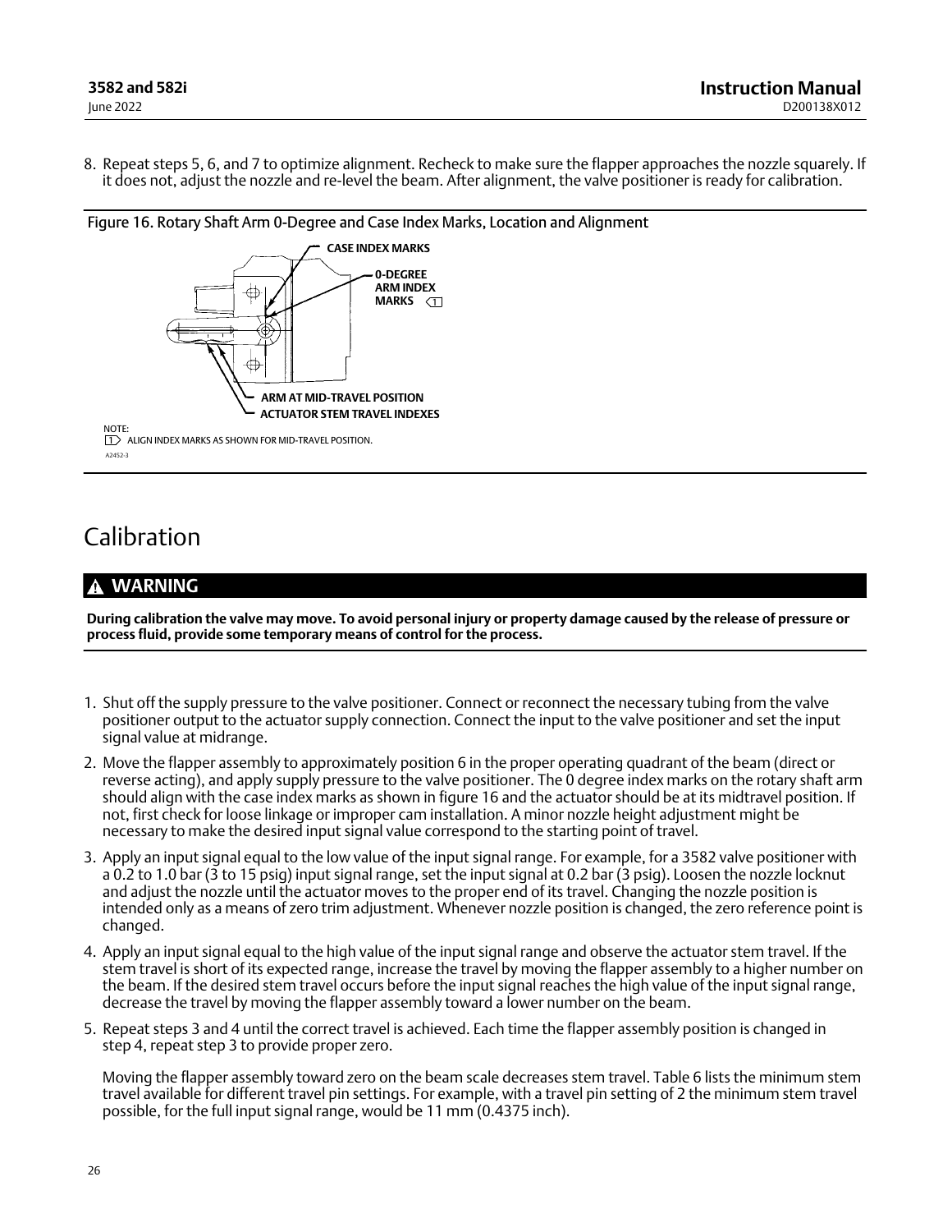8. Repeat steps 5, 6, and 7 to optimize alignment. Recheck to make sure the flapper approaches the nozzle squarely. If it does not, adjust the nozzle and re-level the beam. After alignment, the valve positioner is ready for calibration.

Figure 16. Rotary Shaft Arm 0-Degree and Case Index Marks, Location and Alignment

CASE INDEX MARKS

0-DEGREE ARM INDEX MARKS [1]

ARM AT MID-TRAVEL POSITION

ACTUATOR STEM TRAVEL INDEXES

NOTE:
[1] ALIGN INDEX MARKS AS SHOWN FOR MID-TRAVEL POSITION.

A2452-3

# Calibration

**⚠ WARNING**

**During calibration the valve may move. To avoid personal injury or property damage caused by the release of pressure or process fluid, provide some temporary means of control for the process.**

1. Shut off the supply pressure to the valve positioner. Connect or reconnect the necessary tubing from the valve positioner output to the actuator supply connection. Connect the input to the valve positioner and set the input signal value at midrange.
2. Move the flapper assembly to approximately position 6 in the proper operating quadrant of the beam (direct or reverse acting), and apply supply pressure to the valve positioner. The 0 degree index marks on the rotary shaft arm should align with the case index marks as shown in figure 16 and the actuator should be at its midtravel position. If not, first check for loose linkage or improper cam installation. A minor nozzle height adjustment might be necessary to make the desired input signal value correspond to the starting point of travel.
3. Apply an input signal equal to the low value of the input signal range. For example, for a 3582 valve positioner with a 0.2 to 1.0 bar (3 to 15 psig) input signal range, set the input signal at 0.2 bar (3 psig). Loosen the nozzle locknut and adjust the nozzle until the actuator moves to the proper end of its travel. Changing the nozzle position is intended only as a means of zero trim adjustment. Whenever nozzle position is changed, the zero reference point is changed.
4. Apply an input signal equal to the high value of the input signal range and observe the actuator stem travel. If the stem travel is short of its expected range, increase the travel by moving the flapper assembly to a higher number on the beam. If the desired stem travel occurs before the input signal reaches the high value of the input signal range, decrease the travel by moving the flapper assembly toward a lower number on the beam.
5. Repeat steps 3 and 4 until the correct travel is achieved. Each time the flapper assembly position is changed in step 4, repeat step 3 to provide proper zero.

   Moving the flapper assembly toward zero on the beam scale decreases stem travel. Table 6 lists the minimum stem travel available for different travel pin settings. For example, with a travel pin setting of 2 the minimum stem travel possible, for the full input signal range, would be 11 mm (0.4375 inch).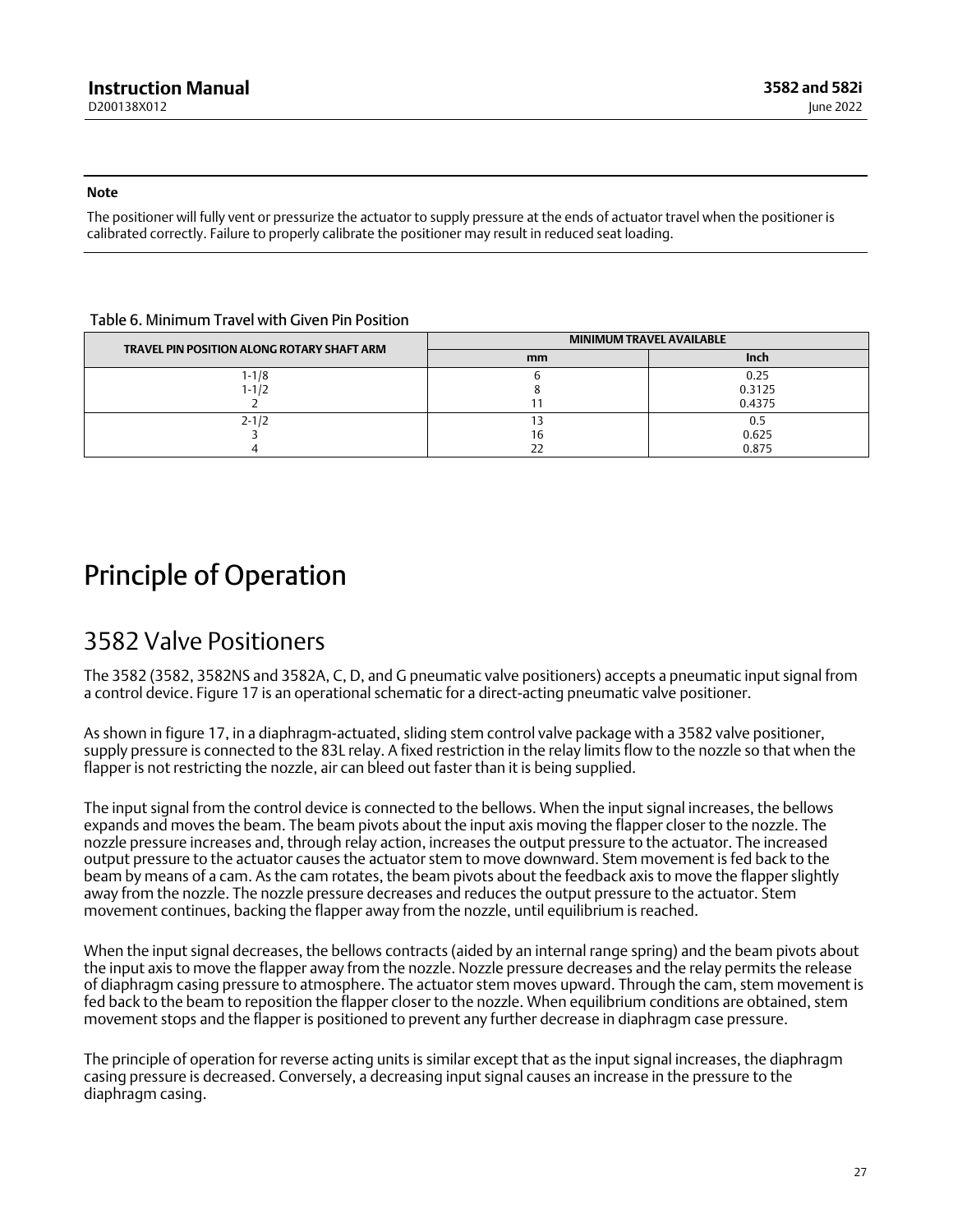**Note**

The positioner will fully vent or pressurize the actuator to supply pressure at the ends of actuator travel when the positioner is calibrated correctly. Failure to properly calibrate the positioner may result in reduced seat loading.

Table 6. Minimum Travel with Given Pin Position

| TRAVEL PIN POSITION ALONG ROTARY SHAFT ARM | MINIMUM TRAVEL AVAILABLE | |
|---|---|---|
| | mm | Inch |
| 1-1/8 | 6 | 0.25 |
| 1-1/2 | 8 | 0.3125 |
| 2 | 11 | 0.4375 |
| 2-1/2 | 13 | 0.5 |
| 3 | 16 | 0.625 |
| 4 | 22 | 0.875 |

# Principle of Operation

## 3582 Valve Positioners

The 3582 (3582, 3582NS and 3582A, C, D, and G pneumatic valve positioners) accepts a pneumatic input signal from a control device. Figure 17 is an operational schematic for a direct-acting pneumatic valve positioner.

As shown in figure 17, in a diaphragm-actuated, sliding stem control valve package with a 3582 valve positioner, supply pressure is connected to the 83L relay. A fixed restriction in the relay limits flow to the nozzle so that when the flapper is not restricting the nozzle, air can bleed out faster than it is being supplied.

The input signal from the control device is connected to the bellows. When the input signal increases, the bellows expands and moves the beam. The beam pivots about the input axis moving the flapper closer to the nozzle. The nozzle pressure increases and, through relay action, increases the output pressure to the actuator. The increased output pressure to the actuator causes the actuator stem to move downward. Stem movement is fed back to the beam by means of a cam. As the cam rotates, the beam pivots about the feedback axis to move the flapper slightly away from the nozzle. The nozzle pressure decreases and reduces the output pressure to the actuator. Stem movement continues, backing the flapper away from the nozzle, until equilibrium is reached.

When the input signal decreases, the bellows contracts (aided by an internal range spring) and the beam pivots about the input axis to move the flapper away from the nozzle. Nozzle pressure decreases and the relay permits the release of diaphragm casing pressure to atmosphere. The actuator stem moves upward. Through the cam, stem movement is fed back to the beam to reposition the flapper closer to the nozzle. When equilibrium conditions are obtained, stem movement stops and the flapper is positioned to prevent any further decrease in diaphragm case pressure.

The principle of operation for reverse acting units is similar except that as the input signal increases, the diaphragm casing pressure is decreased. Conversely, a decreasing input signal causes an increase in the pressure to the diaphragm casing.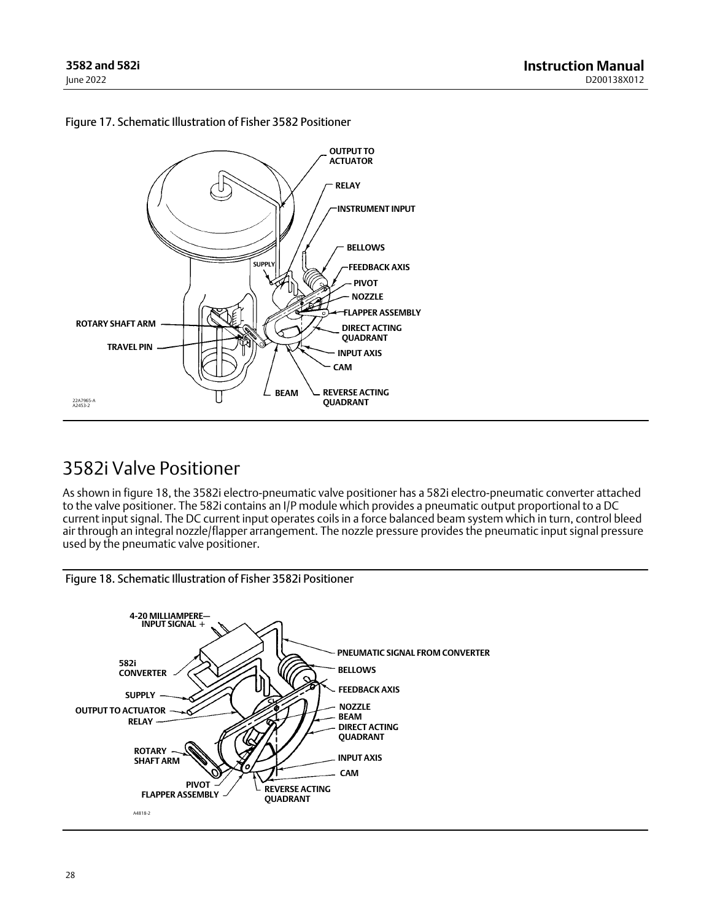Figure 17. Schematic Illustration of Fisher 3582 Positioner

# 3582i Valve Positioner

As shown in figure 18, the 3582i electro‐pneumatic valve positioner has a 582i electro‐pneumatic converter attached to the valve positioner. The 582i contains an I/P module which provides a pneumatic output proportional to a DC current input signal. The DC current input operates coils in a force balanced beam system which in turn, control bleed air through an integral nozzle/flapper arrangement. The nozzle pressure provides the pneumatic input signal pressure used by the pneumatic valve positioner.

Figure 18. Schematic Illustration of Fisher 3582i Positioner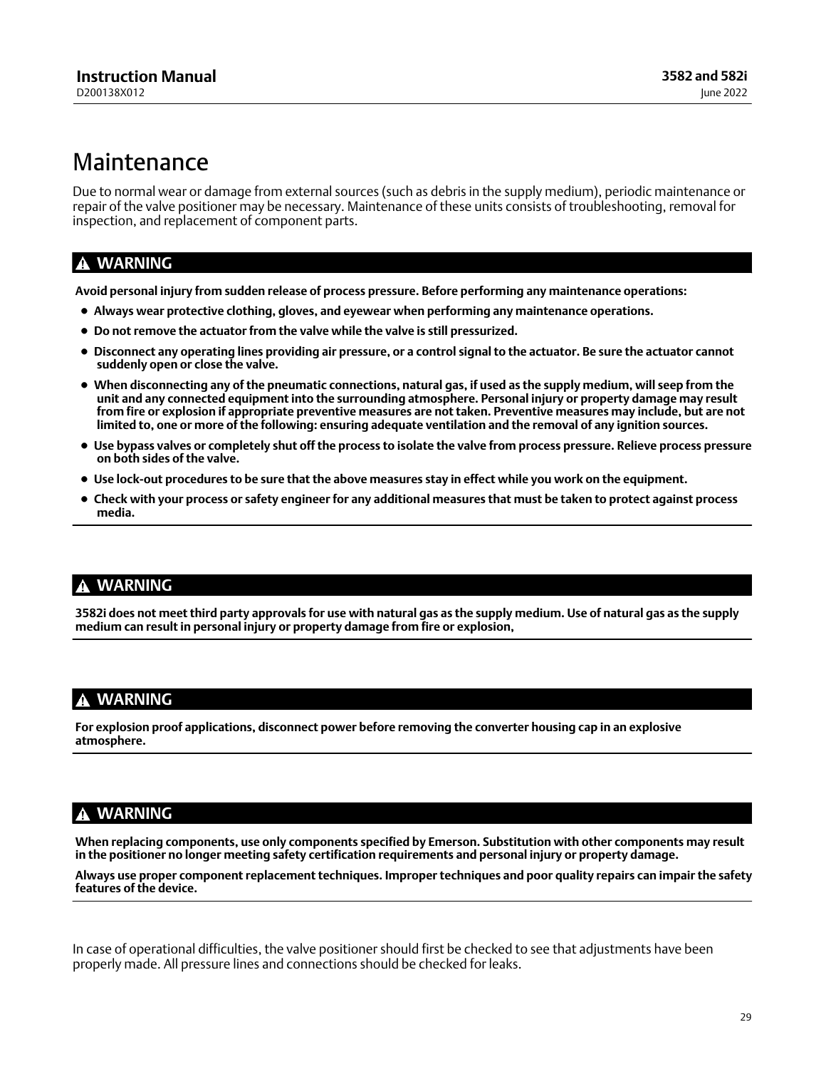# Maintenance

Due to normal wear or damage from external sources (such as debris in the supply medium), periodic maintenance or repair of the valve positioner may be necessary. Maintenance of these units consists of troubleshooting, removal for inspection, and replacement of component parts.

## ⚠ WARNING

**Avoid personal injury from sudden release of process pressure. Before performing any maintenance operations:**

- **Always wear protective clothing, gloves, and eyewear when performing any maintenance operations.**
- **Do not remove the actuator from the valve while the valve is still pressurized.**
- **Disconnect any operating lines providing air pressure, or a control signal to the actuator. Be sure the actuator cannot suddenly open or close the valve.**
- **When disconnecting any of the pneumatic connections, natural gas, if used as the supply medium, will seep from the unit and any connected equipment into the surrounding atmosphere. Personal injury or property damage may result from fire or explosion if appropriate preventive measures are not taken. Preventive measures may include, but are not limited to, one or more of the following: ensuring adequate ventilation and the removal of any ignition sources.**
- **Use bypass valves or completely shut off the process to isolate the valve from process pressure. Relieve process pressure on both sides of the valve.**
- **Use lock-out procedures to be sure that the above measures stay in effect while you work on the equipment.**
- **Check with your process or safety engineer for any additional measures that must be taken to protect against process media.**

## ⚠ WARNING

**3582i does not meet third party approvals for use with natural gas as the supply medium. Use of natural gas as the supply medium can result in personal injury or property damage from fire or explosion,**

## ⚠ WARNING

**For explosion proof applications, disconnect power before removing the converter housing cap in an explosive atmosphere.**

## ⚠ WARNING

**When replacing components, use only components specified by Emerson. Substitution with other components may result in the positioner no longer meeting safety certification requirements and personal injury or property damage.**

**Always use proper component replacement techniques. Improper techniques and poor quality repairs can impair the safety features of the device.**

In case of operational difficulties, the valve positioner should first be checked to see that adjustments have been properly made. All pressure lines and connections should be checked for leaks.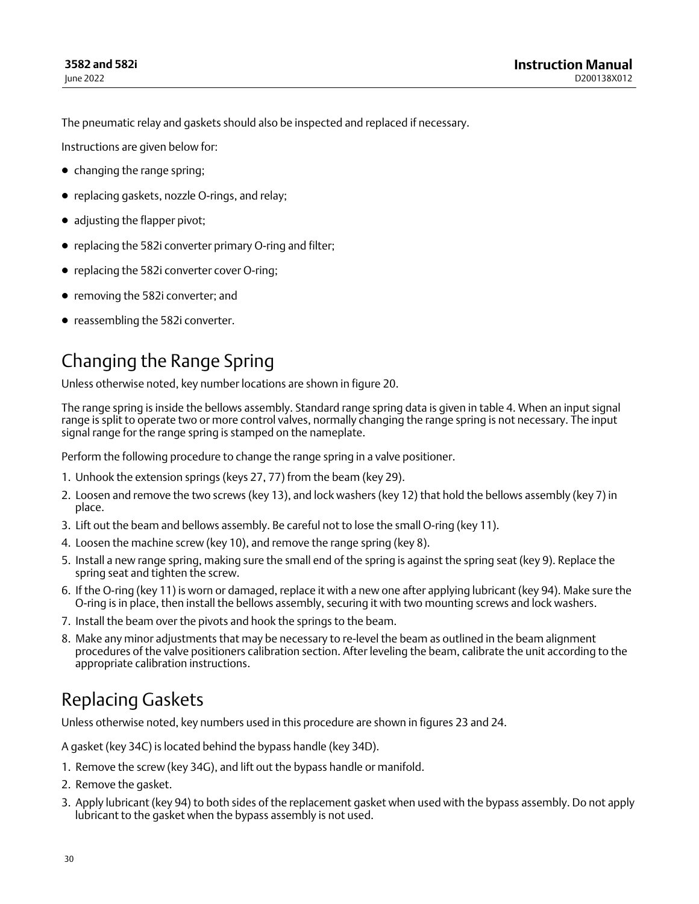The pneumatic relay and gaskets should also be inspected and replaced if necessary.

Instructions are given below for:

- changing the range spring;
- replacing gaskets, nozzle O-rings, and relay;
- adjusting the flapper pivot;
- replacing the 582i converter primary O-ring and filter;
- replacing the 582i converter cover O-ring;
- removing the 582i converter; and
- reassembling the 582i converter.

## Changing the Range Spring

Unless otherwise noted, key number locations are shown in figure 20.

The range spring is inside the bellows assembly. Standard range spring data is given in table 4. When an input signal range is split to operate two or more control valves, normally changing the range spring is not necessary. The input signal range for the range spring is stamped on the nameplate.

Perform the following procedure to change the range spring in a valve positioner.

1. Unhook the extension springs (keys 27, 77) from the beam (key 29).
2. Loosen and remove the two screws (key 13), and lock washers (key 12) that hold the bellows assembly (key 7) in place.
3. Lift out the beam and bellows assembly. Be careful not to lose the small O-ring (key 11).
4. Loosen the machine screw (key 10), and remove the range spring (key 8).
5. Install a new range spring, making sure the small end of the spring is against the spring seat (key 9). Replace the spring seat and tighten the screw.
6. If the O-ring (key 11) is worn or damaged, replace it with a new one after applying lubricant (key 94). Make sure the O-ring is in place, then install the bellows assembly, securing it with two mounting screws and lock washers.
7. Install the beam over the pivots and hook the springs to the beam.
8. Make any minor adjustments that may be necessary to re-level the beam as outlined in the beam alignment procedures of the valve positioners calibration section. After leveling the beam, calibrate the unit according to the appropriate calibration instructions.

## Replacing Gaskets

Unless otherwise noted, key numbers used in this procedure are shown in figures 23 and 24.

A gasket (key 34C) is located behind the bypass handle (key 34D).

1. Remove the screw (key 34G), and lift out the bypass handle or manifold.
2. Remove the gasket.
3. Apply lubricant (key 94) to both sides of the replacement gasket when used with the bypass assembly. Do not apply lubricant to the gasket when the bypass assembly is not used.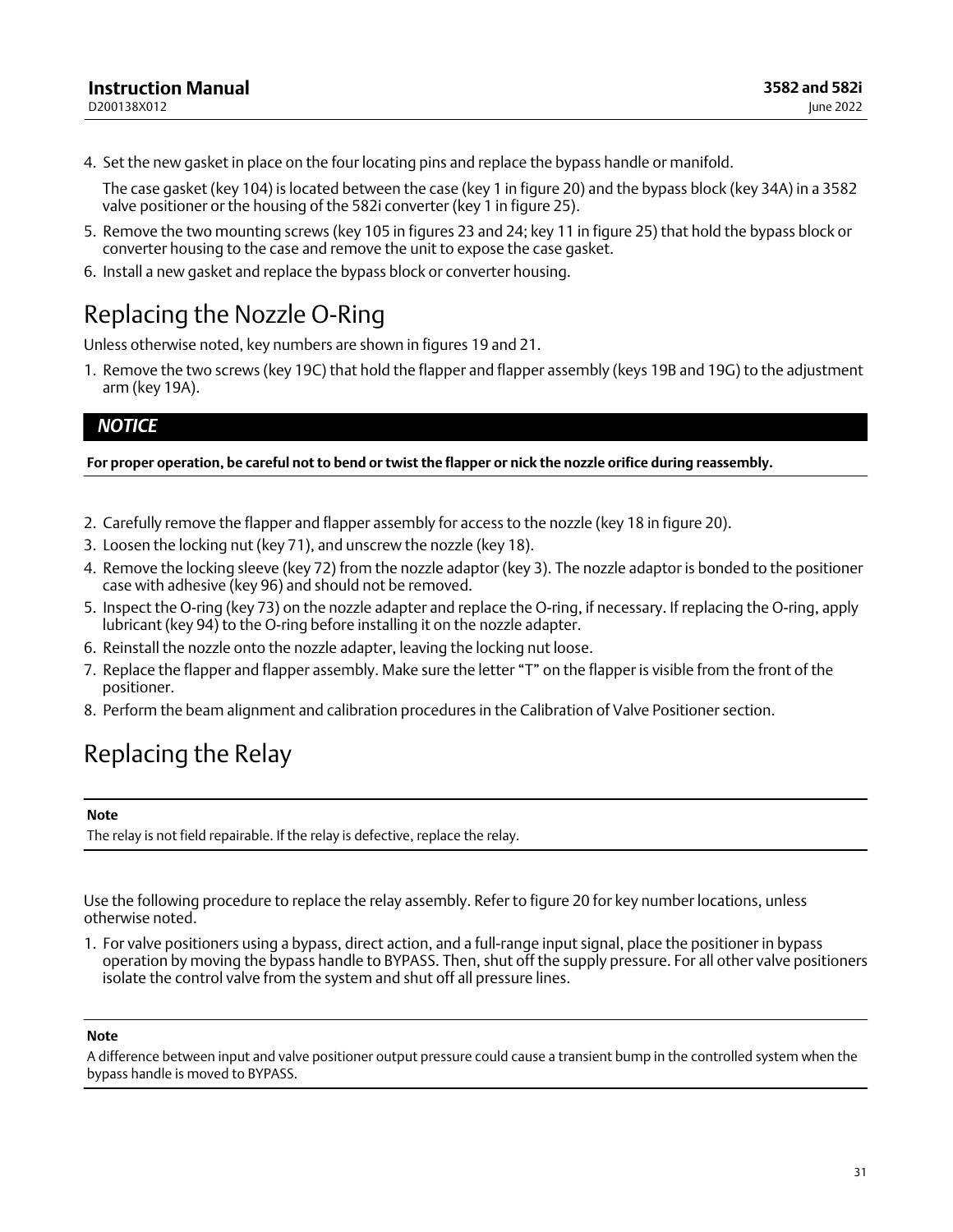4. Set the new gasket in place on the four locating pins and replace the bypass handle or manifold.

   The case gasket (key 104) is located between the case (key 1 in figure 20) and the bypass block (key 34A) in a 3582 valve positioner or the housing of the 582i converter (key 1 in figure 25).

5. Remove the two mounting screws (key 105 in figures 23 and 24; key 11 in figure 25) that hold the bypass block or converter housing to the case and remove the unit to expose the case gasket.
6. Install a new gasket and replace the bypass block or converter housing.

# Replacing the Nozzle O-Ring

Unless otherwise noted, key numbers are shown in figures 19 and 21.

1. Remove the two screws (key 19C) that hold the flapper and flapper assembly (keys 19B and 19G) to the adjustment arm (key 19A).

***NOTICE***

**For proper operation, be careful not to bend or twist the flapper or nick the nozzle orifice during reassembly.**

2. Carefully remove the flapper and flapper assembly for access to the nozzle (key 18 in figure 20).
3. Loosen the locking nut (key 71), and unscrew the nozzle (key 18).
4. Remove the locking sleeve (key 72) from the nozzle adaptor (key 3). The nozzle adaptor is bonded to the positioner case with adhesive (key 96) and should not be removed.
5. Inspect the O-ring (key 73) on the nozzle adapter and replace the O-ring, if necessary. If replacing the O-ring, apply lubricant (key 94) to the O-ring before installing it on the nozzle adapter.
6. Reinstall the nozzle onto the nozzle adapter, leaving the locking nut loose.
7. Replace the flapper and flapper assembly. Make sure the letter “T” on the flapper is visible from the front of the positioner.
8. Perform the beam alignment and calibration procedures in the Calibration of Valve Positioner section.

# Replacing the Relay

**Note**

The relay is not field repairable. If the relay is defective, replace the relay.

Use the following procedure to replace the relay assembly. Refer to figure 20 for key number locations, unless otherwise noted.

1. For valve positioners using a bypass, direct action, and a full-range input signal, place the positioner in bypass operation by moving the bypass handle to BYPASS. Then, shut off the supply pressure. For all other valve positioners isolate the control valve from the system and shut off all pressure lines.

**Note**

A difference between input and valve positioner output pressure could cause a transient bump in the controlled system when the bypass handle is moved to BYPASS.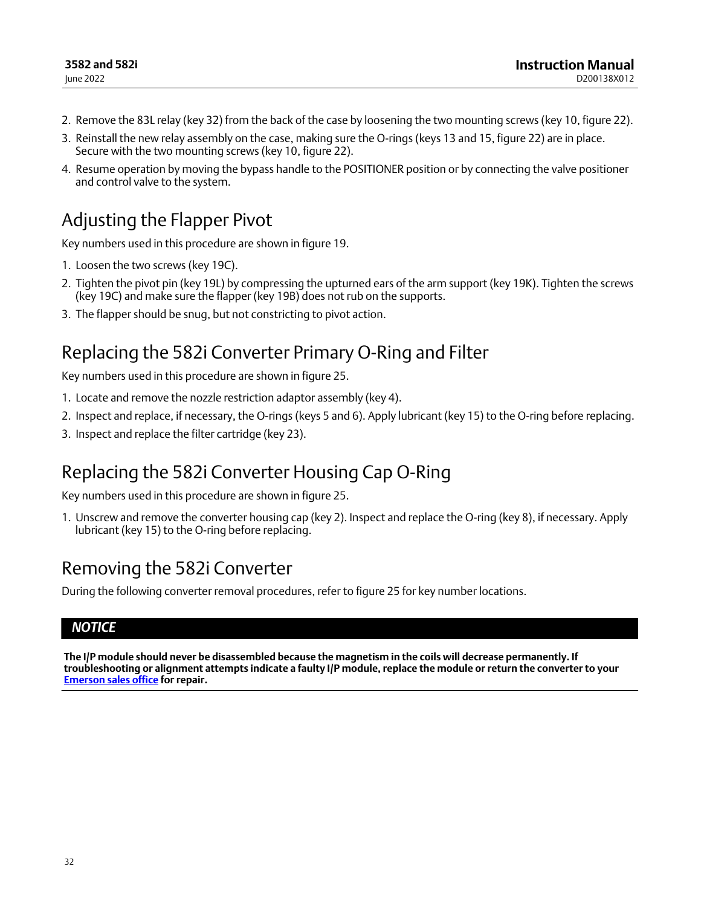2. Remove the 83L relay (key 32) from the back of the case by loosening the two mounting screws (key 10, figure 22).
3. Reinstall the new relay assembly on the case, making sure the O-rings (keys 13 and 15, figure 22) are in place. Secure with the two mounting screws (key 10, figure 22).
4. Resume operation by moving the bypass handle to the POSITIONER position or by connecting the valve positioner and control valve to the system.

## Adjusting the Flapper Pivot

Key numbers used in this procedure are shown in figure 19.

1. Loosen the two screws (key 19C).
2. Tighten the pivot pin (key 19L) by compressing the upturned ears of the arm support (key 19K). Tighten the screws (key 19C) and make sure the flapper (key 19B) does not rub on the supports.
3. The flapper should be snug, but not constricting to pivot action.

## Replacing the 582i Converter Primary O-Ring and Filter

Key numbers used in this procedure are shown in figure 25.

1. Locate and remove the nozzle restriction adaptor assembly (key 4).
2. Inspect and replace, if necessary, the O-rings (keys 5 and 6). Apply lubricant (key 15) to the O-ring before replacing.
3. Inspect and replace the filter cartridge (key 23).

## Replacing the 582i Converter Housing Cap O-Ring

Key numbers used in this procedure are shown in figure 25.

1. Unscrew and remove the converter housing cap (key 2). Inspect and replace the O-ring (key 8), if necessary. Apply lubricant (key 15) to the O-ring before replacing.

## Removing the 582i Converter

During the following converter removal procedures, refer to figure 25 for key number locations.

***NOTICE***

**The I/P module should never be disassembled because the magnetism in the coils will decrease permanently. If troubleshooting or alignment attempts indicate a faulty I/P module, replace the module or return the converter to your Emerson sales office for repair.**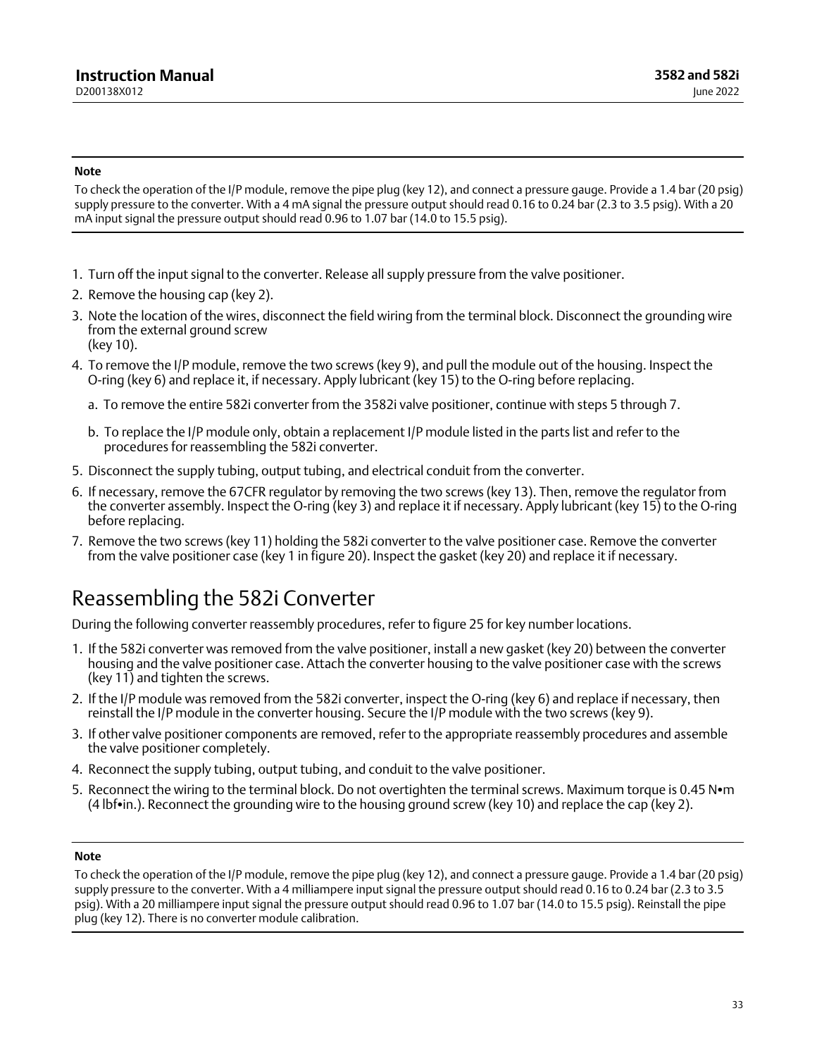**Note**

To check the operation of the I/P module, remove the pipe plug (key 12), and connect a pressure gauge. Provide a 1.4 bar (20 psig) supply pressure to the converter. With a 4 mA signal the pressure output should read 0.16 to 0.24 bar (2.3 to 3.5 psig). With a 20 mA input signal the pressure output should read 0.96 to 1.07 bar (14.0 to 15.5 psig).

1. Turn off the input signal to the converter. Release all supply pressure from the valve positioner.
2. Remove the housing cap (key 2).
3. Note the location of the wires, disconnect the field wiring from the terminal block. Disconnect the grounding wire from the external ground screw (key 10).
4. To remove the I/P module, remove the two screws (key 9), and pull the module out of the housing. Inspect the O-ring (key 6) and replace it, if necessary. Apply lubricant (key 15) to the O-ring before replacing.
   a. To remove the entire 582i converter from the 3582i valve positioner, continue with steps 5 through 7.
   b. To replace the I/P module only, obtain a replacement I/P module listed in the parts list and refer to the procedures for reassembling the 582i converter.
5. Disconnect the supply tubing, output tubing, and electrical conduit from the converter.
6. If necessary, remove the 67CFR regulator by removing the two screws (key 13). Then, remove the regulator from the converter assembly. Inspect the O-ring (key 3) and replace it if necessary. Apply lubricant (key 15) to the O-ring before replacing.
7. Remove the two screws (key 11) holding the 582i converter to the valve positioner case. Remove the converter from the valve positioner case (key 1 in figure 20). Inspect the gasket (key 20) and replace it if necessary.

# Reassembling the 582i Converter

During the following converter reassembly procedures, refer to figure 25 for key number locations.

1. If the 582i converter was removed from the valve positioner, install a new gasket (key 20) between the converter housing and the valve positioner case. Attach the converter housing to the valve positioner case with the screws (key 11) and tighten the screws.
2. If the I/P module was removed from the 582i converter, inspect the O-ring (key 6) and replace if necessary, then reinstall the I/P module in the converter housing. Secure the I/P module with the two screws (key 9).
3. If other valve positioner components are removed, refer to the appropriate reassembly procedures and assemble the valve positioner completely.
4. Reconnect the supply tubing, output tubing, and conduit to the valve positioner.
5. Reconnect the wiring to the terminal block. Do not overtighten the terminal screws. Maximum torque is 0.45 N•m (4 lbf•in.). Reconnect the grounding wire to the housing ground screw (key 10) and replace the cap (key 2).

**Note**

To check the operation of the I/P module, remove the pipe plug (key 12), and connect a pressure gauge. Provide a 1.4 bar (20 psig) supply pressure to the converter. With a 4 milliampere input signal the pressure output should read 0.16 to 0.24 bar (2.3 to 3.5 psig). With a 20 milliampere input signal the pressure output should read 0.96 to 1.07 bar (14.0 to 15.5 psig). Reinstall the pipe plug (key 12). There is no converter module calibration.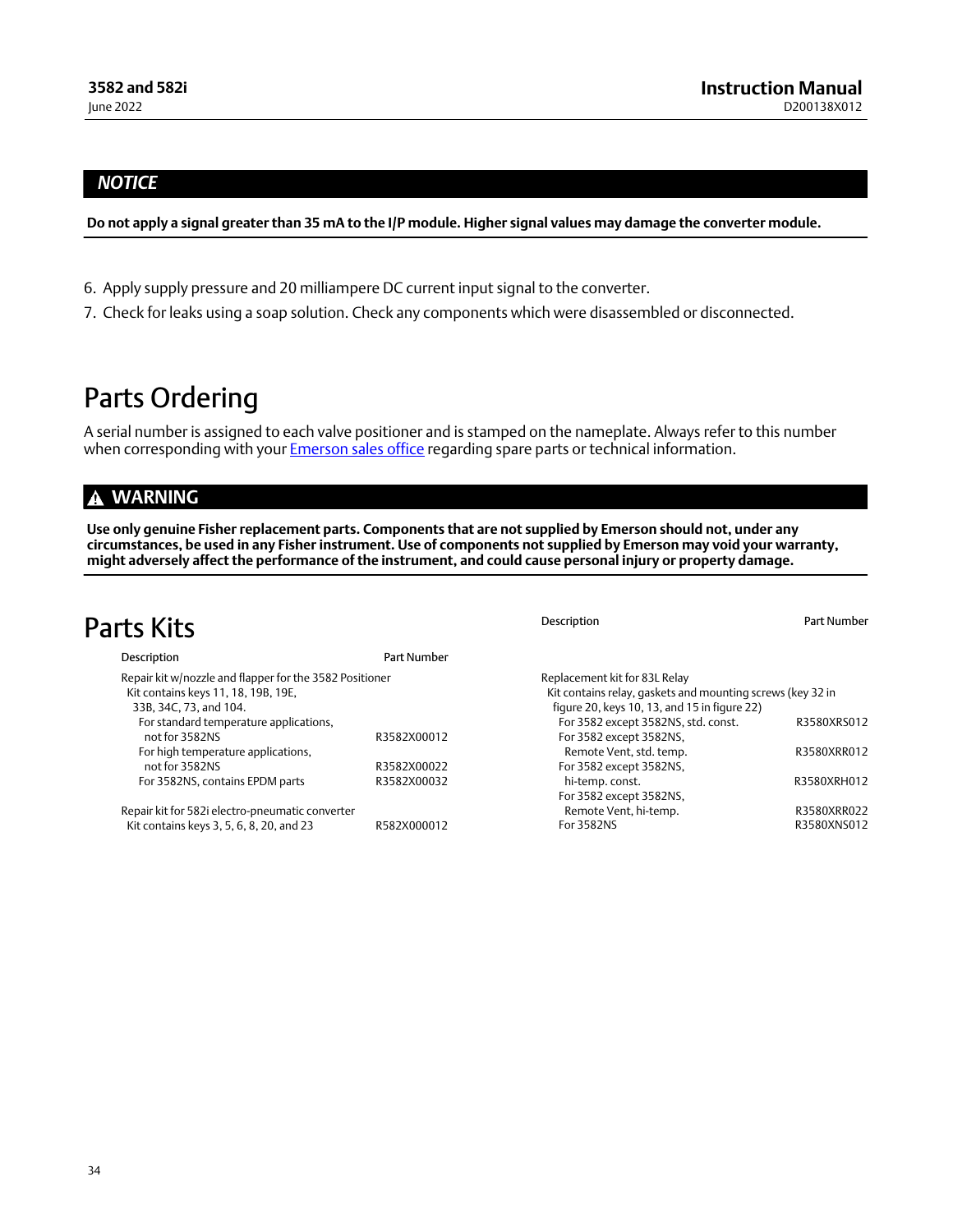**NOTICE**

**Do not apply a signal greater than 35 mA to the I/P module. Higher signal values may damage the converter module.**

6. Apply supply pressure and 20 milliampere DC current input signal to the converter.
7. Check for leaks using a soap solution. Check any components which were disassembled or disconnected.

# Parts Ordering

A serial number is assigned to each valve positioner and is stamped on the nameplate. Always refer to this number when corresponding with your Emerson sales office regarding spare parts or technical information.

**⚠ WARNING**

**Use only genuine Fisher replacement parts. Components that are not supplied by Emerson should not, under any circumstances, be used in any Fisher instrument. Use of components not supplied by Emerson may void your warranty, might adversely affect the performance of the instrument, and could cause personal injury or property damage.**

# Parts Kits

| Description | Part Number |
|---|---|
| Repair kit w/nozzle and flapper for the 3582 Positioner<br>Kit contains keys 11, 18, 19B, 19E, 33B, 34C, 73, and 104. | |
| For standard temperature applications, not for 3582NS | R3582X00012 |
| For high temperature applications, not for 3582NS | R3582X00022 |
| For 3582NS, contains EPDM parts | R3582X00032 |
| Repair kit for 582i electro-pneumatic converter<br>Kit contains keys 3, 5, 6, 8, 20, and 23 | R582X000012 |
| Replacement kit for 83L Relay<br>Kit contains relay, gaskets and mounting screws (key 32 in figure 20, keys 10, 13, and 15 in figure 22) | |
| For 3582 except 3582NS, std. const. | R3580XRS012 |
| For 3582 except 3582NS, Remote Vent, std. temp. | R3580XRR012 |
| For 3582 except 3582NS, hi-temp. const. | R3580XRH012 |
| For 3582 except 3582NS, Remote Vent, hi-temp. | R3580XRR022 |
| For 3582NS | R3580XNS012 |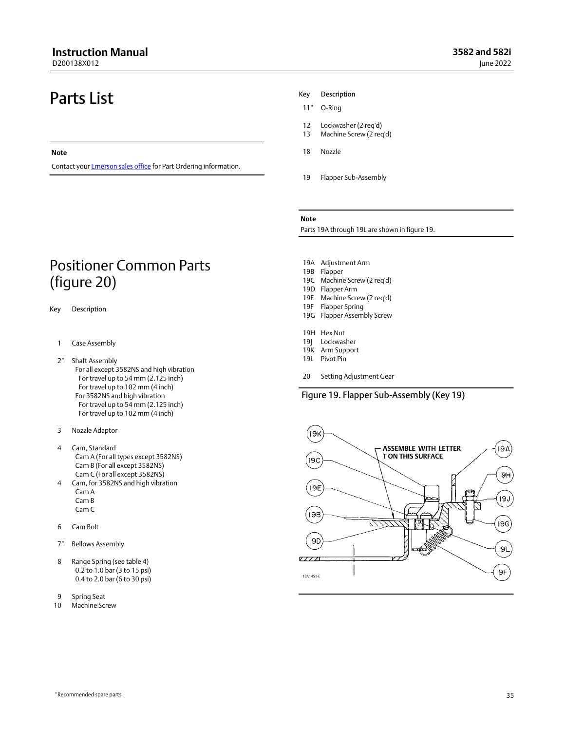# Parts List

**Note**

Contact your Emerson sales office for Part Ordering information.

## Positioner Common Parts (figure 20)

| Key | Description |
|---|---|
| 1 | Case Assembly |
| 2* | Shaft Assembly<br>For all except 3582NS and high vibration<br>For travel up to 54 mm (2.125 inch)<br>For travel up to 102 mm (4 inch)<br>For 3582NS and high vibration<br>For travel up to 54 mm (2.125 inch)<br>For travel up to 102 mm (4 inch) |
| 3 | Nozzle Adaptor |
| 4 | Cam, Standard<br>Cam A (For all types except 3582NS)<br>Cam B (For all except 3582NS)<br>Cam C (For all except 3582NS) |
| 4 | Cam, for 3582NS and high vibration<br>Cam A<br>Cam B<br>Cam C |
| 6 | Cam Bolt |
| 7* | Bellows Assembly |
| 8 | Range Spring (see table 4)<br>0.2 to 1.0 bar (3 to 15 psi)<br>0.4 to 2.0 bar (6 to 30 psi) |
| 9 | Spring Seat |
| 10 | Machine Screw |
| 11* | O-Ring |
| 12 | Lockwasher (2 req'd) |
| 13 | Machine Screw (2 req'd) |
| 18 | Nozzle |
| 19 | Flapper Sub-Assembly |

**Note**

Parts 19A through 19L are shown in figure 19.

| Key | Description |
|---|---|
| 19A | Adjustment Arm |
| 19B | Flapper |
| 19C | Machine Screw (2 req'd) |
| 19D | Flapper Arm |
| 19E | Machine Screw (2 req'd) |
| 19F | Flapper Spring |
| 19G | Flapper Assembly Screw |
| 19H | Hex Nut |
| 19J | Lockwasher |
| 19K | Arm Support |
| 19L | Pivot Pin |
| 20 | Setting Adjustment Gear |

Figure 19. Flapper Sub-Assembly (Key 19)

ASSEMBLE WITH LETTER T ON THIS SURFACE

13A1451-E

*Recommended spare parts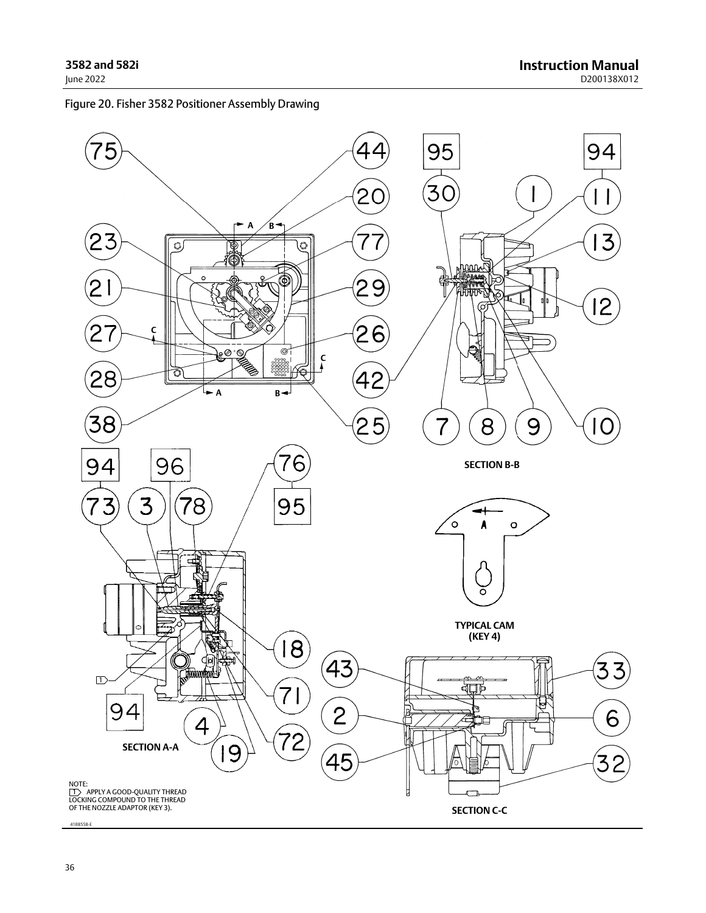Figure 20. Fisher 3582 Positioner Assembly Drawing

SECTION B-B

TYPICAL CAM (KEY 4)

SECTION A-A

SECTION C-C

NOTE:
1 APPLY A GOOD-QUALITY THREAD LOCKING COMPOUND TO THE THREAD OF THE NOZZLE ADAPTOR (KEY 3).

41B8558-E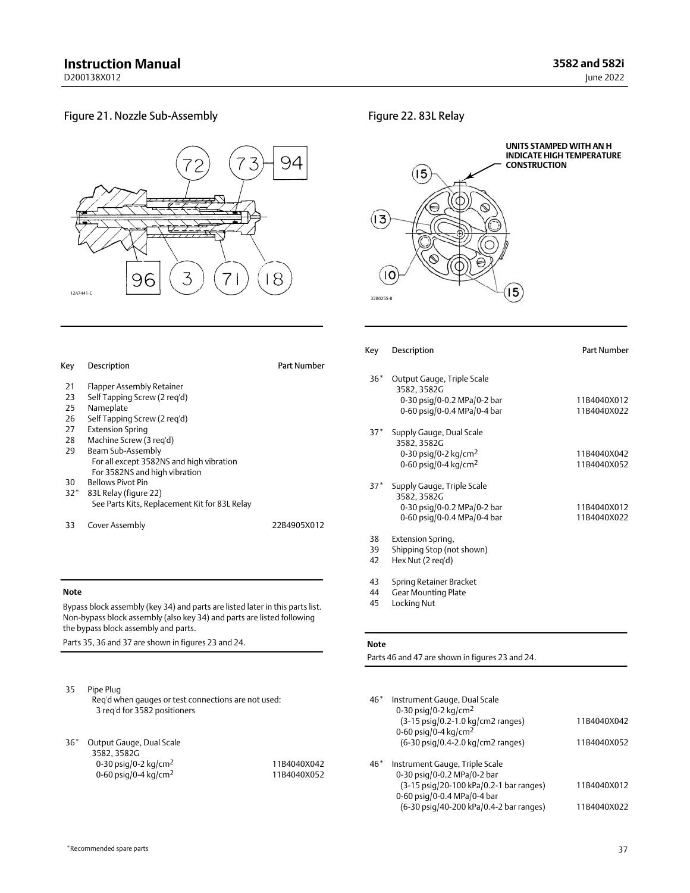Figure 21. Nozzle Sub-Assembly

Figure 22. 83L Relay

UNITS STAMPED WITH AN H INDICATE HIGH TEMPERATURE CONSTRUCTION

| Key | Description | Part Number |
|---|---|---|
| 21 | Flapper Assembly Retainer | |
| 23 | Self Tapping Screw (2 req'd) | |
| 25 | Nameplate | |
| 26 | Self Tapping Screw (2 req'd) | |
| 27 | Extension Spring | |
| 28 | Machine Screw (3 req'd) | |
| 29 | Beam Sub-Assembly<br>For all except 3582NS and high vibration<br>For 3582NS and high vibration | |
| 30 | Bellows Pivot Pin | |
| 32* | 83L Relay (figure 22)<br>See Parts Kits, Replacement Kit for 83L Relay | |
| 33 | Cover Assembly | 22B4905X012 |

**Note**

Bypass block assembly (key 34) and parts are listed later in this parts list. Non-bypass block assembly (also key 34) and parts are listed following the bypass block assembly and parts.

Parts 35, 36 and 37 are shown in figures 23 and 24.

| Key | Description | Part Number |
|---|---|---|
| 35 | Pipe Plug<br>Req'd when gauges or test connections are not used:<br>3 req'd for 3582 positioners | |
| 36* | Output Gauge, Dual Scale<br>3582, 3582G | |
| | 0-30 psig/0-2 kg/cm$^2$ | 11B4040X042 |
| | 0-60 psig/0-4 kg/cm$^2$ | 11B4040X052 |
| 36* | Output Gauge, Triple Scale<br>3582, 3582G | |
| | 0-30 psig/0-0.2 MPa/0-2 bar | 11B4040X012 |
| | 0-60 psig/0-0.4 MPa/0-4 bar | 11B4040X022 |
| 37* | Supply Gauge, Dual Scale<br>3582, 3582G | |
| | 0-30 psig/0-2 kg/cm$^2$ | 11B4040X042 |
| | 0-60 psig/0-4 kg/cm$^2$ | 11B4040X052 |
| 37* | Supply Gauge, Triple Scale<br>3582, 3582G | |
| | 0-30 psig/0-0.2 MPa/0-2 bar | 11B4040X012 |
| | 0-60 psig/0-0.4 MPa/0-4 bar | 11B4040X022 |
| 38 | Extension Spring, | |
| 39 | Shipping Stop (not shown) | |
| 42 | Hex Nut (2 req'd) | |
| 43 | Spring Retainer Bracket | |
| 44 | Gear Mounting Plate | |
| 45 | Locking Nut | |

**Note**

Parts 46 and 47 are shown in figures 23 and 24.

| Key | Description | Part Number |
|---|---|---|
| 46* | Instrument Gauge, Dual Scale | |
| | 0-30 psig/0-2 kg/cm$^2$<br>(3-15 psig/0.2-1.0 kg/cm2 ranges) | 11B4040X042 |
| | 0-60 psig/0-4 kg/cm$^2$<br>(6-30 psig/0.4-2.0 kg/cm2 ranges) | 11B4040X052 |
| 46* | Instrument Gauge, Triple Scale | |
| | 0-30 psig/0-0.2 MPa/0-2 bar<br>(3-15 psig/20-100 kPa/0.2-1 bar ranges) | 11B4040X012 |
| | 0-60 psig/0-0.4 MPa/0-4 bar<br>(6-30 psig/40-200 kPa/0.4-2 bar ranges) | 11B4040X022 |

*Recommended spare parts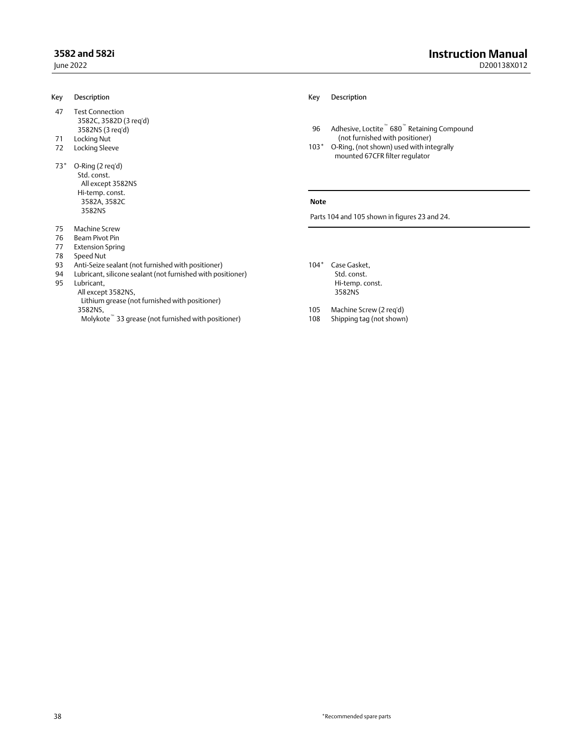| Key | Description |
|---|---|
| 47 | Test Connection<br>3582C, 3582D (3 req'd)<br>3582NS (3 req'd) |
| 71 | Locking Nut |
| 72 | Locking Sleeve |
| 73* | O-Ring (2 req'd)<br>Std. const.<br>All except 3582NS<br>Hi-temp. const.<br>3582A, 3582C<br>3582NS |
| 75 | Machine Screw |
| 76 | Beam Pivot Pin |
| 77 | Extension Spring |
| 78 | Speed Nut |
| 93 | Anti-Seize sealant (not furnished with positioner) |
| 94 | Lubricant, silicone sealant (not furnished with positioner) |
| 95 | Lubricant,<br>All except 3582NS,<br>Lithium grease (not furnished with positioner)<br>3582NS,<br>Molykote™ 33 grease (not furnished with positioner) |

| Key | Description |
|---|---|
| 96 | Adhesive, Loctite™ 680™ Retaining Compound (not furnished with positioner) |
| 103* | O-Ring, (not shown) used with integrally mounted 67CFR filter regulator |

**Note**

Parts 104 and 105 shown in figures 23 and 24.

| Key | Description |
|---|---|
| 104* | Case Gasket,<br>Std. const.<br>Hi-temp. const.<br>3582NS |
| 105 | Machine Screw (2 req'd) |
| 108 | Shipping tag (not shown) |

*Recommended spare parts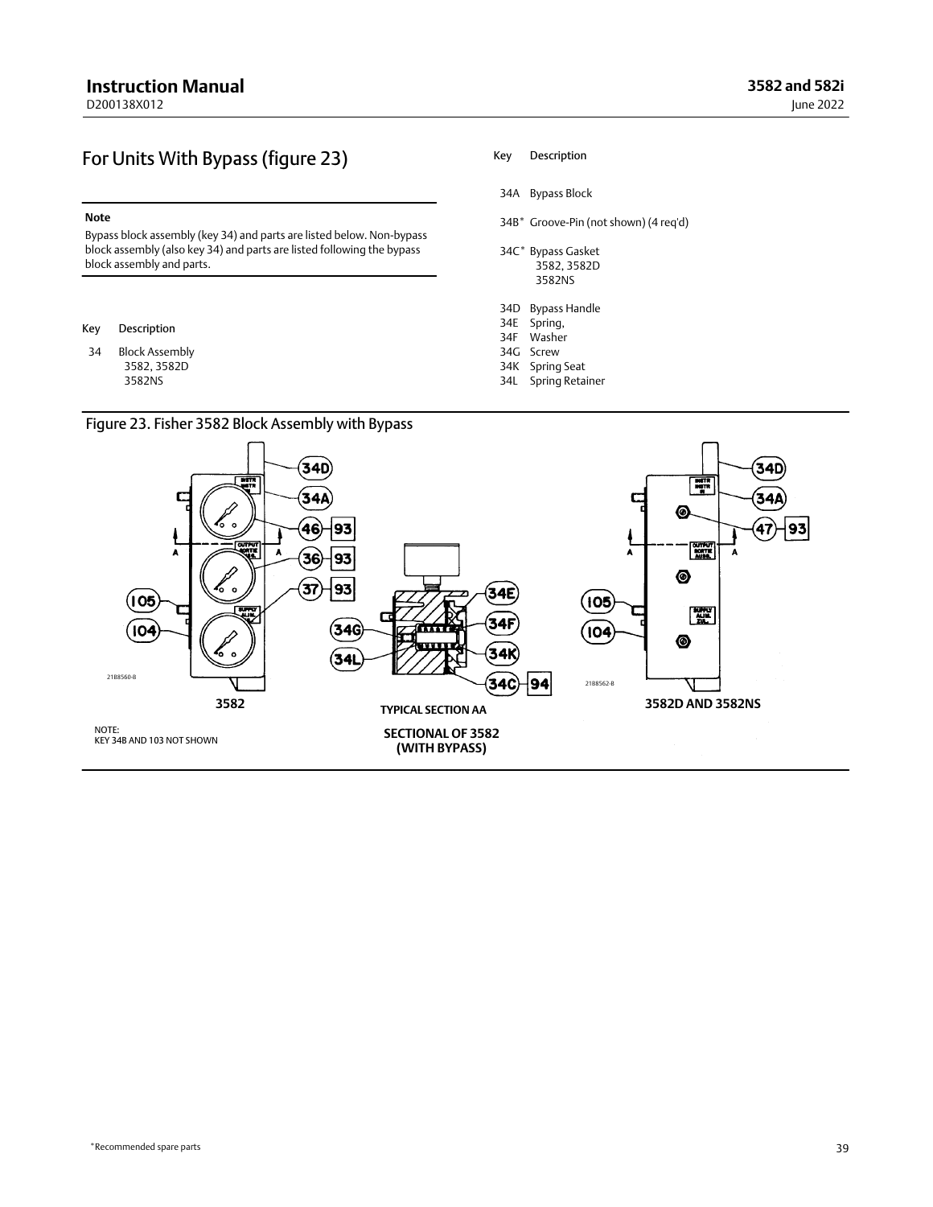## For Units With Bypass (figure 23)

---

**Note**

Bypass block assembly (key 34) and parts are listed below. Non-bypass block assembly (also key 34) and parts are listed following the bypass block assembly and parts.

---

| Key | Description |
|---|---|
| 34 | Block Assembly |
| | 3582, 3582D |
| | 3582NS |

| Key | Description |
|---|---|
| 34A | Bypass Block |
| 34B* | Groove-Pin (not shown) (4 req'd) |
| 34C* | Bypass Gasket |
| | 3582, 3582D |
| | 3582NS |
| 34D | Bypass Handle |
| 34E | Spring, |
| 34F | Washer |
| 34G | Screw |
| 34K | Spring Seat |
| 34L | Spring Retainer |

Figure 23. Fisher 3582 Block Assembly with Bypass

3582

TYPICAL SECTION AA

SECTIONAL OF 3582 (WITH BYPASS)

3582D AND 3582NS

NOTE:
KEY 34B AND 103 NOT SHOWN

*Recommended spare parts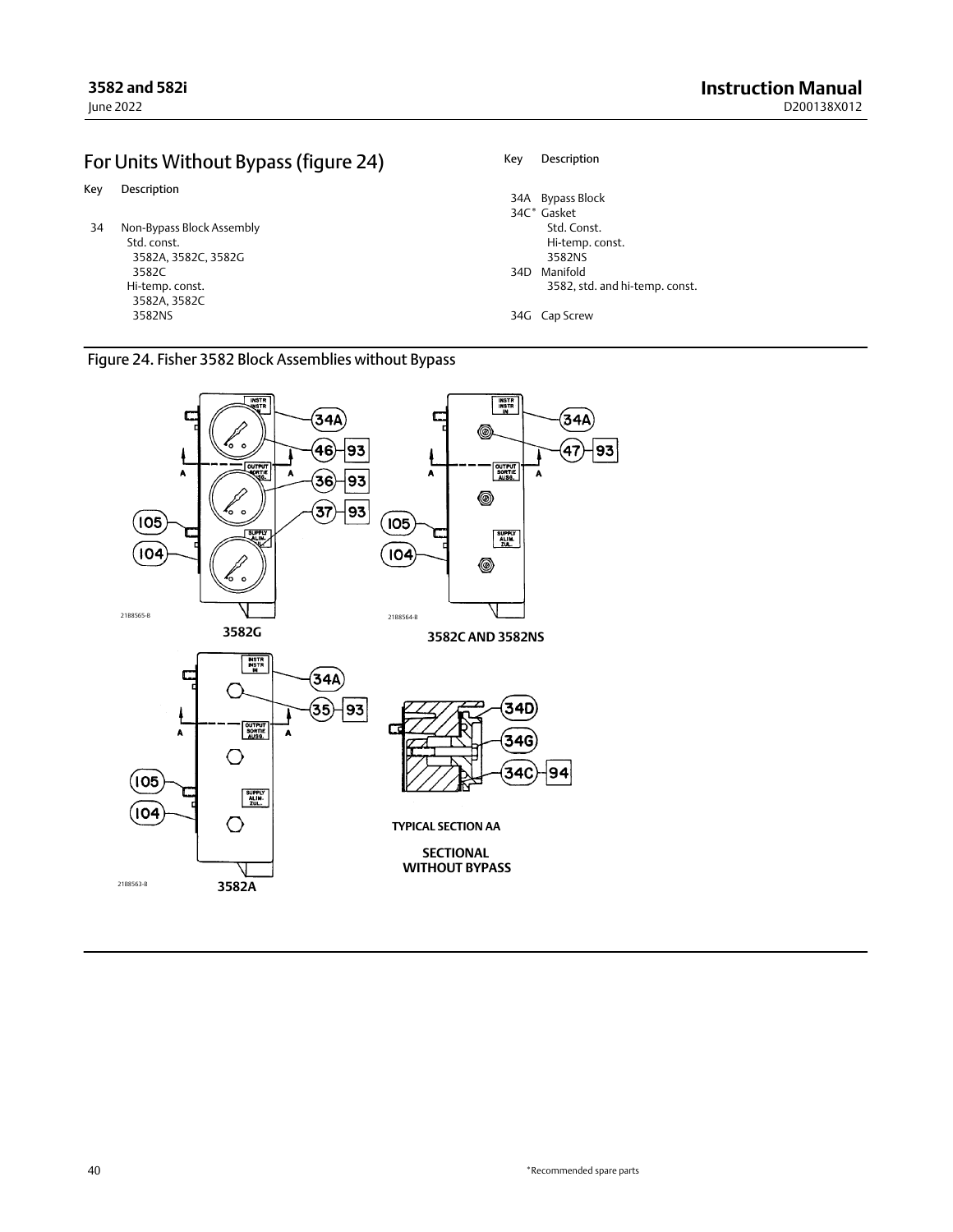## For Units Without Bypass (figure 24)

Key Description

34 Non-Bypass Block Assembly
  Std. const.
   3582A, 3582C, 3582G
   3582C
  Hi-temp. const.
   3582A, 3582C
   3582NS

Key Description

34A Bypass Block
34C* Gasket
   Std. Const.
   Hi-temp. const.
   3582NS
34D Manifold
   3582, std. and hi-temp. const.

34G Cap Screw

Figure 24. Fisher 3582 Block Assemblies without Bypass

*Recommended spare parts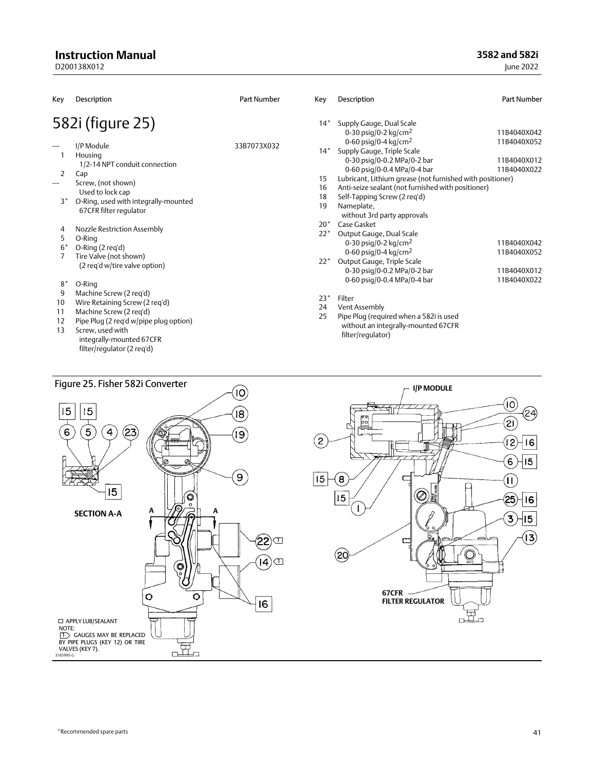## 582i (figure 25)

| Key | Description | Part Number |
|---|---|---|
| --- | I/P Module | 33B7073X032 |
| 1 | Housing<br>1/2-14 NPT conduit connection | |
| 2 | Cap | |
| --- | Screw, (not shown)<br>Used to lock cap | |
| 3* | O-Ring, used with integrally-mounted 67CFR filter regulator | |
| 4 | Nozzle Restriction Assembly | |
| 5 | O-Ring | |
| 6* | O-Ring (2 req'd) | |
| 7 | Tire Valve (not shown)<br>(2 req'd w/tire valve option) | |
| 8* | O-Ring | |
| 9 | Machine Screw (2 req'd) | |
| 10 | Wire Retaining Screw (2 req'd) | |
| 11 | Machine Screw (2 req'd) | |
| 12 | Pipe Plug (2 req'd w/pipe plug option) | |
| 13 | Screw, used with integrally-mounted 67CFR filter/regulator (2 req'd) | |
| 14* | Supply Gauge, Dual Scale | |
| | 0-30 psig/0-2 kg/cm² | 11B4040X042 |
| | 0-60 psig/0-4 kg/cm² | 11B4040X052 |
| 14* | Supply Gauge, Triple Scale | |
| | 0-30 psig/0-0.2 MPa/0-2 bar | 11B4040X012 |
| | 0-60 psig/0-0.4 MPa/0-4 bar | 11B4040X022 |
| 15 | Lubricant, Lithium grease (not furnished with positioner) | |
| 16 | Anti-seize sealant (not furnished with positioner) | |
| 18 | Self-Tapping Screw (2 req'd) | |
| 19 | Nameplate,<br>without 3rd party approvals | |
| 20* | Case Gasket | |
| 22* | Output Gauge, Dual Scale | |
| | 0-30 psig/0-2 kg/cm² | 11B4040X042 |
| | 0-60 psig/0-4 kg/cm² | 11B4040X052 |
| 22* | Output Gauge, Triple Scale | |
| | 0-30 psig/0-0.2 MPa/0-2 bar | 11B4040X012 |
| | 0-60 psig/0-0.4 MPa/0-4 bar | 11B4040X022 |
| 23* | Filter | |
| 24 | Vent Assembly | |
| 25 | Pipe Plug (required when a 582i is used without an integrally-mounted 67CFR filter/regulator) | |

Figure 25. Fisher 582i Converter

SECTION A-A

I/P MODULE

67CFR FILTER REGULATOR

☐ APPLY LUB/SEALANT

NOTE:
1 GAUGES MAY BE REPLACED BY PIPE PLUGS (KEY 12) OR TIRE VALVES (KEY 7).

3185995-G

*Recommended spare parts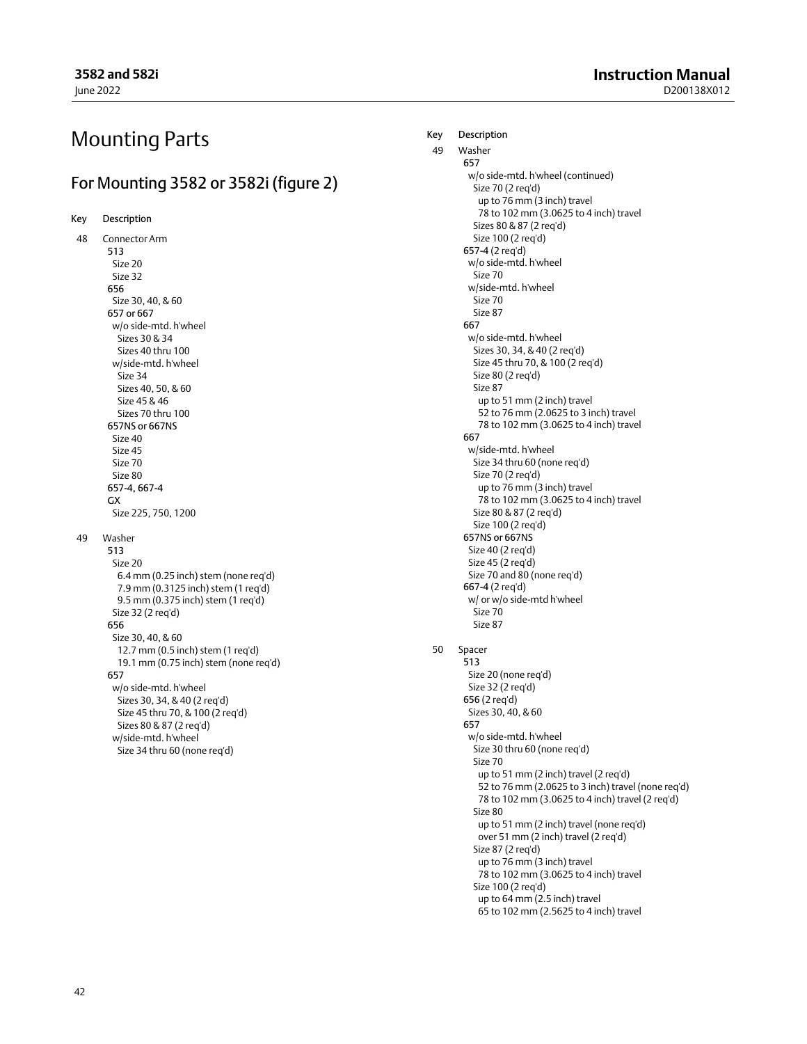# Mounting Parts

## For Mounting 3582 or 3582i (figure 2)

Key Description

48 Connector Arm
- **513**
  - Size 20
  - Size 32
- **656**
  - Size 30, 40, & 60
- **657 or 667**
  - w/o side-mtd. h'wheel
    - Sizes 30 & 34
    - Sizes 40 thru 100
  - w/side-mtd. h'wheel
    - Size 34
    - Sizes 40, 50, & 60
    - Size 45 & 46
    - Sizes 70 thru 100
- **657NS or 667NS**
  - Size 40
  - Size 45
  - Size 70
  - Size 80
- **657-4, 667-4**
- **GX**
  - Size 225, 750, 1200

49 Washer
- **513**
  - Size 20
    - 6.4 mm (0.25 inch) stem (none req'd)
    - 7.9 mm (0.3125 inch) stem (1 req'd)
    - 9.5 mm (0.375 inch) stem (1 req'd)
  - Size 32 (2 req'd)
- **656**
  - Size 30, 40, & 60
    - 12.7 mm (0.5 inch) stem (1 req'd)
    - 19.1 mm (0.75 inch) stem (none req'd)
- **657**
  - w/o side-mtd. h'wheel
    - Sizes 30, 34, & 40 (2 req'd)
    - Size 45 thru 70, & 100 (2 req'd)
    - Sizes 80 & 87 (2 req'd)
  - w/side-mtd. h'wheel
    - Size 34 thru 60 (none req'd)

Key Description

49 Washer
- **657**
  - w/o side-mtd. h'wheel (continued)
    - Size 70 (2 req'd)
      - up to 76 mm (3 inch) travel
      - 78 to 102 mm (3.0625 to 4 inch) travel
    - Sizes 80 & 87 (2 req'd)
    - Size 100 (2 req'd)
- **657-4** (2 req'd)
  - w/o side-mtd. h'wheel
    - Size 70
  - w/side-mtd. h'wheel
    - Size 70
    - Size 87
- **667**
  - w/o side-mtd. h'wheel
    - Sizes 30, 34, & 40 (2 req'd)
    - Size 45 thru 70, & 100 (2 req'd)
    - Size 80 (2 req'd)
    - Size 87
      - up to 51 mm (2 inch) travel
      - 52 to 76 mm (2.0625 to 3 inch) travel
      - 78 to 102 mm (3.0625 to 4 inch) travel
- **667**
  - w/side-mtd. h'wheel
    - Size 34 thru 60 (none req'd)
    - Size 70 (2 req'd)
      - up to 76 mm (3 inch) travel
      - 78 to 102 mm (3.0625 to 4 inch) travel
    - Size 80 & 87 (2 req'd)
    - Size 100 (2 req'd)
- **657NS or 667NS**
  - Size 40 (2 req'd)
  - Size 45 (2 req'd)
  - Size 70 and 80 (none req'd)
- **667-4** (2 req'd)
  - w/ or w/o side-mtd h'wheel
    - Size 70
    - Size 87

50 Spacer
- **513**
  - Size 20 (none req'd)
  - Size 32 (2 req'd)
- **656** (2 req'd)
  - Sizes 30, 40, & 60
- **657**
  - w/o side-mtd. h'wheel
    - Size 30 thru 60 (none req'd)
    - Size 70
      - up to 51 mm (2 inch) travel (2 req'd)
      - 52 to 76 mm (2.0625 to 3 inch) travel (none req'd)
      - 78 to 102 mm (3.0625 to 4 inch) travel (2 req'd)
    - Size 80
      - up to 51 mm (2 inch) travel (none req'd)
      - over 51 mm (2 inch) travel (2 req'd)
    - Size 87 (2 req'd)
      - up to 76 mm (3 inch) travel
      - 78 to 102 mm (3.0625 to 4 inch) travel
    - Size 100 (2 req'd)
      - up to 64 mm (2.5 inch) travel
      - 65 to 102 mm (2.5625 to 4 inch) travel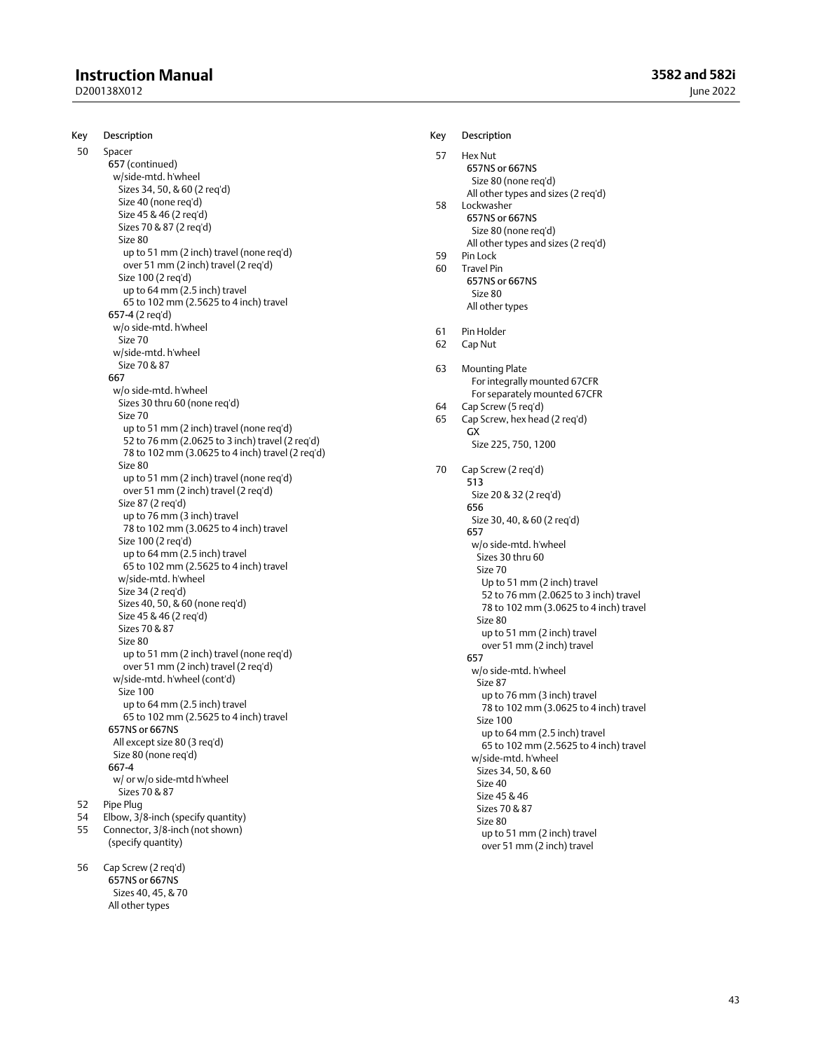| Key | Description |
|---|---|
| 50 | Spacer |
| | 657 (continued) |
| | w/side-mtd. h'wheel |
| | Sizes 34, 50, & 60 (2 req'd) |
| | Size 40 (none req'd) |
| | Size 45 & 46 (2 req'd) |
| | Sizes 70 & 87 (2 req'd) |
| | Size 80 |
| | up to 51 mm (2 inch) travel (none req'd) |
| | over 51 mm (2 inch) travel (2 req'd) |
| | Size 100 (2 req'd) |
| | up to 64 mm (2.5 inch) travel |
| | 65 to 102 mm (2.5625 to 4 inch) travel |
| | 657-4 (2 req'd) |
| | w/o side-mtd. h'wheel |
| | Size 70 |
| | w/side-mtd. h'wheel |
| | Size 70 & 87 |
| | 667 |
| | w/o side-mtd. h'wheel |
| | Sizes 30 thru 60 (none req'd) |
| | Size 70 |
| | up to 51 mm (2 inch) travel (none req'd) |
| | 52 to 76 mm (2.0625 to 3 inch) travel (2 req'd) |
| | 78 to 102 mm (3.0625 to 4 inch) travel (2 req'd) |
| | Size 80 |
| | up to 51 mm (2 inch) travel (none req'd) |
| | over 51 mm (2 inch) travel (2 req'd) |
| | Size 87 (2 req'd) |
| | up to 76 mm (3 inch) travel |
| | 78 to 102 mm (3.0625 to 4 inch) travel |
| | Size 100 (2 req'd) |
| | up to 64 mm (2.5 inch) travel |
| | 65 to 102 mm (2.5625 to 4 inch) travel |
| | w/side-mtd. h'wheel |
| | Size 34 (2 req'd) |
| | Sizes 40, 50, & 60 (none req'd) |
| | Size 45 & 46 (2 req'd) |
| | Sizes 70 & 87 |
| | Size 80 |
| | up to 51 mm (2 inch) travel (none req'd) |
| | over 51 mm (2 inch) travel (2 req'd) |
| | w/side-mtd. h'wheel (cont'd) |
| | Size 100 |
| | up to 64 mm (2.5 inch) travel |
| | 65 to 102 mm (2.5625 to 4 inch) travel |
| | 657NS or 667NS |
| | All except size 80 (3 req'd) |
| | Size 80 (none req'd) |
| | 667-4 |
| | w/ or w/o side-mtd h'wheel |
| | Sizes 70 & 87 |
| 52 | Pipe Plug |
| 54 | Elbow, 3/8-inch (specify quantity) |
| 55 | Connector, 3/8-inch (not shown) (specify quantity) |
| 56 | Cap Screw (2 req'd) |
| | 657NS or 667NS |
| | Sizes 40, 45, & 70 |
| | All other types |
| 57 | Hex Nut |
| | 657NS or 667NS |
| | Size 80 (none req'd) |
| | All other types and sizes (2 req'd) |
| 58 | Lockwasher |
| | 657NS or 667NS |
| | Size 80 (none req'd) |
| | All other types and sizes (2 req'd) |
| 59 | Pin Lock |
| 60 | Travel Pin |
| | 657NS or 667NS |
| | Size 80 |
| | All other types |
| 61 | Pin Holder |
| 62 | Cap Nut |
| 63 | Mounting Plate |
| | For integrally mounted 67CFR |
| | For separately mounted 67CFR |
| 64 | Cap Screw (5 req'd) |
| 65 | Cap Screw, hex head (2 req'd) |
| | GX |
| | Size 225, 750, 1200 |
| 70 | Cap Screw (2 req'd) |
| | 513 |
| | Size 20 & 32 (2 req'd) |
| | 656 |
| | Size 30, 40, & 60 (2 req'd) |
| | 657 |
| | w/o side-mtd. h'wheel |
| | Sizes 30 thru 60 |
| | Size 70 |
| | Up to 51 mm (2 inch) travel |
| | 52 to 76 mm (2.0625 to 3 inch) travel |
| | 78 to 102 mm (3.0625 to 4 inch) travel |
| | Size 80 |
| | up to 51 mm (2 inch) travel |
| | over 51 mm (2 inch) travel |
| | 657 |
| | w/o side-mtd. h'wheel |
| | Size 87 |
| | up to 76 mm (3 inch) travel |
| | 78 to 102 mm (3.0625 to 4 inch) travel |
| | Size 100 |
| | up to 64 mm (2.5 inch) travel |
| | 65 to 102 mm (2.5625 to 4 inch) travel |
| | w/side-mtd. h'wheel |
| | Sizes 34, 50, & 60 |
| | Size 40 |
| | Size 45 & 46 |
| | Sizes 70 & 87 |
| | Size 80 |
| | up to 51 mm (2 inch) travel |
| | over 51 mm (2 inch) travel |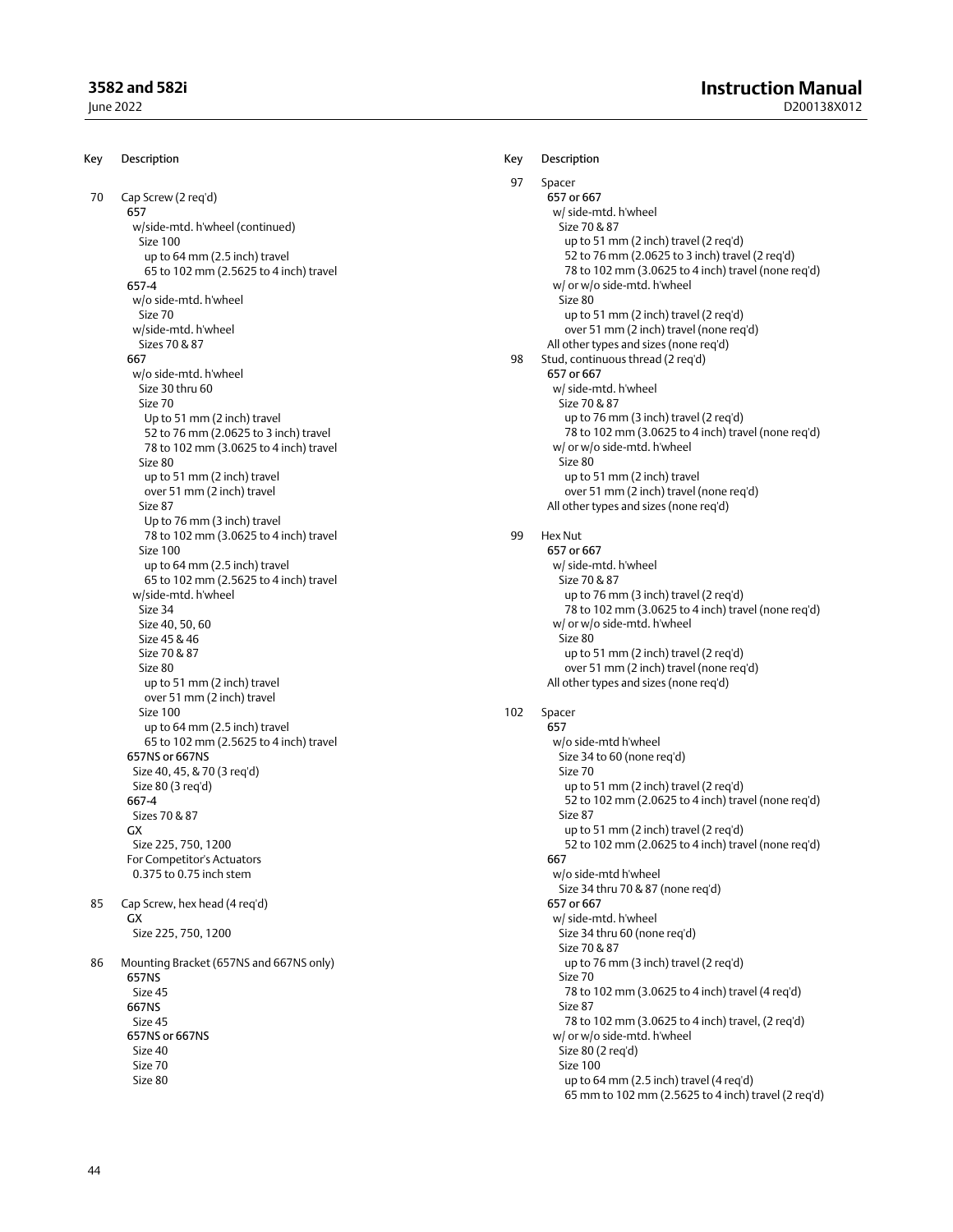| Key | Description |
|---|---|
| 70 | Cap Screw (2 req'd) |
| | **657** |
| | w/side-mtd. h'wheel (continued) |
| | Size 100 |
| | up to 64 mm (2.5 inch) travel |
| | 65 to 102 mm (2.5625 to 4 inch) travel |
| | **657-4** |
| | w/o side-mtd. h'wheel |
| | Size 70 |
| | w/side-mtd. h'wheel |
| | Sizes 70 & 87 |
| | **667** |
| | w/o side-mtd. h'wheel |
| | Size 30 thru 60 |
| | Size 70 |
| | Up to 51 mm (2 inch) travel |
| | 52 to 76 mm (2.0625 to 3 inch) travel |
| | 78 to 102 mm (3.0625 to 4 inch) travel |
| | Size 80 |
| | up to 51 mm (2 inch) travel |
| | over 51 mm (2 inch) travel |
| | Size 87 |
| | Up to 76 mm (3 inch) travel |
| | 78 to 102 mm (3.0625 to 4 inch) travel |
| | Size 100 |
| | up to 64 mm (2.5 inch) travel |
| | 65 to 102 mm (2.5625 to 4 inch) travel |
| | w/side-mtd. h'wheel |
| | Size 34 |
| | Size 40, 50, 60 |
| | Size 45 & 46 |
| | Size 70 & 87 |
| | Size 80 |
| | up to 51 mm (2 inch) travel |
| | over 51 mm (2 inch) travel |
| | Size 100 |
| | up to 64 mm (2.5 inch) travel |
| | 65 to 102 mm (2.5625 to 4 inch) travel |
| | **657NS or 667NS** |
| | Size 40, 45, & 70 (3 req'd) |
| | Size 80 (3 req'd) |
| | **667-4** |
| | Sizes 70 & 87 |
| | **GX** |
| | Size 225, 750, 1200 |
| | For Competitor's Actuators |
| | 0.375 to 0.75 inch stem |
| 85 | Cap Screw, hex head (4 req'd) |
| | **GX** |
| | Size 225, 750, 1200 |
| 86 | Mounting Bracket (657NS and 667NS only) |
| | **657NS** |
| | Size 45 |
| | **667NS** |
| | Size 45 |
| | **657NS or 667NS** |
| | Size 40 |
| | Size 70 |
| | Size 80 |
| 97 | Spacer |
| | **657 or 667** |
| | w/ side-mtd. h'wheel |
| | Size 70 & 87 |
| | up to 51 mm (2 inch) travel (2 req'd) |
| | 52 to 76 mm (2.0625 to 3 inch) travel (2 req'd) |
| | 78 to 102 mm (3.0625 to 4 inch) travel (none req'd) |
| | w/ or w/o side-mtd. h'wheel |
| | Size 80 |
| | up to 51 mm (2 inch) travel (2 req'd) |
| | over 51 mm (2 inch) travel (none req'd) |
| | All other types and sizes (none req'd) |
| 98 | Stud, continuous thread (2 req'd) |
| | **657 or 667** |
| | w/ side-mtd. h'wheel |
| | Size 70 & 87 |
| | up to 76 mm (3 inch) travel (2 req'd) |
| | 78 to 102 mm (3.0625 to 4 inch) travel (none req'd) |
| | w/ or w/o side-mtd. h'wheel |
| | Size 80 |
| | up to 51 mm (2 inch) travel |
| | over 51 mm (2 inch) travel (none req'd) |
| | All other types and sizes (none req'd) |
| 99 | Hex Nut |
| | **657 or 667** |
| | w/ side-mtd. h'wheel |
| | Size 70 & 87 |
| | up to 76 mm (3 inch) travel (2 req'd) |
| | 78 to 102 mm (3.0625 to 4 inch) travel (none req'd) |
| | w/ or w/o side-mtd. h'wheel |
| | Size 80 |
| | up to 51 mm (2 inch) travel (2 req'd) |
| | over 51 mm (2 inch) travel (none req'd) |
| | All other types and sizes (none req'd) |
| 102 | Spacer |
| | **657** |
| | w/o side-mtd h'wheel |
| | Size 34 to 60 (none req'd) |
| | Size 70 |
| | up to 51 mm (2 inch) travel (2 req'd) |
| | 52 to 102 mm (2.0625 to 4 inch) travel (none req'd) |
| | Size 87 |
| | up to 51 mm (2 inch) travel (2 req'd) |
| | 52 to 102 mm (2.0625 to 4 inch) travel (none req'd) |
| | **667** |
| | w/o side-mtd h'wheel |
| | Size 34 thru 70 & 87 (none req'd) |
| | **657 or 667** |
| | w/ side-mtd. h'wheel |
| | Size 34 thru 60 (none req'd) |
| | Size 70 & 87 |
| | up to 76 mm (3 inch) travel (2 req'd) |
| | Size 70 |
| | 78 to 102 mm (3.0625 to 4 inch) travel (4 req'd) |
| | Size 87 |
| | 78 to 102 mm (3.0625 to 4 inch) travel, (2 req'd) |
| | w/ or w/o side-mtd. h'wheel |
| | Size 80 (2 req'd) |
| | Size 100 |
| | up to 64 mm (2.5 inch) travel (4 req'd) |
| | 65 mm to 102 mm (2.5625 to 4 inch) travel (2 req'd) |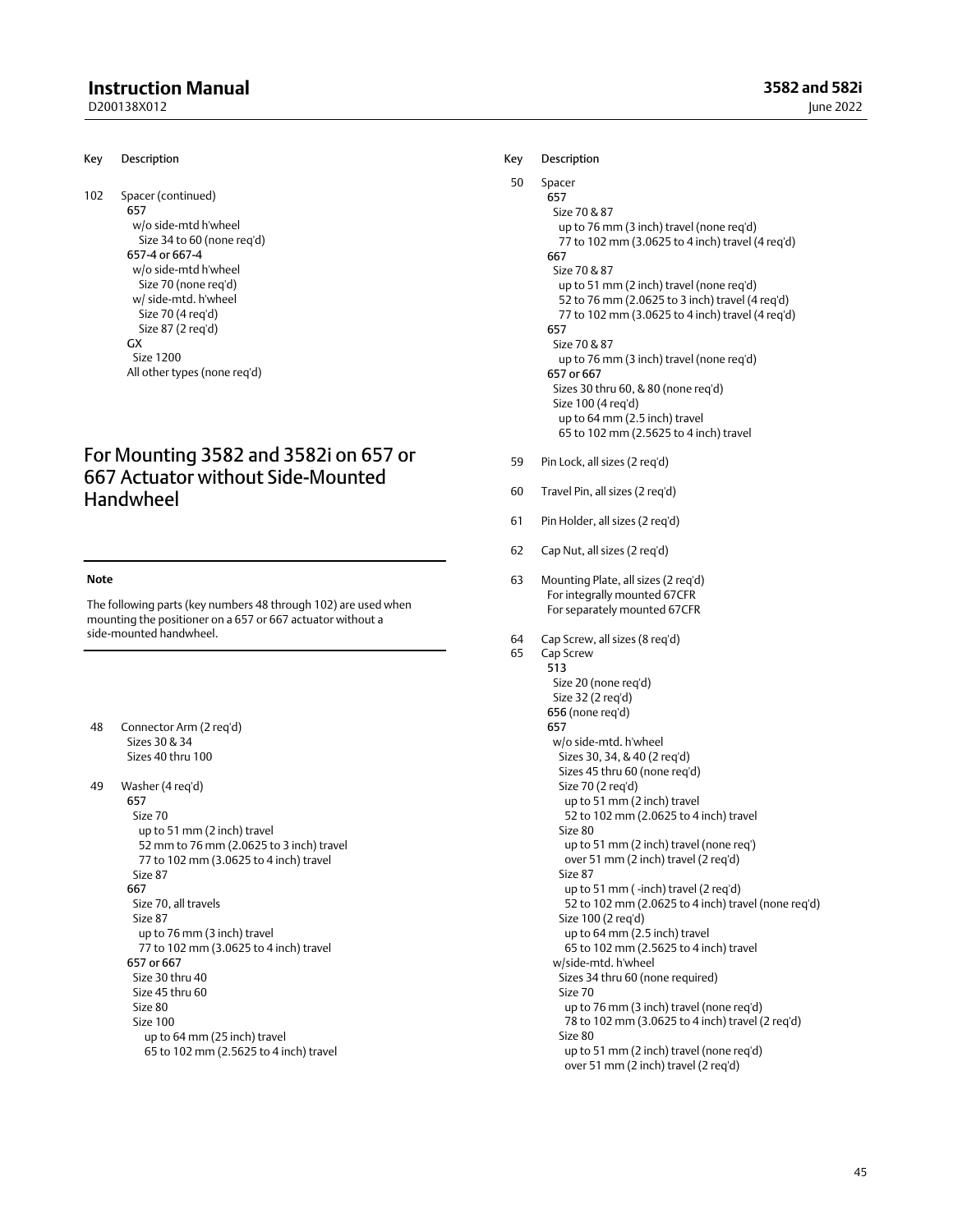Key Description

102 Spacer (continued)
- 657
  - w/o side-mtd h'wheel
    - Size 34 to 60 (none req'd)
- 657-4 or 667-4
  - w/o side-mtd h'wheel
    - Size 70 (none req'd)
  - w/ side-mtd. h'wheel
    - Size 70 (4 req'd)
    - Size 87 (2 req'd)
- GX
  - Size 1200
- All other types (none req'd)

## For Mounting 3582 and 3582i on 657 or 667 Actuator without Side-Mounted Handwheel

---

**Note**

The following parts (key numbers 48 through 102) are used when mounting the positioner on a 657 or 667 actuator without a side-mounted handwheel.

---

48 Connector Arm (2 req'd)
- Sizes 30 & 34
- Sizes 40 thru 100

49 Washer (4 req'd)
- 657
  - Size 70
    - up to 51 mm (2 inch) travel
    - 52 mm to 76 mm (2.0625 to 3 inch) travel
    - 77 to 102 mm (3.0625 to 4 inch) travel
  - Size 87
- 667
  - Size 70, all travels
  - Size 87
    - up to 76 mm (3 inch) travel
    - 77 to 102 mm (3.0625 to 4 inch) travel
- 657 or 667
  - Size 30 thru 40
  - Size 45 thru 60
  - Size 80
  - Size 100
    - up to 64 mm (25 inch) travel
    - 65 to 102 mm (2.5625 to 4 inch) travel

Key Description

50 Spacer
- 657
  - Size 70 & 87
    - up to 76 mm (3 inch) travel (none req'd)
    - 77 to 102 mm (3.0625 to 4 inch) travel (4 req'd)
- 667
  - Size 70 & 87
    - up to 51 mm (2 inch) travel (none req'd)
    - 52 to 76 mm (2.0625 to 3 inch) travel (4 req'd)
    - 77 to 102 mm (3.0625 to 4 inch) travel (4 req'd)
- 657
  - Size 70 & 87
    - up to 76 mm (3 inch) travel (none req'd)
- 657 or 667
  - Sizes 30 thru 60, & 80 (none req'd)
  - Size 100 (4 req'd)
    - up to 64 mm (2.5 inch) travel
    - 65 to 102 mm (2.5625 to 4 inch) travel

59 Pin Lock, all sizes (2 req'd)

60 Travel Pin, all sizes (2 req'd)

61 Pin Holder, all sizes (2 req'd)

62 Cap Nut, all sizes (2 req'd)

63 Mounting Plate, all sizes (2 req'd)
- For integrally mounted 67CFR
- For separately mounted 67CFR

64 Cap Screw, all sizes (8 req'd)

65 Cap Screw
- 513
  - Size 20 (none req'd)
  - Size 32 (2 req'd)
- 656 (none req'd)
- 657
  - w/o side-mtd. h'wheel
    - Sizes 30, 34, & 40 (2 req'd)
    - Sizes 45 thru 60 (none req'd)
    - Size 70 (2 req'd)
      - up to 51 mm (2 inch) travel
      - 52 to 102 mm (2.0625 to 4 inch) travel
    - Size 80
      - up to 51 mm (2 inch) travel (none req')
      - over 51 mm (2 inch) travel (2 req'd)
    - Size 87
      - up to 51 mm ( -inch) travel (2 req'd)
      - 52 to 102 mm (2.0625 to 4 inch) travel (none req'd)
    - Size 100 (2 req'd)
      - up to 64 mm (2.5 inch) travel
      - 65 to 102 mm (2.5625 to 4 inch) travel
  - w/side-mtd. h'wheel
    - Sizes 34 thru 60 (none required)
    - Size 70
      - up to 76 mm (3 inch) travel (none req'd)
      - 78 to 102 mm (3.0625 to 4 inch) travel (2 req'd)
    - Size 80
      - up to 51 mm (2 inch) travel (none req'd)
      - over 51 mm (2 inch) travel (2 req'd)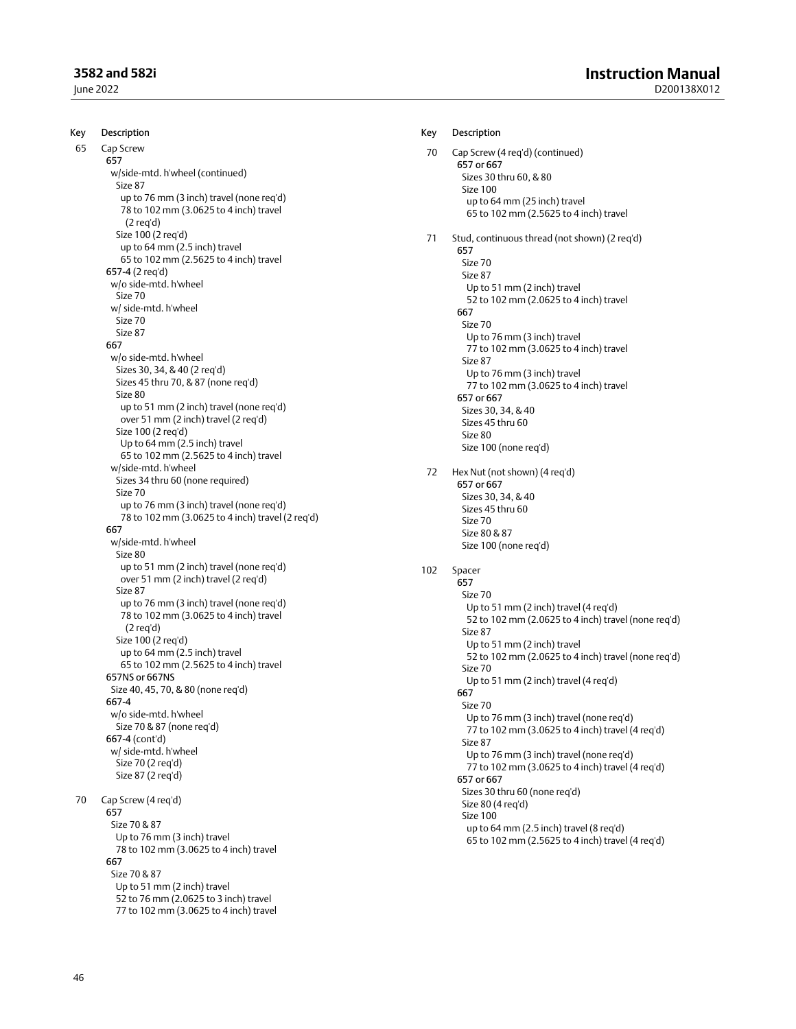| Key | Description |
|---|---|
| 65 | Cap Screw |
| | **657** |
| | w/side-mtd. h'wheel (continued) |
| | Size 87 |
| | up to 76 mm (3 inch) travel (none req'd) |
| | 78 to 102 mm (3.0625 to 4 inch) travel (2 req'd) |
| | Size 100 (2 req'd) |
| | up to 64 mm (2.5 inch) travel |
| | 65 to 102 mm (2.5625 to 4 inch) travel |
| | **657-4** (2 req'd) |
| | w/o side-mtd. h'wheel |
| | Size 70 |
| | w/ side-mtd. h'wheel |
| | Size 70 |
| | Size 87 |
| | **667** |
| | w/o side-mtd. h'wheel |
| | Sizes 30, 34, & 40 (2 req'd) |
| | Sizes 45 thru 70, & 87 (none req'd) |
| | Size 80 |
| | up to 51 mm (2 inch) travel (none req'd) |
| | over 51 mm (2 inch) travel (2 req'd) |
| | Size 100 (2 req'd) |
| | Up to 64 mm (2.5 inch) travel |
| | 65 to 102 mm (2.5625 to 4 inch) travel |
| | w/side-mtd. h'wheel |
| | Sizes 34 thru 60 (none required) |
| | Size 70 |
| | up to 76 mm (3 inch) travel (none req'd) |
| | 78 to 102 mm (3.0625 to 4 inch) travel (2 req'd) |
| | **667** |
| | w/side-mtd. h'wheel |
| | Size 80 |
| | up to 51 mm (2 inch) travel (none req'd) |
| | over 51 mm (2 inch) travel (2 req'd) |
| | Size 87 |
| | up to 76 mm (3 inch) travel (none req'd) |
| | 78 to 102 mm (3.0625 to 4 inch) travel (2 req'd) |
| | Size 100 (2 req'd) |
| | up to 64 mm (2.5 inch) travel |
| | 65 to 102 mm (2.5625 to 4 inch) travel |
| | **657NS or 667NS** |
| | Size 40, 45, 70, & 80 (none req'd) |
| | **667-4** |
| | w/o side-mtd. h'wheel |
| | Size 70 & 87 (none req'd) |
| | **667-4** (cont'd) |
| | w/ side-mtd. h'wheel |
| | Size 70 (2 req'd) |
| | Size 87 (2 req'd) |
| 70 | Cap Screw (4 req'd) |
| | **657** |
| | Size 70 & 87 |
| | Up to 76 mm (3 inch) travel |
| | 78 to 102 mm (3.0625 to 4 inch) travel |
| | **667** |
| | Size 70 & 87 |
| | Up to 51 mm (2 inch) travel |
| | 52 to 76 mm (2.0625 to 3 inch) travel |
| | 77 to 102 mm (3.0625 to 4 inch) travel |
| 70 | Cap Screw (4 req'd) (continued) |
| | **657 or 667** |
| | Sizes 30 thru 60, & 80 |
| | Size 100 |
| | up to 64 mm (25 inch) travel |
| | 65 to 102 mm (2.5625 to 4 inch) travel |
| 71 | Stud, continuous thread (not shown) (2 req'd) |
| | **657** |
| | Size 70 |
| | Size 87 |
| | Up to 51 mm (2 inch) travel |
| | 52 to 102 mm (2.0625 to 4 inch) travel |
| | **667** |
| | Size 70 |
| | Up to 76 mm (3 inch) travel |
| | 77 to 102 mm (3.0625 to 4 inch) travel |
| | Size 87 |
| | Up to 76 mm (3 inch) travel |
| | 77 to 102 mm (3.0625 to 4 inch) travel |
| | **657 or 667** |
| | Sizes 30, 34, & 40 |
| | Sizes 45 thru 60 |
| | Size 80 |
| | Size 100 (none req'd) |
| 72 | Hex Nut (not shown) (4 req'd) |
| | **657 or 667** |
| | Sizes 30, 34, & 40 |
| | Sizes 45 thru 60 |
| | Size 70 |
| | Size 80 & 87 |
| | Size 100 (none req'd) |
| 102 | Spacer |
| | **657** |
| | Size 70 |
| | Up to 51 mm (2 inch) travel (4 req'd) |
| | 52 to 102 mm (2.0625 to 4 inch) travel (none req'd) |
| | Size 87 |
| | Up to 51 mm (2 inch) travel |
| | 52 to 102 mm (2.0625 to 4 inch) travel (none req'd) |
| | Size 70 |
| | Up to 51 mm (2 inch) travel (4 req'd) |
| | **667** |
| | Size 70 |
| | Up to 76 mm (3 inch) travel (none req'd) |
| | 77 to 102 mm (3.0625 to 4 inch) travel (4 req'd) |
| | Size 87 |
| | Up to 76 mm (3 inch) travel (none req'd) |
| | 77 to 102 mm (3.0625 to 4 inch) travel (4 req'd) |
| | **657 or 667** |
| | Sizes 30 thru 60 (none req'd) |
| | Size 80 (4 req'd) |
| | Size 100 |
| | up to 64 mm (2.5 inch) travel (8 req'd) |
| | 65 to 102 mm (2.5625 to 4 inch) travel (4 req'd) |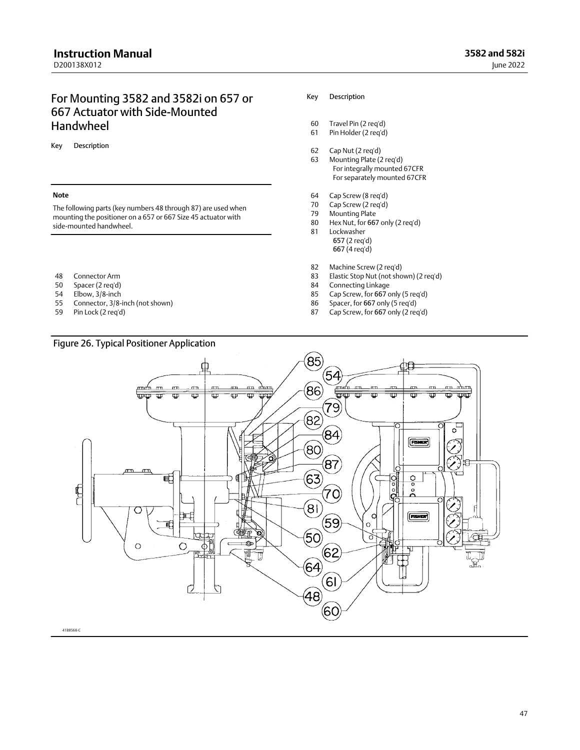## For Mounting 3582 and 3582i on 657 or 667 Actuator with Side-Mounted Handwheel

Key Description

---

**Note**

The following parts (key numbers 48 through 87) are used when mounting the positioner on a 657 or 667 Size 45 actuator with side-mounted handwheel.

---

| Key | Description |
|---|---|
| 48 | Connector Arm |
| 50 | Spacer (2 req'd) |
| 54 | Elbow, 3/8-inch |
| 55 | Connector, 3/8-inch (not shown) |
| 59 | Pin Lock (2 req'd) |
| 60 | Travel Pin (2 req'd) |
| 61 | Pin Holder (2 req'd) |
| 62 | Cap Nut (2 req'd) |
| 63 | Mounting Plate (2 req'd)<br>For integrally mounted 67CFR<br>For separately mounted 67CFR |
| 64 | Cap Screw (8 req'd) |
| 70 | Cap Screw (2 req'd) |
| 79 | Mounting Plate |
| 80 | Hex Nut, for **667** only (2 req'd) |
| 81 | Lockwasher<br>**657** (2 req'd)<br>**667** (4 req'd) |
| 82 | Machine Screw (2 req'd) |
| 83 | Elastic Stop Nut (not shown) (2 req'd) |
| 84 | Connecting Linkage |
| 85 | Cap Screw, for **667** only (5 req'd) |
| 86 | Spacer, for **667** only (5 req'd) |
| 87 | Cap Screw, for **667** only (2 req'd) |

Figure 26. Typical Positioner Application

4188568-C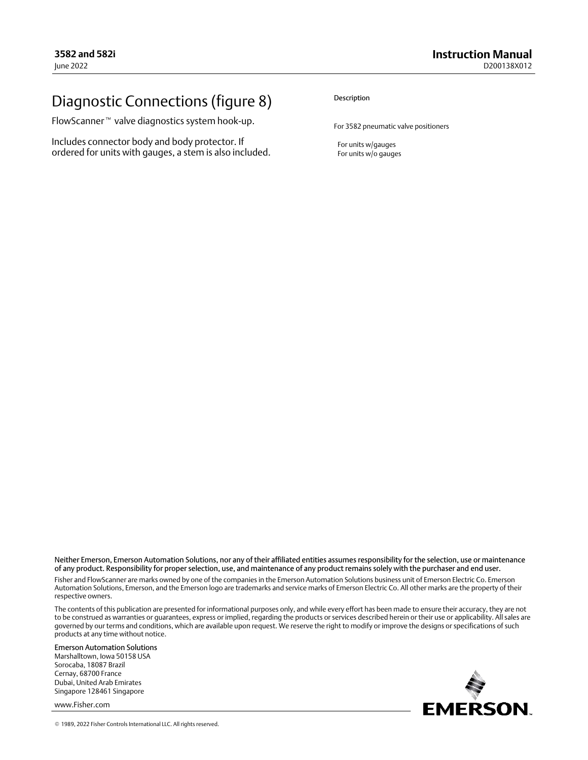# Diagnostic Connections (figure 8)

FlowScanner™ valve diagnostics system hook-up.

Includes connector body and body protector. If ordered for units with gauges, a stem is also included.

| Description |
| --- |
| For 3582 pneumatic valve positioners |
| For units w/gauges |
| For units w/o gauges |

**Neither Emerson, Emerson Automation Solutions, nor any of their affiliated entities assumes responsibility for the selection, use or maintenance of any product. Responsibility for proper selection, use, and maintenance of any product remains solely with the purchaser and end user.**

Fisher and FlowScanner are marks owned by one of the companies in the Emerson Automation Solutions business unit of Emerson Electric Co. Emerson Automation Solutions, Emerson, and the Emerson logo are trademarks and service marks of Emerson Electric Co. All other marks are the property of their respective owners.

The contents of this publication are presented for informational purposes only, and while every effort has been made to ensure their accuracy, they are not to be construed as warranties or guarantees, express or implied, regarding the products or services described herein or their use or applicability. All sales are governed by our terms and conditions, which are available upon request. We reserve the right to modify or improve the designs or specifications of such products at any time without notice.

Emerson Automation Solutions
Marshalltown, Iowa 50158 USA
Sorocaba, 18087 Brazil
Cernay, 68700 France
Dubai, United Arab Emirates
Singapore 128461 Singapore

www.Fisher.com

© 1989, 2022 Fisher Controls International LLC. All rights reserved.